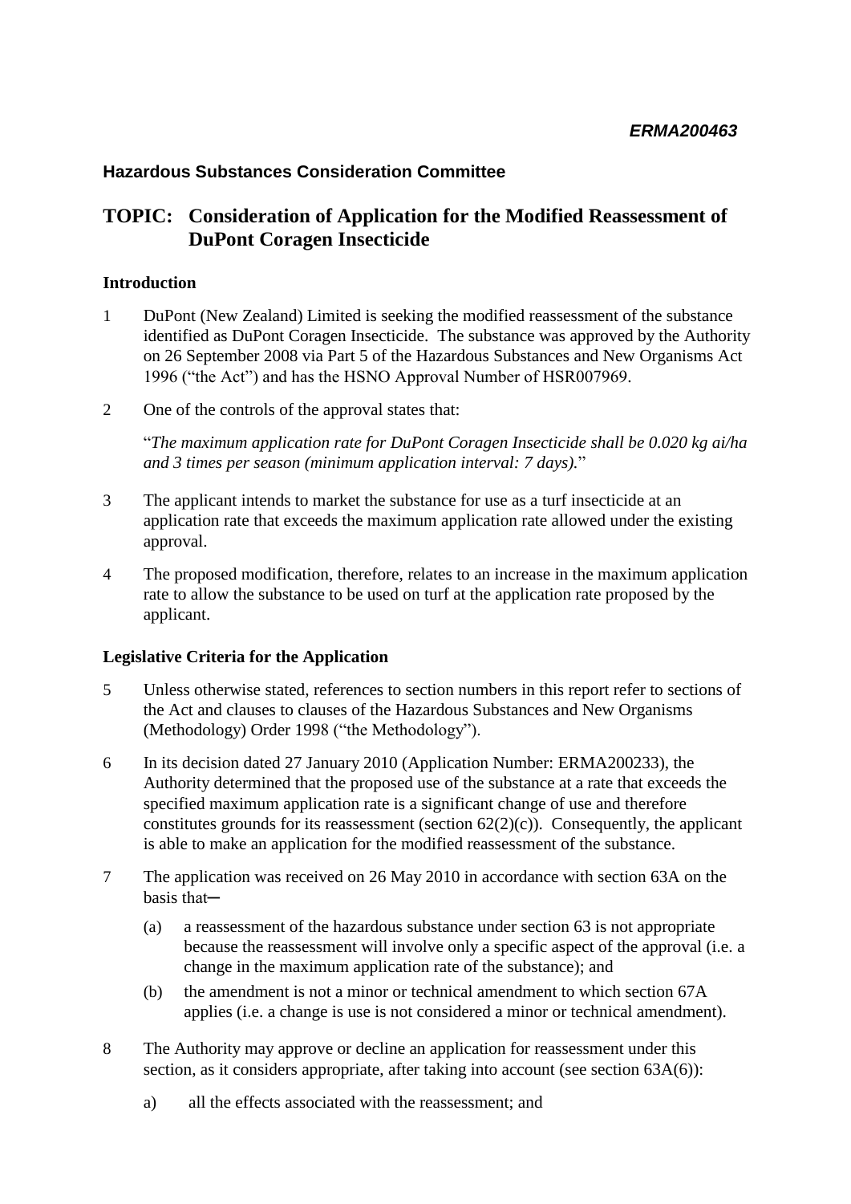***ERMA200463***

**Hazardous Substances Consideration Committee**

# TOPIC: Consideration of Application for the Modified Reassessment of DuPont Coragen Insecticide

**Introduction**

1 DuPont (New Zealand) Limited is seeking the modified reassessment of the substance identified as DuPont Coragen Insecticide. The substance was approved by the Authority on 26 September 2008 via Part 5 of the Hazardous Substances and New Organisms Act 1996 ("the Act") and has the HSNO Approval Number of HSR007969.

2 One of the controls of the approval states that:

"*The maximum application rate for DuPont Coragen Insecticide shall be 0.020 kg ai/ha and 3 times per season (minimum application interval: 7 days).*"

3 The applicant intends to market the substance for use as a turf insecticide at an application rate that exceeds the maximum application rate allowed under the existing approval.

4 The proposed modification, therefore, relates to an increase in the maximum application rate to allow the substance to be used on turf at the application rate proposed by the applicant.

**Legislative Criteria for the Application**

5 Unless otherwise stated, references to section numbers in this report refer to sections of the Act and clauses to clauses of the Hazardous Substances and New Organisms (Methodology) Order 1998 ("the Methodology").

6 In its decision dated 27 January 2010 (Application Number: ERMA200233), the Authority determined that the proposed use of the substance at a rate that exceeds the specified maximum application rate is a significant change of use and therefore constitutes grounds for its reassessment (section 62(2)(c)). Consequently, the applicant is able to make an application for the modified reassessment of the substance.

7 The application was received on 26 May 2010 in accordance with section 63A on the basis that—

(a) a reassessment of the hazardous substance under section 63 is not appropriate because the reassessment will involve only a specific aspect of the approval (i.e. a change in the maximum application rate of the substance); and

(b) the amendment is not a minor or technical amendment to which section 67A applies (i.e. a change is use is not considered a minor or technical amendment).

8 The Authority may approve or decline an application for reassessment under this section, as it considers appropriate, after taking into account (see section 63A(6)):

a) all the effects associated with the reassessment; and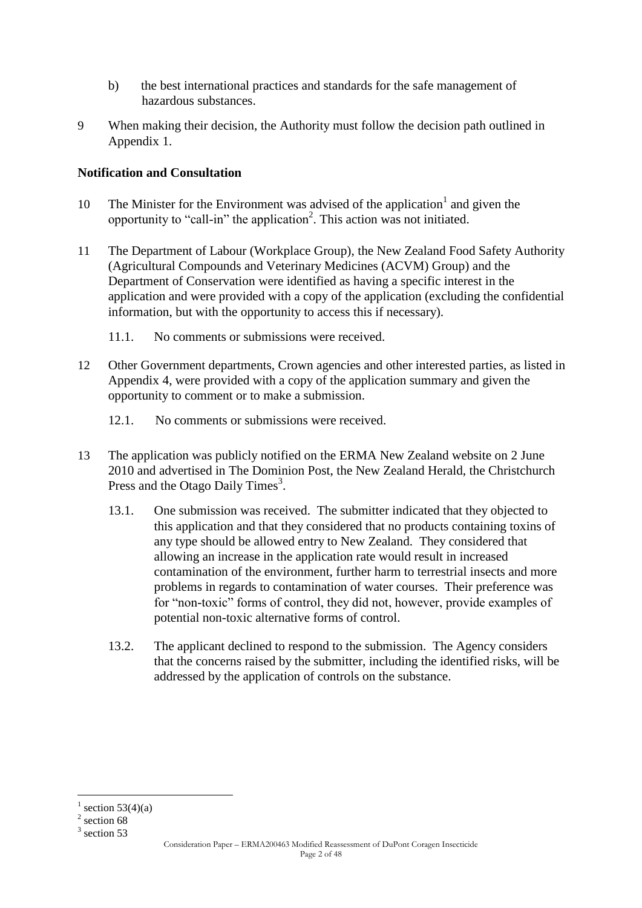b) the best international practices and standards for the safe management of hazardous substances.

9 When making their decision, the Authority must follow the decision path outlined in Appendix 1.

## Notification and Consultation

10 The Minister for the Environment was advised of the application[1] and given the opportunity to "call-in" the application[2]. This action was not initiated.

11 The Department of Labour (Workplace Group), the New Zealand Food Safety Authority (Agricultural Compounds and Veterinary Medicines (ACVM) Group) and the Department of Conservation were identified as having a specific interest in the application and were provided with a copy of the application (excluding the confidential information, but with the opportunity to access this if necessary).

11.1. No comments or submissions were received.

12 Other Government departments, Crown agencies and other interested parties, as listed in Appendix 4, were provided with a copy of the application summary and given the opportunity to comment or to make a submission.

12.1. No comments or submissions were received.

13 The application was publicly notified on the ERMA New Zealand website on 2 June 2010 and advertised in The Dominion Post, the New Zealand Herald, the Christchurch Press and the Otago Daily Times[3].

13.1. One submission was received. The submitter indicated that they objected to this application and that they considered that no products containing toxins of any type should be allowed entry to New Zealand. They considered that allowing an increase in the application rate would result in increased contamination of the environment, further harm to terrestrial insects and more problems in regards to contamination of water courses. Their preference was for "non-toxic" forms of control, they did not, however, provide examples of potential non-toxic alternative forms of control.

13.2. The applicant declined to respond to the submission. The Agency considers that the concerns raised by the submitter, including the identified risks, will be addressed by the application of controls on the substance.

---

[1] section 53(4)(a)

[2] section 68

[3] section 53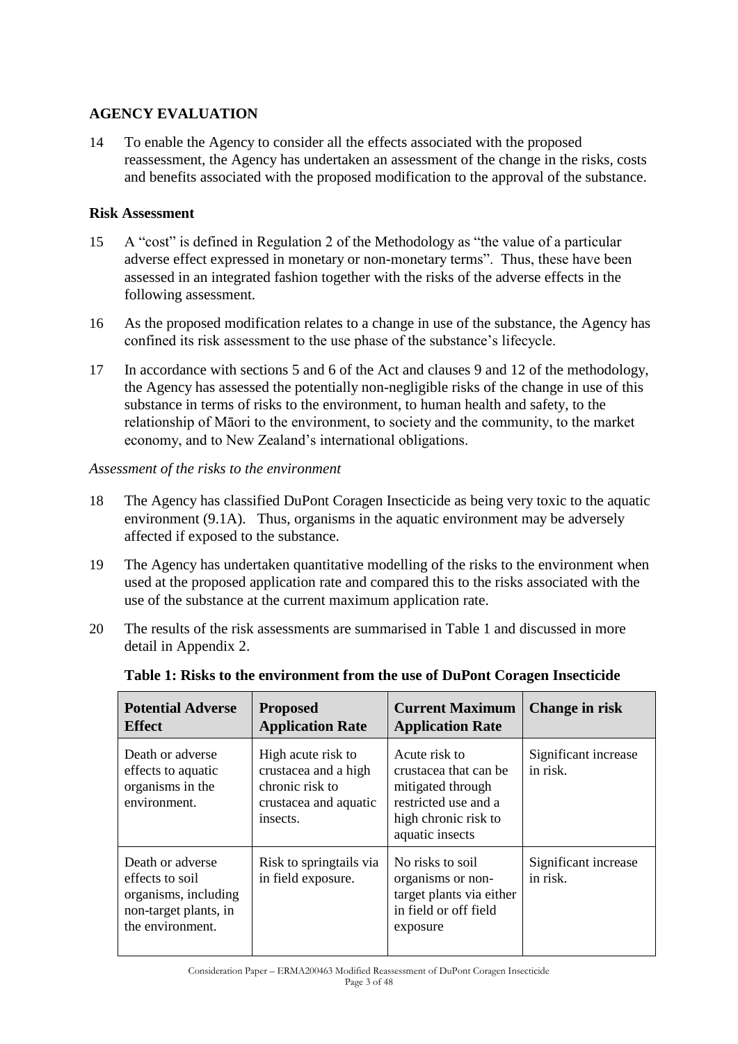## AGENCY EVALUATION

14 To enable the Agency to consider all the effects associated with the proposed reassessment, the Agency has undertaken an assessment of the change in the risks, costs and benefits associated with the proposed modification to the approval of the substance.

### Risk Assessment

15 A "cost" is defined in Regulation 2 of the Methodology as "the value of a particular adverse effect expressed in monetary or non-monetary terms". Thus, these have been assessed in an integrated fashion together with the risks of the adverse effects in the following assessment.

16 As the proposed modification relates to a change in use of the substance, the Agency has confined its risk assessment to the use phase of the substance's lifecycle.

17 In accordance with sections 5 and 6 of the Act and clauses 9 and 12 of the methodology, the Agency has assessed the potentially non-negligible risks of the change in use of this substance in terms of risks to the environment, to human health and safety, to the relationship of Māori to the environment, to society and the community, to the market economy, and to New Zealand's international obligations.

*Assessment of the risks to the environment*

18 The Agency has classified DuPont Coragen Insecticide as being very toxic to the aquatic environment (9.1A). Thus, organisms in the aquatic environment may be adversely affected if exposed to the substance.

19 The Agency has undertaken quantitative modelling of the risks to the environment when used at the proposed application rate and compared this to the risks associated with the use of the substance at the current maximum application rate.

20 The results of the risk assessments are summarised in Table 1 and discussed in more detail in Appendix 2.

**Table 1: Risks to the environment from the use of DuPont Coragen Insecticide**

| Potential Adverse Effect | Proposed Application Rate | Current Maximum Application Rate | Change in risk |
|---|---|---|---|
| Death or adverse effects to aquatic organisms in the environment. | High acute risk to crustacea and a high chronic risk to crustacea and aquatic insects. | Acute risk to crustacea that can be mitigated through restricted use and a high chronic risk to aquatic insects | Significant increase in risk. |
| Death or adverse effects to soil organisms, including non-target plants, in the environment. | Risk to springtails via in field exposure. | No risks to soil organisms or non-target plants via either in field or off field exposure | Significant increase in risk. |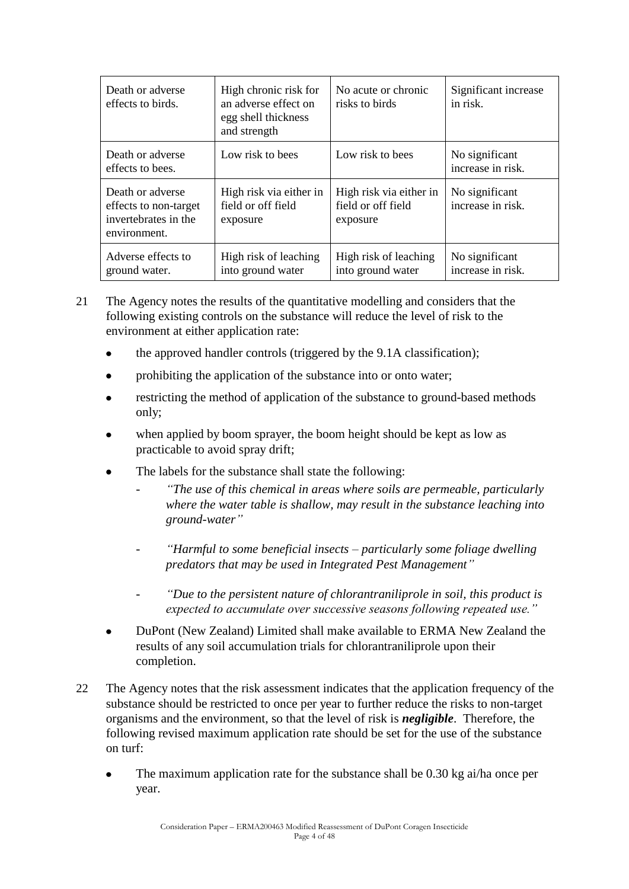| Death or adverse effects to birds. | High chronic risk for an adverse effect on egg shell thickness and strength | No acute or chronic risks to birds | Significant increase in risk. |
|---|---|---|---|
| Death or adverse effects to bees. | Low risk to bees | Low risk to bees | No significant increase in risk. |
| Death or adverse effects to non-target invertebrates in the environment. | High risk via either in field or off field exposure | High risk via either in field or off field exposure | No significant increase in risk. |
| Adverse effects to ground water. | High risk of leaching into ground water | High risk of leaching into ground water | No significant increase in risk. |

21 The Agency notes the results of the quantitative modelling and considers that the following existing controls on the substance will reduce the level of risk to the environment at either application rate:

- the approved handler controls (triggered by the 9.1A classification);
- prohibiting the application of the substance into or onto water;
- restricting the method of application of the substance to ground-based methods only;
- when applied by boom sprayer, the boom height should be kept as low as practicable to avoid spray drift;
- The labels for the substance shall state the following:
  - *"The use of this chemical in areas where soils are permeable, particularly where the water table is shallow, may result in the substance leaching into ground-water"*
  - *"Harmful to some beneficial insects – particularly some foliage dwelling predators that may be used in Integrated Pest Management"*
  - *"Due to the persistent nature of chlorantraniliprole in soil, this product is expected to accumulate over successive seasons following repeated use."*
- DuPont (New Zealand) Limited shall make available to ERMA New Zealand the results of any soil accumulation trials for chlorantraniliprole upon their completion.

22 The Agency notes that the risk assessment indicates that the application frequency of the substance should be restricted to once per year to further reduce the risks to non-target organisms and the environment, so that the level of risk is ***negligible***. Therefore, the following revised maximum application rate should be set for the use of the substance on turf:

- The maximum application rate for the substance shall be 0.30 kg ai/ha once per year.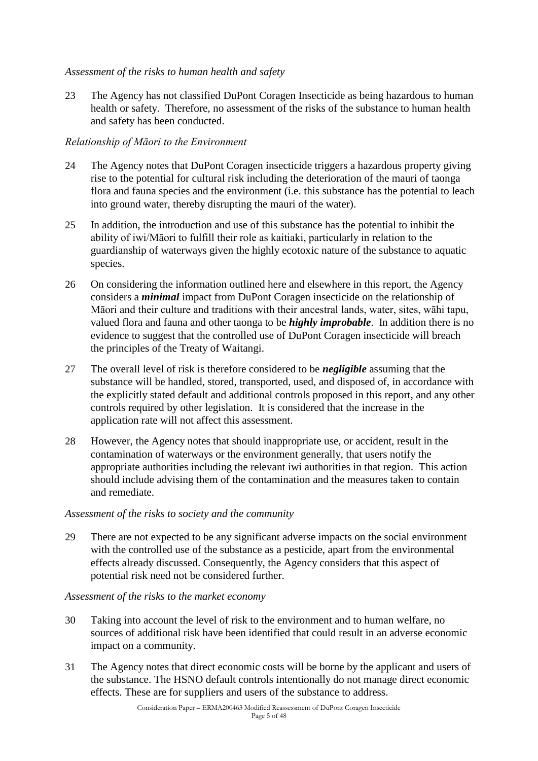*Assessment of the risks to human health and safety*

23 The Agency has not classified DuPont Coragen Insecticide as being hazardous to human health or safety. Therefore, no assessment of the risks of the substance to human health and safety has been conducted.

*Relationship of Māori to the Environment*

24 The Agency notes that DuPont Coragen insecticide triggers a hazardous property giving rise to the potential for cultural risk including the deterioration of the mauri of taonga flora and fauna species and the environment (i.e. this substance has the potential to leach into ground water, thereby disrupting the mauri of the water).

25 In addition, the introduction and use of this substance has the potential to inhibit the ability of iwi/Māori to fulfill their role as kaitiaki, particularly in relation to the guardianship of waterways given the highly ecotoxic nature of the substance to aquatic species.

26 On considering the information outlined here and elsewhere in this report, the Agency considers a ***minimal*** impact from DuPont Coragen insecticide on the relationship of Māori and their culture and traditions with their ancestral lands, water, sites, wāhi tapu, valued flora and fauna and other taonga to be ***highly improbable***. In addition there is no evidence to suggest that the controlled use of DuPont Coragen insecticide will breach the principles of the Treaty of Waitangi.

27 The overall level of risk is therefore considered to be ***negligible*** assuming that the substance will be handled, stored, transported, used, and disposed of, in accordance with the explicitly stated default and additional controls proposed in this report, and any other controls required by other legislation. It is considered that the increase in the application rate will not affect this assessment.

28 However, the Agency notes that should inappropriate use, or accident, result in the contamination of waterways or the environment generally, that users notify the appropriate authorities including the relevant iwi authorities in that region. This action should include advising them of the contamination and the measures taken to contain and remediate.

*Assessment of the risks to society and the community*

29 There are not expected to be any significant adverse impacts on the social environment with the controlled use of the substance as a pesticide, apart from the environmental effects already discussed. Consequently, the Agency considers that this aspect of potential risk need not be considered further.

*Assessment of the risks to the market economy*

30 Taking into account the level of risk to the environment and to human welfare, no sources of additional risk have been identified that could result in an adverse economic impact on a community.

31 The Agency notes that direct economic costs will be borne by the applicant and users of the substance. The HSNO default controls intentionally do not manage direct economic effects. These are for suppliers and users of the substance to address.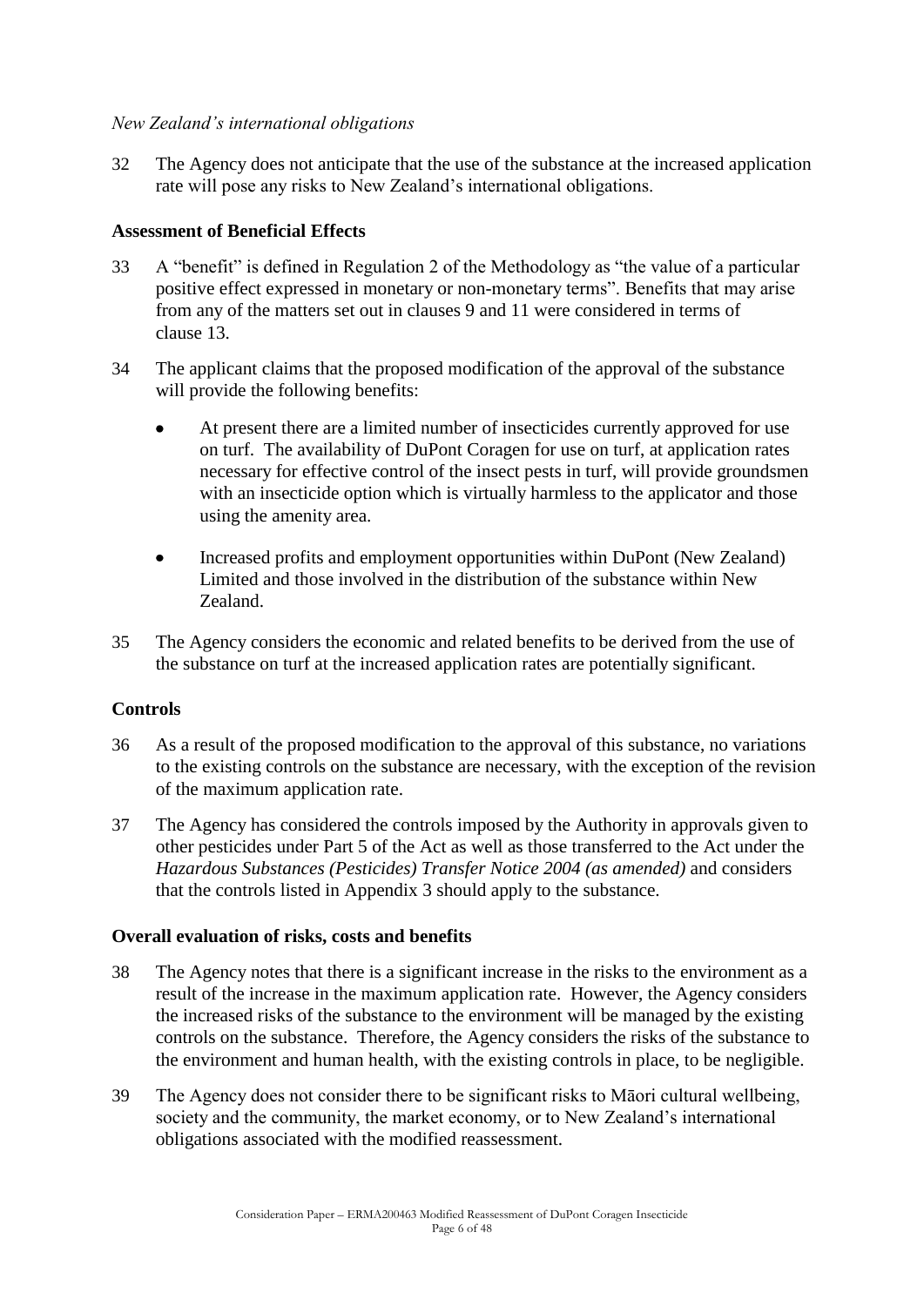*New Zealand's international obligations*

32 The Agency does not anticipate that the use of the substance at the increased application rate will pose any risks to New Zealand's international obligations.

**Assessment of Beneficial Effects**

33 A "benefit" is defined in Regulation 2 of the Methodology as "the value of a particular positive effect expressed in monetary or non-monetary terms". Benefits that may arise from any of the matters set out in clauses 9 and 11 were considered in terms of clause 13.

34 The applicant claims that the proposed modification of the approval of the substance will provide the following benefits:

- At present there are a limited number of insecticides currently approved for use on turf. The availability of DuPont Coragen for use on turf, at application rates necessary for effective control of the insect pests in turf, will provide groundsmen with an insecticide option which is virtually harmless to the applicator and those using the amenity area.
- Increased profits and employment opportunities within DuPont (New Zealand) Limited and those involved in the distribution of the substance within New Zealand.

35 The Agency considers the economic and related benefits to be derived from the use of the substance on turf at the increased application rates are potentially significant.

**Controls**

36 As a result of the proposed modification to the approval of this substance, no variations to the existing controls on the substance are necessary, with the exception of the revision of the maximum application rate.

37 The Agency has considered the controls imposed by the Authority in approvals given to other pesticides under Part 5 of the Act as well as those transferred to the Act under the *Hazardous Substances (Pesticides) Transfer Notice 2004 (as amended)* and considers that the controls listed in Appendix 3 should apply to the substance.

**Overall evaluation of risks, costs and benefits**

38 The Agency notes that there is a significant increase in the risks to the environment as a result of the increase in the maximum application rate. However, the Agency considers the increased risks of the substance to the environment will be managed by the existing controls on the substance. Therefore, the Agency considers the risks of the substance to the environment and human health, with the existing controls in place, to be negligible.

39 The Agency does not consider there to be significant risks to Māori cultural wellbeing, society and the community, the market economy, or to New Zealand's international obligations associated with the modified reassessment.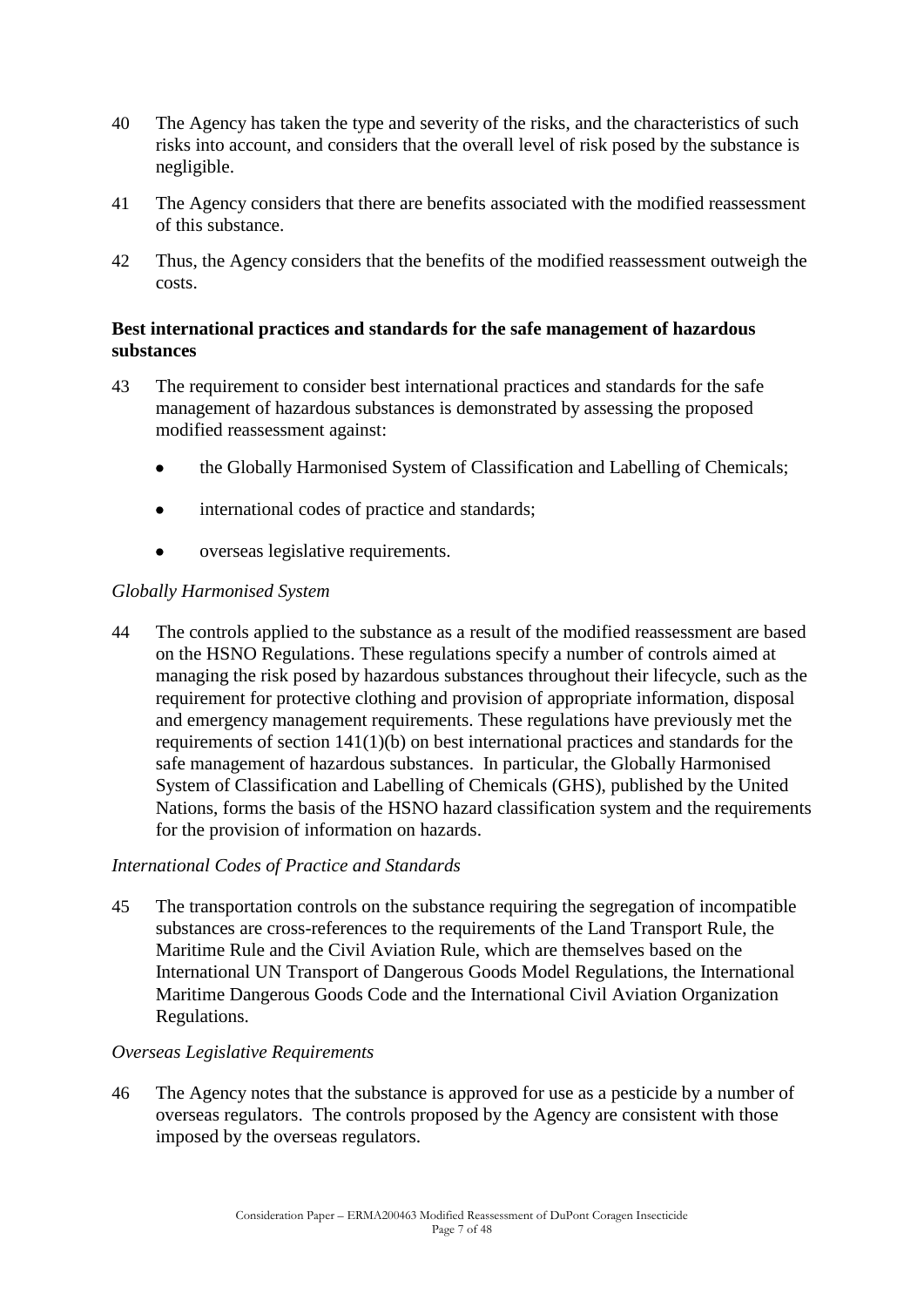40 The Agency has taken the type and severity of the risks, and the characteristics of such risks into account, and considers that the overall level of risk posed by the substance is negligible.

41 The Agency considers that there are benefits associated with the modified reassessment of this substance.

42 Thus, the Agency considers that the benefits of the modified reassessment outweigh the costs.

## Best international practices and standards for the safe management of hazardous substances

43 The requirement to consider best international practices and standards for the safe management of hazardous substances is demonstrated by assessing the proposed modified reassessment against:

- the Globally Harmonised System of Classification and Labelling of Chemicals;
- international codes of practice and standards;
- overseas legislative requirements.

*Globally Harmonised System*

44 The controls applied to the substance as a result of the modified reassessment are based on the HSNO Regulations. These regulations specify a number of controls aimed at managing the risk posed by hazardous substances throughout their lifecycle, such as the requirement for protective clothing and provision of appropriate information, disposal and emergency management requirements. These regulations have previously met the requirements of section 141(1)(b) on best international practices and standards for the safe management of hazardous substances. In particular, the Globally Harmonised System of Classification and Labelling of Chemicals (GHS), published by the United Nations, forms the basis of the HSNO hazard classification system and the requirements for the provision of information on hazards.

*International Codes of Practice and Standards*

45 The transportation controls on the substance requiring the segregation of incompatible substances are cross-references to the requirements of the Land Transport Rule, the Maritime Rule and the Civil Aviation Rule, which are themselves based on the International UN Transport of Dangerous Goods Model Regulations, the International Maritime Dangerous Goods Code and the International Civil Aviation Organization Regulations.

*Overseas Legislative Requirements*

46 The Agency notes that the substance is approved for use as a pesticide by a number of overseas regulators. The controls proposed by the Agency are consistent with those imposed by the overseas regulators.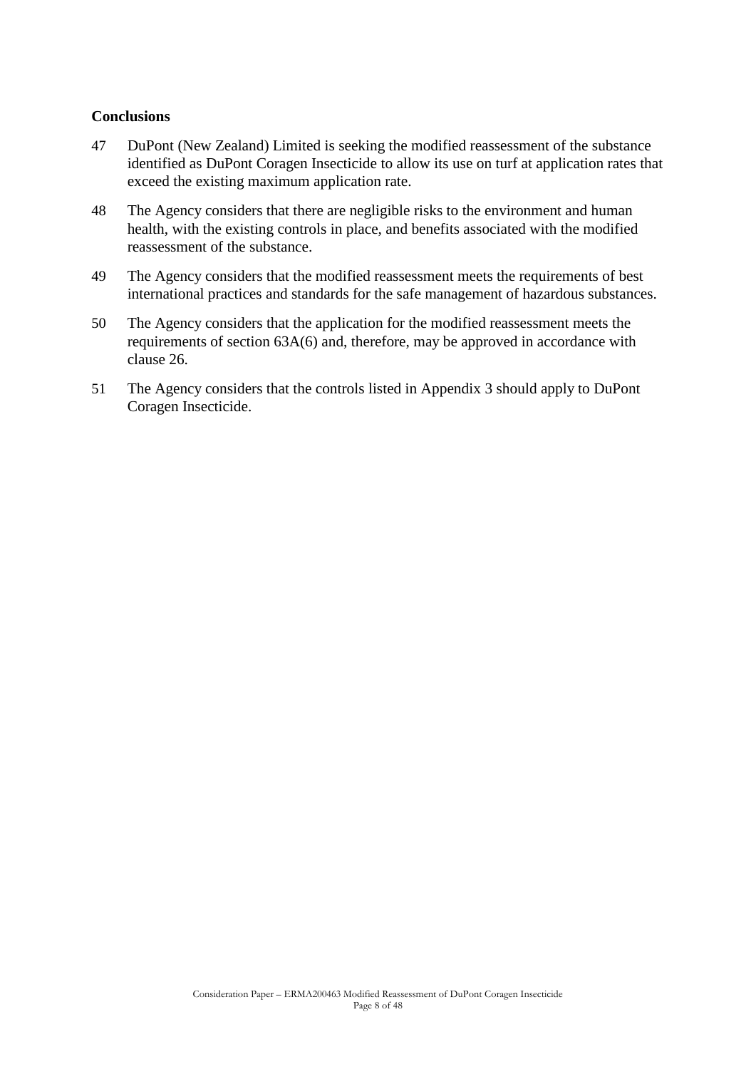**Conclusions**

47 DuPont (New Zealand) Limited is seeking the modified reassessment of the substance identified as DuPont Coragen Insecticide to allow its use on turf at application rates that exceed the existing maximum application rate.

48 The Agency considers that there are negligible risks to the environment and human health, with the existing controls in place, and benefits associated with the modified reassessment of the substance.

49 The Agency considers that the modified reassessment meets the requirements of best international practices and standards for the safe management of hazardous substances.

50 The Agency considers that the application for the modified reassessment meets the requirements of section 63A(6) and, therefore, may be approved in accordance with clause 26.

51 The Agency considers that the controls listed in Appendix 3 should apply to DuPont Coragen Insecticide.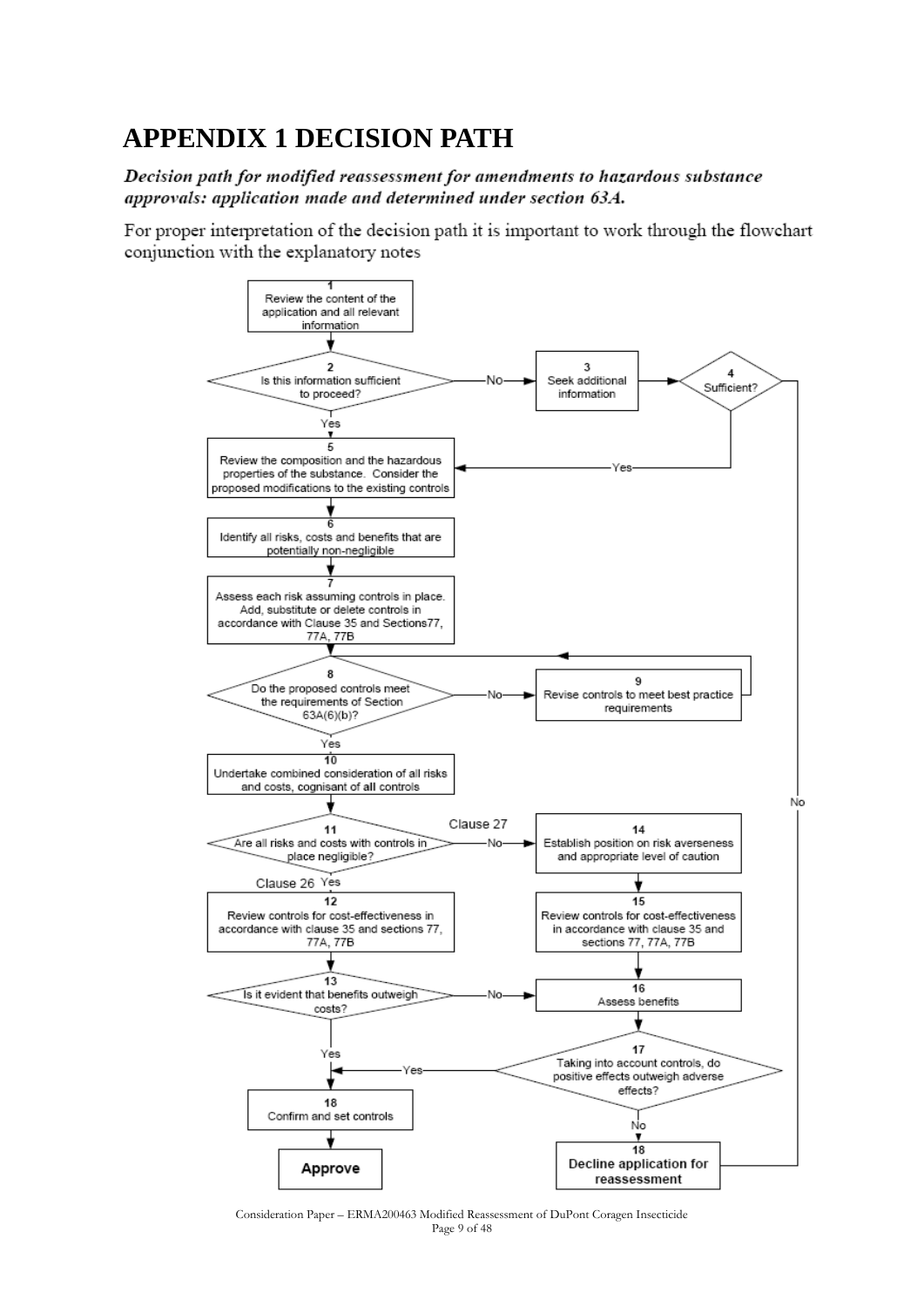# APPENDIX 1 DECISION PATH

***Decision path for modified reassessment for amendments to hazardous substance approvals: application made and determined under section 63A.***

For proper interpretation of the decision path it is important to work through the flowchart conjunction with the explanatory notes

1. Review the content of the application and all relevant information
2. Is this information sufficient to proceed? — Yes: go to 5; No: go to 3
3. Seek additional information
4. Sufficient? — Yes: go to 5; No: go to 18 (Decline application for reassessment)
5. Review the composition and the hazardous properties of the substance. Consider the proposed modifications to the existing controls
6. Identify all risks, costs and benefits that are potentially non-negligible
7. Assess each risk assuming controls in place. Add, substitute or delete controls in accordance with Clause 35 and Sections77, 77A, 77B
8. Do the proposed controls meet the requirements of Section 63A(6)(b)? — Yes: go to 10; No: go to 9
9. Revise controls to meet best practice requirements — return to 8
10. Undertake combined consideration of all risks and costs, cognisant of all controls
11. Are all risks and costs with controls in place negligible? — Yes (Clause 26): go to 12; No (Clause 27): go to 14
12. Review controls for cost-effectiveness in accordance with clause 35 and sections 77, 77A, 77B
13. Is it evident that benefits outweigh costs? — Yes: go to 18 (Confirm and set controls); No: go to 16
14. Establish position on risk averseness and appropriate level of caution
15. Review controls for cost-effectiveness in accordance with clause 35 and sections 77, 77A, 77B
16. Assess benefits
17. Taking into account controls, do positive effects outweigh adverse effects? — Yes: go to 18 (Confirm and set controls); No: go to 18 (Decline application for reassessment)
18. Confirm and set controls → **Approve**
18. **Decline application for reassessment**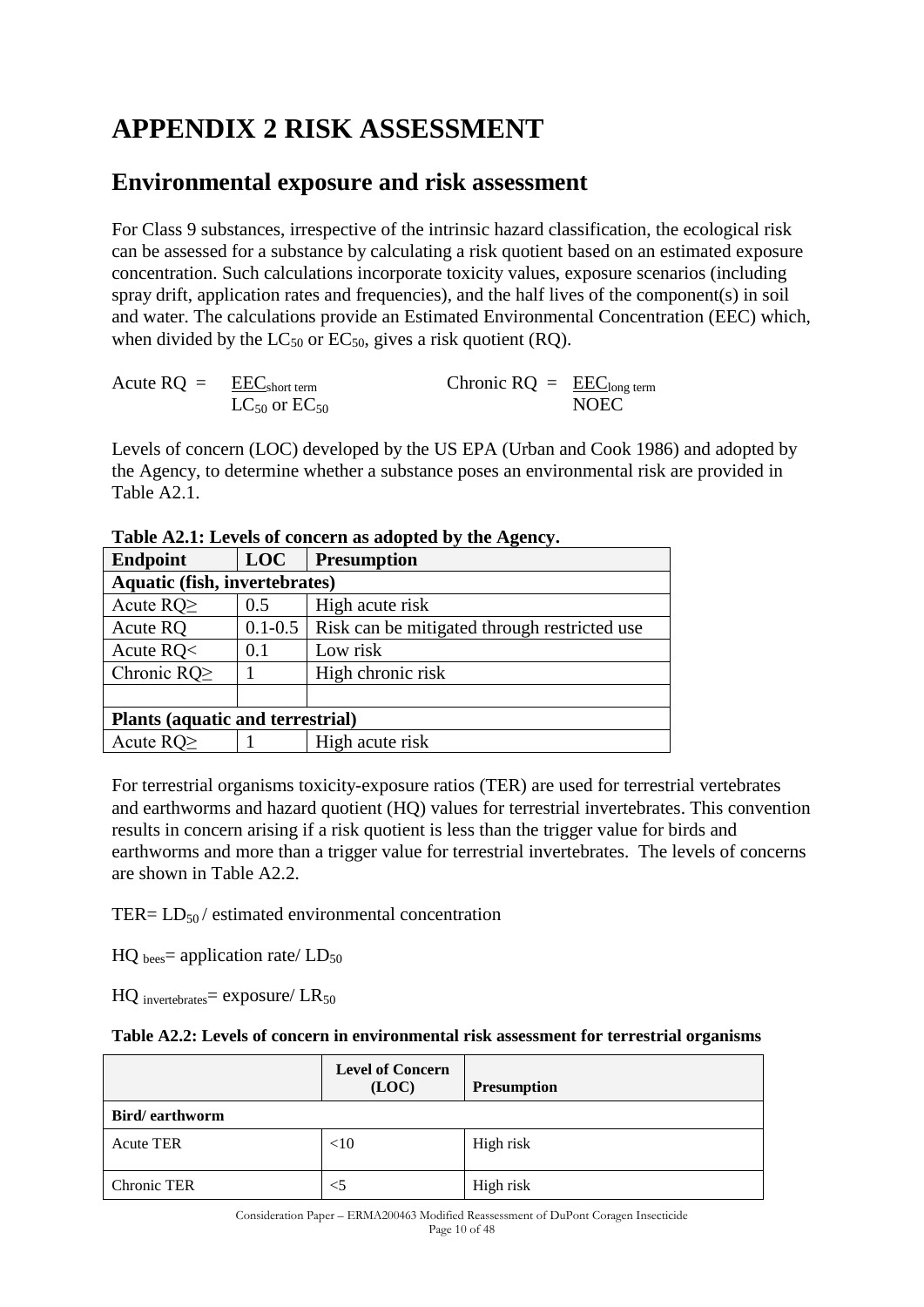# APPENDIX 2 RISK ASSESSMENT

## Environmental exposure and risk assessment

For Class 9 substances, irrespective of the intrinsic hazard classification, the ecological risk can be assessed for a substance by calculating a risk quotient based on an estimated exposure concentration. Such calculations incorporate toxicity values, exposure scenarios (including spray drift, application rates and frequencies), and the half lives of the component(s) in soil and water. The calculations provide an Estimated Environmental Concentration (EEC) which, when divided by the $LC_{50}$ or $EC_{50}$, gives a risk quotient (RQ).

$$\text{Acute RQ} = \frac{EEC_{\text{short term}}}{LC_{50} \text{ or } EC_{50}} \qquad \text{Chronic RQ} = \frac{EEC_{\text{long term}}}{NOEC}$$

Levels of concern (LOC) developed by the US EPA (Urban and Cook 1986) and adopted by the Agency, to determine whether a substance poses an environmental risk are provided in Table A2.1.

**Table A2.1: Levels of concern as adopted by the Agency.**

| Endpoint | LOC | Presumption |
|---|---|---|
| **Aquatic (fish, invertebrates)** | | |
| Acute RQ≥ | 0.5 | High acute risk |
| Acute RQ | 0.1-0.5 | Risk can be mitigated through restricted use |
| Acute RQ< | 0.1 | Low risk |
| Chronic RQ≥ | 1 | High chronic risk |
| | | |
| **Plants (aquatic and terrestrial)** | | |
| Acute RQ≥ | 1 | High acute risk |

For terrestrial organisms toxicity-exposure ratios (TER) are used for terrestrial vertebrates and earthworms and hazard quotient (HQ) values for terrestrial invertebrates. This convention results in concern arising if a risk quotient is less than the trigger value for birds and earthworms and more than a trigger value for terrestrial invertebrates. The levels of concerns are shown in Table A2.2.

$TER = LD_{50}$ / estimated environmental concentration

$HQ_{bees}$ = application rate/ $LD_{50}$

$HQ_{invertebrates}$ = exposure/ $LR_{50}$

**Table A2.2: Levels of concern in environmental risk assessment for terrestrial organisms**

| | Level of Concern (LOC) | Presumption |
|---|---|---|
| **Bird/ earthworm** | | |
| Acute TER | <10 | High risk |
| Chronic TER | <5 | High risk |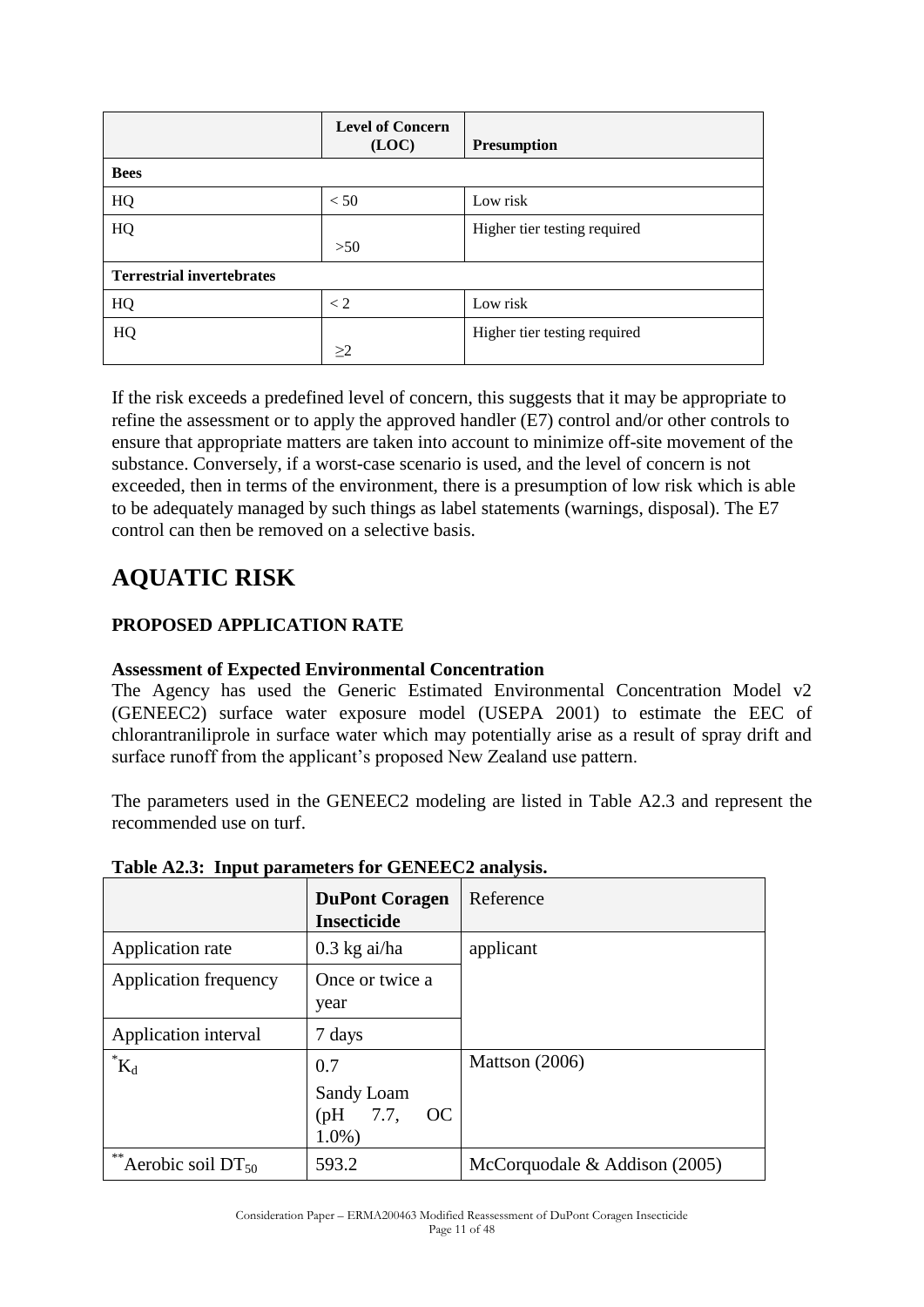| | Level of Concern (LOC) | Presumption |
|---|---|---|
| **Bees** | | |
| HQ | < 50 | Low risk |
| HQ | >50 | Higher tier testing required |
| **Terrestrial invertebrates** | | |
| HQ | < 2 | Low risk |
| HQ | ≥2 | Higher tier testing required |

If the risk exceeds a predefined level of concern, this suggests that it may be appropriate to refine the assessment or to apply the approved handler (E7) control and/or other controls to ensure that appropriate matters are taken into account to minimize off-site movement of the substance. Conversely, if a worst-case scenario is used, and the level of concern is not exceeded, then in terms of the environment, there is a presumption of low risk which is able to be adequately managed by such things as label statements (warnings, disposal). The E7 control can then be removed on a selective basis.

# AQUATIC RISK

### PROPOSED APPLICATION RATE

**Assessment of Expected Environmental Concentration**

The Agency has used the Generic Estimated Environmental Concentration Model v2 (GENEEC2) surface water exposure model (USEPA 2001) to estimate the EEC of chlorantraniliprole in surface water which may potentially arise as a result of spray drift and surface runoff from the applicant's proposed New Zealand use pattern.

The parameters used in the GENEEC2 modeling are listed in Table A2.3 and represent the recommended use on turf.

**Table A2.3: Input parameters for GENEEC2 analysis.**

| | DuPont Coragen Insecticide | Reference |
|---|---|---|
| Application rate | 0.3 kg ai/ha | applicant |
| Application frequency | Once or twice a year | |
| Application interval | 7 days | |
| *$K_d$ | 0.7<br>Sandy Loam (pH 7.7, OC 1.0%) | Mattson (2006) |
| **Aerobic soil $DT_{50}$ | 593.2 | McCorquodale & Addison (2005) |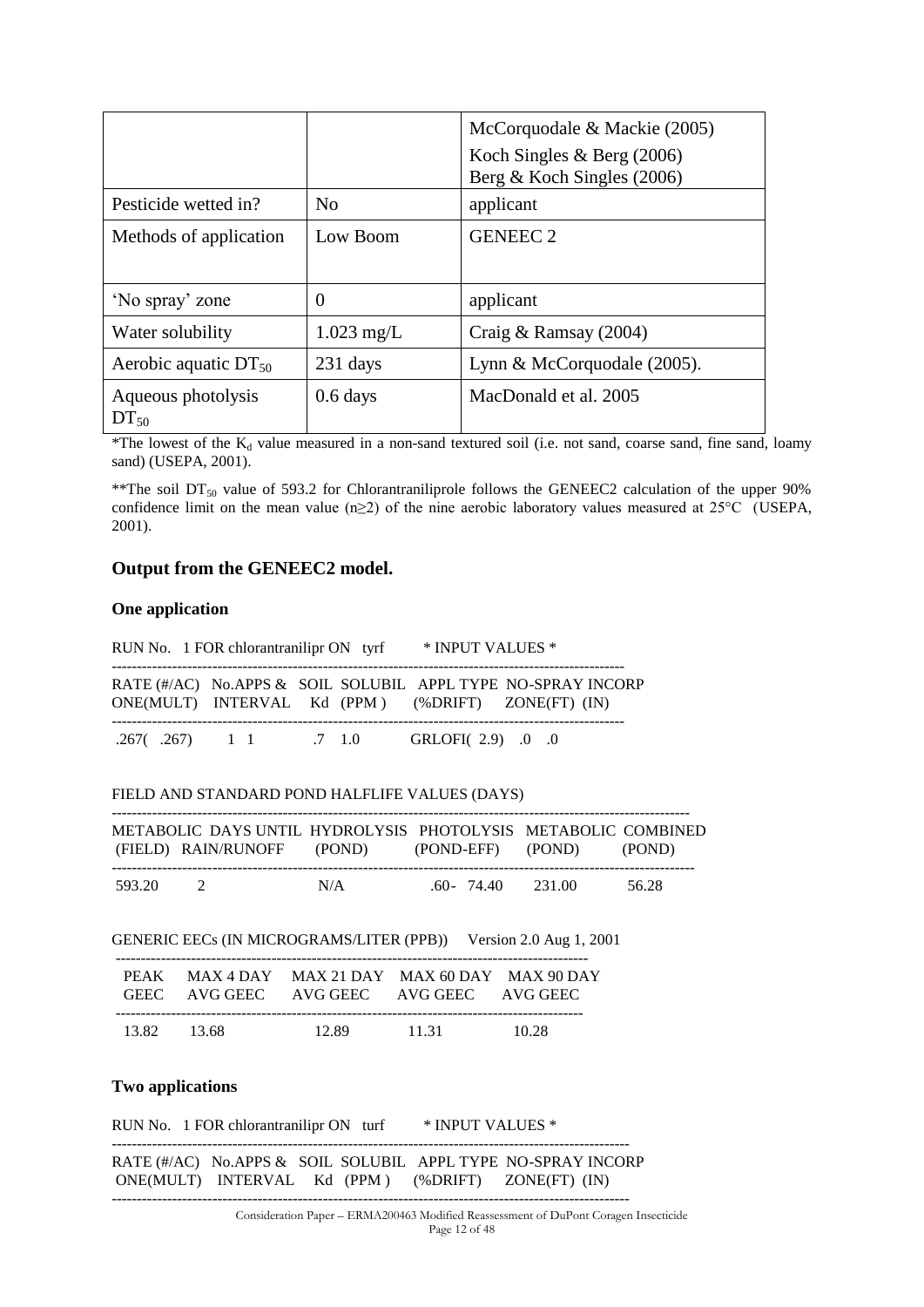| | | McCorquodale & Mackie (2005)<br>Koch Singles & Berg (2006)<br>Berg & Koch Singles (2006) |
|---|---|---|
| Pesticide wetted in? | No | applicant |
| Methods of application | Low Boom | GENEEC 2 |
| 'No spray' zone | 0 | applicant |
| Water solubility | 1.023 mg/L | Craig & Ramsay (2004) |
| Aerobic aquatic $DT_{50}$ | 231 days | Lynn & McCorquodale (2005). |
| Aqueous photolysis $DT_{50}$ | 0.6 days | MacDonald et al. 2005 |

*The lowest of the $K_d$ value measured in a non-sand textured soil (i.e. not sand, coarse sand, fine sand, loamy sand) (USEPA, 2001).

**The soil $DT_{50}$ value of 593.2 for Chlorantraniliprole follows the GENEEC2 calculation of the upper 90% confidence limit on the mean value (n≥2) of the nine aerobic laboratory values measured at 25°C (USEPA, 2001).

## Output from the GENEEC2 model.

### One application

```
RUN No.   1 FOR chlorantranilipr ON   tyrf        * INPUT VALUES *
--------------------------------------------------------------------
RATE (#/AC)  No.APPS &  SOIL  SOLUBIL   APPL TYPE  NO-SPRAY INCORP
ONE(MULT)   INTERVAL    Kd  (PPM )     (%DRIFT)     ZONE(FT)  (IN)
--------------------------------------------------------------------
.267(  .267)      1  1         .7   1.0        GRLOFI( 2.9)   .0    .0

FIELD AND STANDARD POND HALFLIFE VALUES (DAYS)
--------------------------------------------------------------------
METABOLIC  DAYS UNTIL  HYDROLYSIS  PHOTOLYSIS  METABOLIC  COMBINED
 (FIELD)   RAIN/RUNOFF     (POND)       (POND-EFF)     (POND)       (POND)
--------------------------------------------------------------------
 593.20         2                N/A              .60-  74.40      231.00        56.28

GENERIC EECs (IN MICROGRAMS/LITER (PPB))     Version 2.0 Aug 1, 2001
 ------------------------------------------------------------------
  PEAK     MAX 4 DAY    MAX 21 DAY   MAX 60 DAY   MAX 90 DAY
  GEEC     AVG GEEC      AVG GEEC      AVG GEEC      AVG GEEC
 ------------------------------------------------------------------
  13.82     13.68              12.89            11.31              10.28
```

### Two applications

```
RUN No.   1 FOR chlorantranilipr ON   turf        * INPUT VALUES *
--------------------------------------------------------------------
RATE (#/AC)  No.APPS &  SOIL  SOLUBIL   APPL TYPE  NO-SPRAY INCORP
 ONE(MULT)   INTERVAL    Kd  (PPM )     (%DRIFT)     ZONE(FT)  (IN)
--------------------------------------------------------------------
```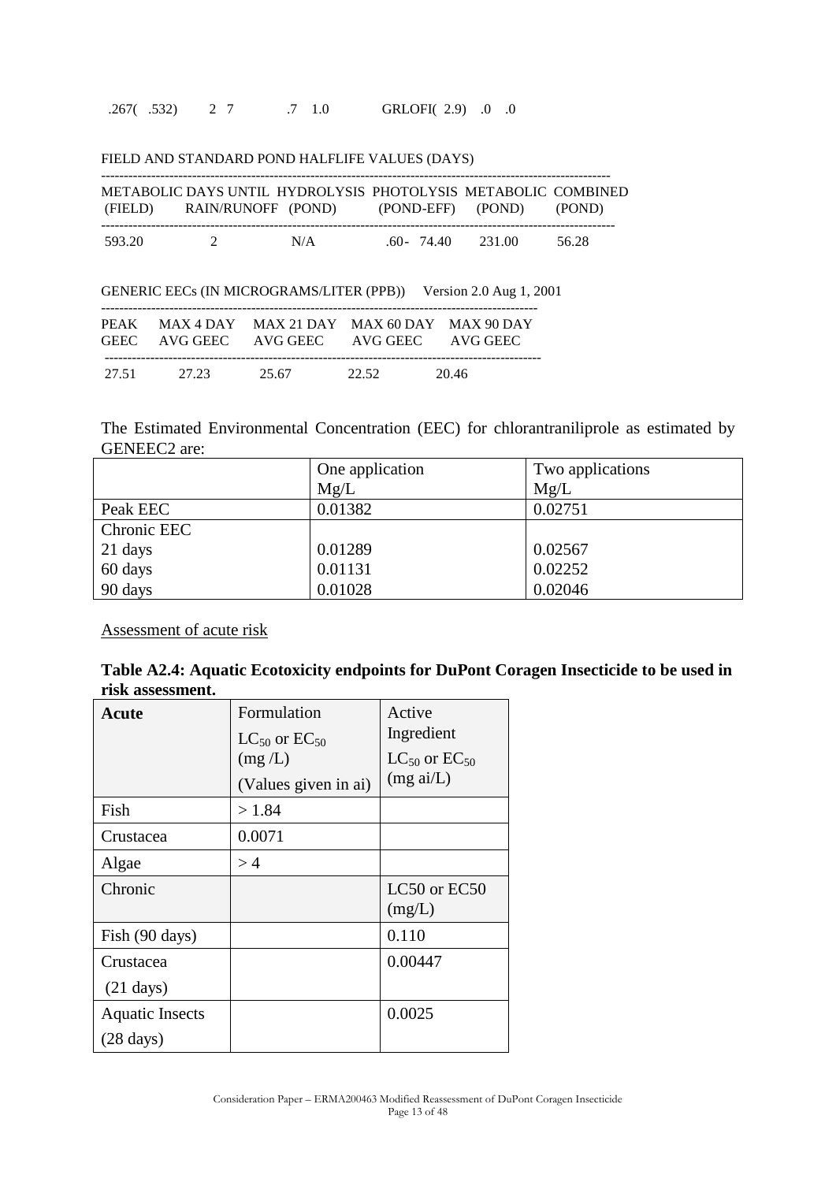```
 .267(  .532)      2  7          .7   1.0         GRLOFI( 2.9)   .0   .0

FIELD AND STANDARD POND HALFLIFE VALUES (DAYS)
------------------------------------------------------------------------------------------------------
METABOLIC DAYS UNTIL  HYDROLYSIS  PHOTOLYSIS  METABOLIC  COMBINED
 (FIELD)     RAIN/RUNOFF  (POND)      (POND-EFF)    (POND)       (POND)
------------------------------------------------------------------------------------------------------
 593.20          2              N/A           .60-  74.40     231.00       56.28

GENERIC EECs (IN MICROGRAMS/LITER (PPB))     Version 2.0 Aug 1, 2001
------------------------------------------------------------------------------------------
PEAK     MAX 4 DAY    MAX 21 DAY   MAX 60 DAY   MAX 90 DAY
GEEC     AVG GEEC     AVG GEEC     AVG GEEC      AVG GEEC
------------------------------------------------------------------------------------------
 27.51       27.23         25.67          22.52           20.46
```

The Estimated Environmental Concentration (EEC) for chlorantraniliprole as estimated by GENEEC2 are:

| | One application Mg/L | Two applications Mg/L |
|---|---|---|
| Peak EEC | 0.01382 | 0.02751 |
| Chronic EEC<br>21 days<br>60 days<br>90 days | <br>0.01289<br>0.01131<br>0.01028 | <br>0.02567<br>0.02252<br>0.02046 |

Assessment of acute risk

**Table A2.4: Aquatic Ecotoxicity endpoints for DuPont Coragen Insecticide to be used in risk assessment.**

| **Acute** | Formulation $LC_{50}$ or $EC_{50}$ (mg /L) (Values given in ai) | Active Ingredient $LC_{50}$ or $EC_{50}$ (mg ai/L) |
|---|---|---|
| Fish | > 1.84 | |
| Crustacea | 0.0071 | |
| Algae | > 4 | |
| Chronic | | LC50 or EC50 (mg/L) |
| Fish (90 days) | | 0.110 |
| Crustacea (21 days) | | 0.00447 |
| Aquatic Insects (28 days) | | 0.0025 |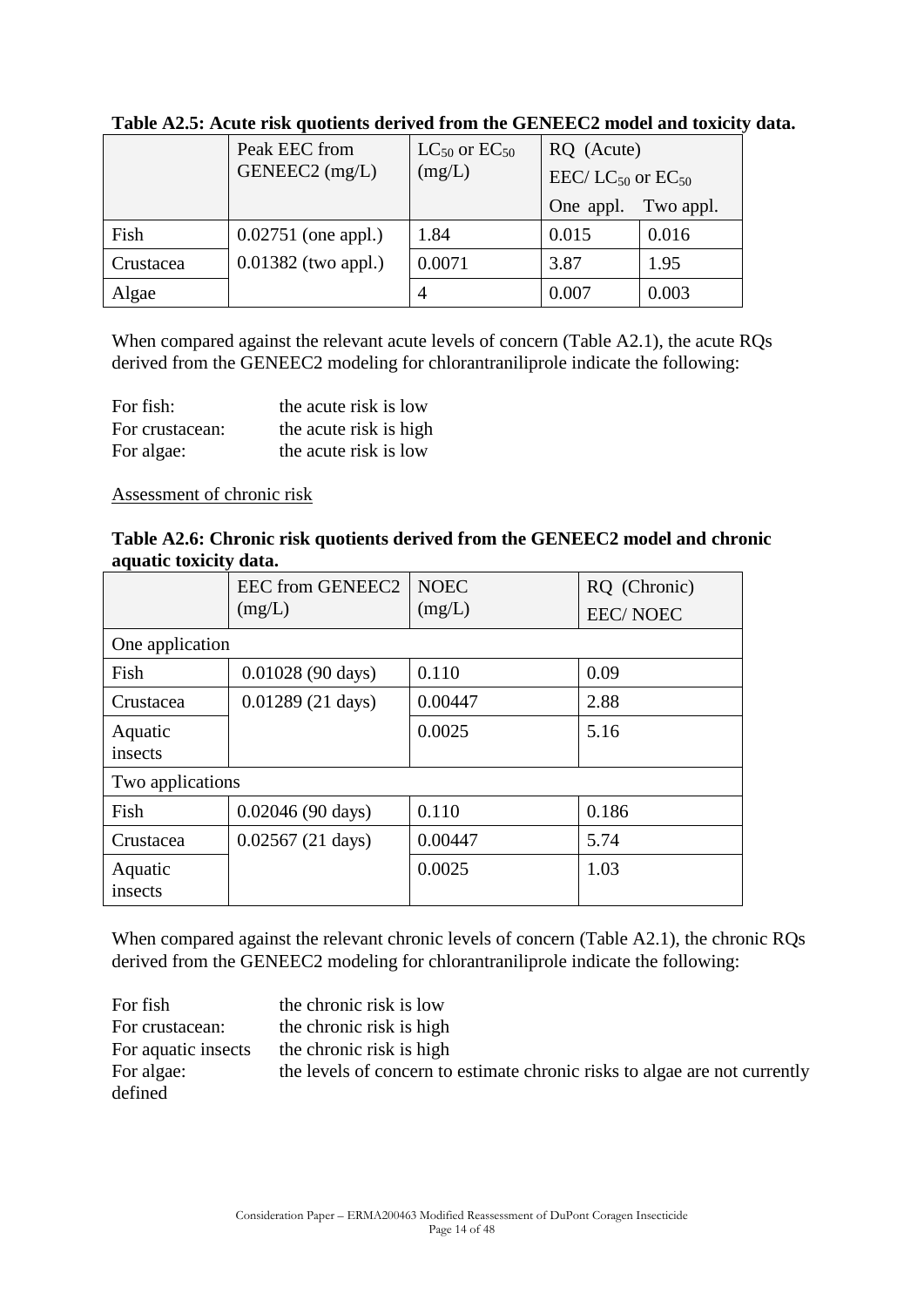**Table A2.5: Acute risk quotients derived from the GENEEC2 model and toxicity data.**

| | Peak EEC from GENEEC2 (mg/L) | $LC_{50}$ or $EC_{50}$ (mg/L) | RQ (Acute) EEC/ $LC_{50}$ or $EC_{50}$ | |
|---|---|---|---|---|
| | | | One appl. | Two appl. |
| Fish | 0.02751 (one appl.) 0.01382 (two appl.) | 1.84 | 0.015 | 0.016 |
| Crustacea | | 0.0071 | 3.87 | 1.95 |
| Algae | | 4 | 0.007 | 0.003 |

When compared against the relevant acute levels of concern (Table A2.1), the acute RQs derived from the GENEEC2 modeling for chlorantraniliprole indicate the following:

For fish: the acute risk is low
For crustacean: the acute risk is high
For algae: the acute risk is low

Assessment of chronic risk

**Table A2.6: Chronic risk quotients derived from the GENEEC2 model and chronic aquatic toxicity data.**

| | EEC from GENEEC2 (mg/L) | NOEC (mg/L) | RQ (Chronic) EEC/ NOEC |
|---|---|---|---|
| One application | | | |
| Fish | 0.01028 (90 days) | 0.110 | 0.09 |
| Crustacea | 0.01289 (21 days) | 0.00447 | 2.88 |
| Aquatic insects | | 0.0025 | 5.16 |
| Two applications | | | |
| Fish | 0.02046 (90 days) | 0.110 | 0.186 |
| Crustacea | 0.02567 (21 days) | 0.00447 | 5.74 |
| Aquatic insects | | 0.0025 | 1.03 |

When compared against the relevant chronic levels of concern (Table A2.1), the chronic RQs derived from the GENEEC2 modeling for chlorantraniliprole indicate the following:

For fish the chronic risk is low
For crustacean: the chronic risk is high
For aquatic insects the chronic risk is high
For algae: the levels of concern to estimate chronic risks to algae are not currently defined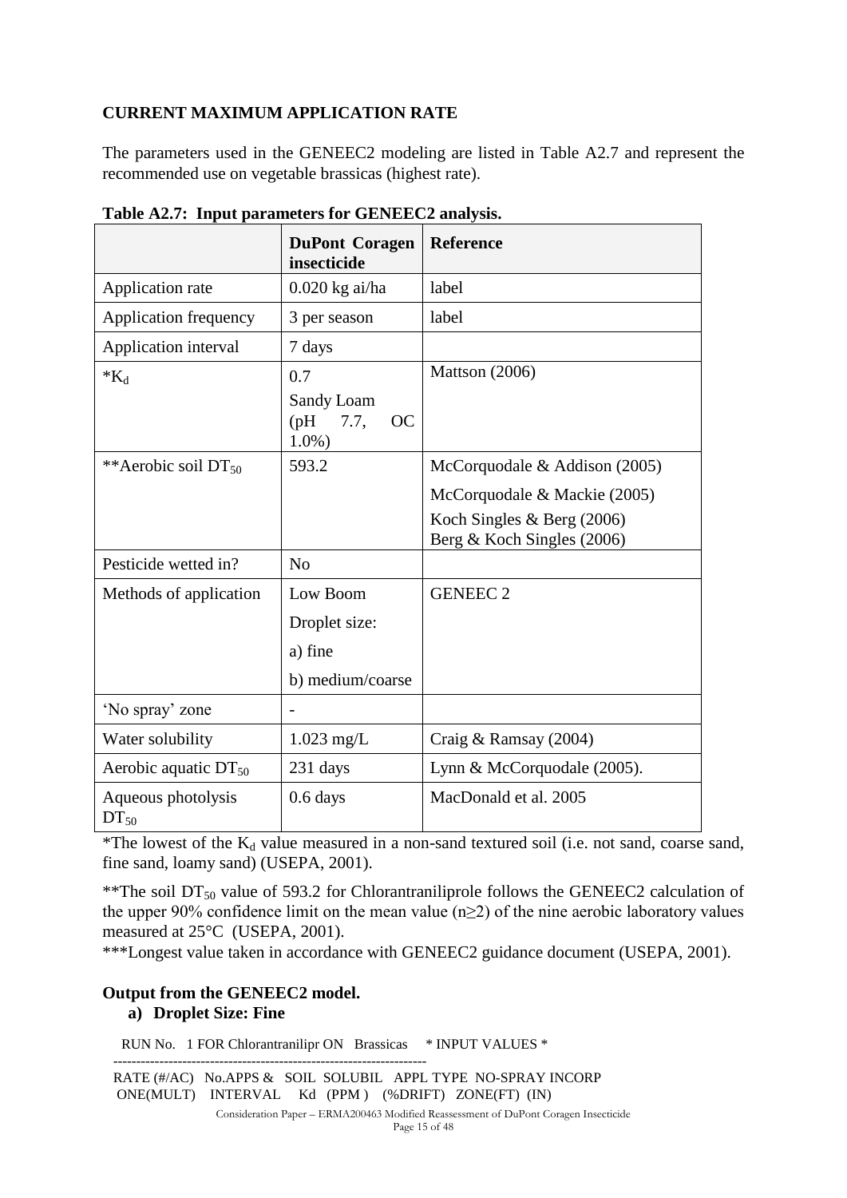## CURRENT MAXIMUM APPLICATION RATE

The parameters used in the GENEEC2 modeling are listed in Table A2.7 and represent the recommended use on vegetable brassicas (highest rate).

**Table A2.7: Input parameters for GENEEC2 analysis.**

| | DuPont Coragen insecticide | Reference |
|---|---|---|
| Application rate | 0.020 kg ai/ha | label |
| Application frequency | 3 per season | label |
| Application interval | 7 days | |
| *$K_d$ | 0.7<br>Sandy Loam (pH 7.7, OC 1.0%) | Mattson (2006) |
| **Aerobic soil $DT_{50}$ | 593.2 | McCorquodale & Addison (2005)<br>McCorquodale & Mackie (2005)<br>Koch Singles & Berg (2006)<br>Berg & Koch Singles (2006) |
| Pesticide wetted in? | No | |
| Methods of application | Low Boom<br>Droplet size:<br>a) fine<br>b) medium/coarse | GENEEC 2 |
| 'No spray' zone | - | |
| Water solubility | 1.023 mg/L | Craig & Ramsay (2004) |
| Aerobic aquatic $DT_{50}$ | 231 days | Lynn & McCorquodale (2005). |
| Aqueous photolysis $DT_{50}$ | 0.6 days | MacDonald et al. 2005 |

*The lowest of the $K_d$ value measured in a non-sand textured soil (i.e. not sand, coarse sand, fine sand, loamy sand) (USEPA, 2001).

**The soil $DT_{50}$ value of 593.2 for Chlorantraniliprole follows the GENEEC2 calculation of the upper 90% confidence limit on the mean value (n≥2) of the nine aerobic laboratory values measured at 25°C (USEPA, 2001).

***Longest value taken in accordance with GENEEC2 guidance document (USEPA, 2001).

### Output from the GENEEC2 model.

**a) Droplet Size: Fine**

```
  RUN No.   1 FOR Chlorantranilipr ON   Brassicas     * INPUT VALUES *
--------------------------------------------------------------------
 RATE (#/AC)   No.APPS &   SOIL  SOLUBIL   APPL TYPE  NO-SPRAY INCORP
  ONE(MULT)    INTERVAL     Kd  (PPM )   (%DRIFT)   ZONE(FT)  (IN)
```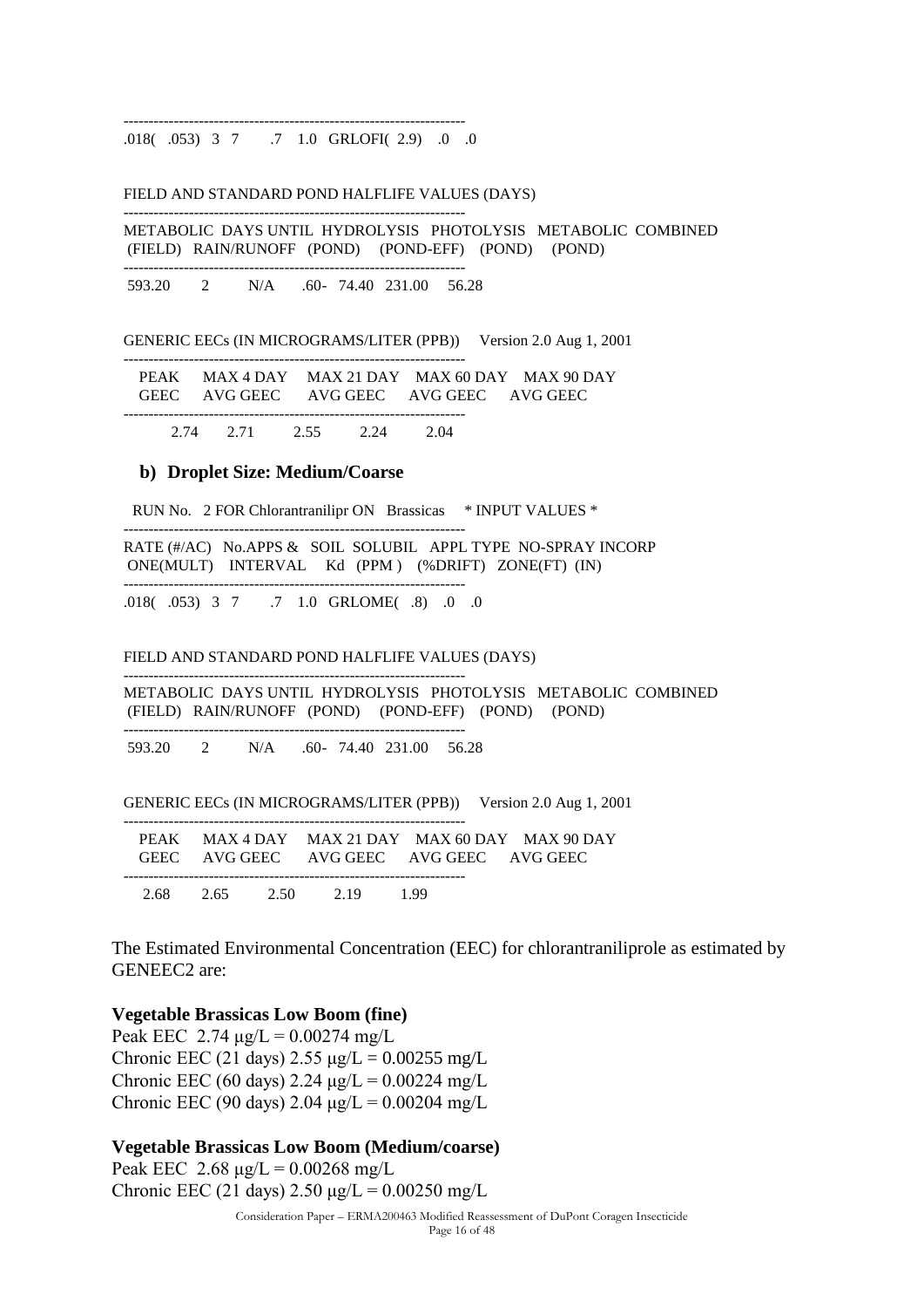```
--------------------------------------------------------------------
.018( .053)  3  7      .7   1.0  GRLOFI( 2.9)   .0   .0

FIELD AND STANDARD POND HALFLIFE VALUES (DAYS)
--------------------------------------------------------------------
METABOLIC  DAYS UNTIL  HYDROLYSIS   PHOTOLYSIS   METABOLIC  COMBINED
 (FIELD)   RAIN/RUNOFF   (POND)     (POND-EFF)    (POND)     (POND)
--------------------------------------------------------------------
 593.20       2          N/A        .60-   74.40  231.00     56.28

GENERIC EECs (IN MICROGRAMS/LITER (PPB))     Version 2.0 Aug 1, 2001
--------------------------------------------------------------------
  PEAK     MAX 4 DAY    MAX 21 DAY   MAX 60 DAY   MAX 90 DAY
  GEEC     AVG GEEC     AVG GEEC     AVG GEEC     AVG GEEC
--------------------------------------------------------------------
      2.74      2.71        2.55        2.24        2.04
```

**b) Droplet Size: Medium/Coarse**

```
  RUN No.   2 FOR Chlorantranilipr ON   Brassicas    * INPUT VALUES *
--------------------------------------------------------------------
RATE (#/AC)   No.APPS &   SOIL  SOLUBIL   APPL TYPE  NO-SPRAY INCORP
 ONE(MULT)    INTERVAL    Kd    (PPM )    (%DRIFT)   ZONE(FT)  (IN)
--------------------------------------------------------------------
.018( .053)  3  7      .7   1.0  GRLOME(  .8)   .0   .0

FIELD AND STANDARD POND HALFLIFE VALUES (DAYS)
--------------------------------------------------------------------
METABOLIC  DAYS UNTIL  HYDROLYSIS   PHOTOLYSIS   METABOLIC  COMBINED
 (FIELD)   RAIN/RUNOFF   (POND)     (POND-EFF)    (POND)     (POND)
--------------------------------------------------------------------
 593.20       2          N/A        .60-   74.40  231.00     56.28

GENERIC EECs (IN MICROGRAMS/LITER (PPB))     Version 2.0 Aug 1, 2001
--------------------------------------------------------------------
  PEAK     MAX 4 DAY    MAX 21 DAY   MAX 60 DAY   MAX 90 DAY
  GEEC     AVG GEEC     AVG GEEC     AVG GEEC     AVG GEEC
--------------------------------------------------------------------
  2.68       2.65        2.50        2.19        1.99
```

The Estimated Environmental Concentration (EEC) for chlorantraniliprole as estimated by GENEEC2 are:

**Vegetable Brassicas Low Boom (fine)**
Peak EEC 2.74 μg/L = 0.00274 mg/L
Chronic EEC (21 days) 2.55 μg/L = 0.00255 mg/L
Chronic EEC (60 days) 2.24 μg/L = 0.00224 mg/L
Chronic EEC (90 days) 2.04 μg/L = 0.00204 mg/L

**Vegetable Brassicas Low Boom (Medium/coarse)**
Peak EEC 2.68 μg/L = 0.00268 mg/L
Chronic EEC (21 days) 2.50 μg/L = 0.00250 mg/L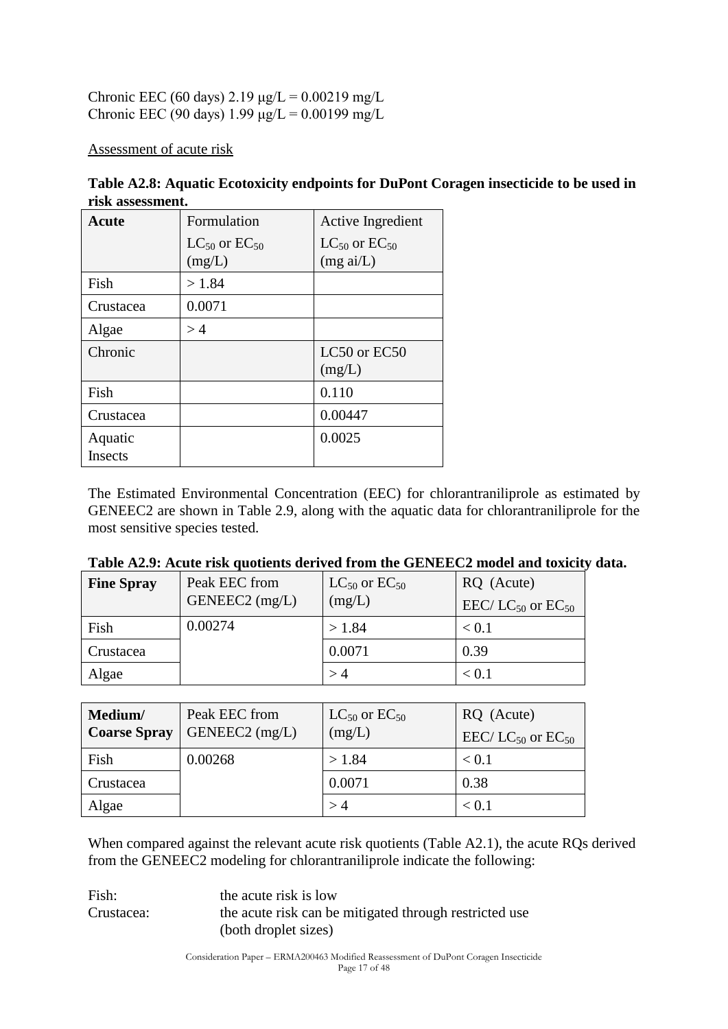Chronic EEC (60 days) 2.19 μg/L = 0.00219 mg/L
Chronic EEC (90 days) 1.99 μg/L = 0.00199 mg/L

Assessment of acute risk

**Table A2.8: Aquatic Ecotoxicity endpoints for DuPont Coragen insecticide to be used in risk assessment.**

| **Acute** | Formulation $LC_{50}$ or $EC_{50}$ (mg/L) | Active Ingredient $LC_{50}$ or $EC_{50}$ (mg ai/L) |
|---|---|---|
| Fish | > 1.84 | |
| Crustacea | 0.0071 | |
| Algae | > 4 | |
| Chronic | | LC50 or EC50 (mg/L) |
| Fish | | 0.110 |
| Crustacea | | 0.00447 |
| Aquatic Insects | | 0.0025 |

The Estimated Environmental Concentration (EEC) for chlorantraniliprole as estimated by GENEEC2 are shown in Table 2.9, along with the aquatic data for chlorantraniliprole for the most sensitive species tested.

**Table A2.9: Acute risk quotients derived from the GENEEC2 model and toxicity data.**

| **Fine Spray** | Peak EEC from GENEEC2 (mg/L) | $LC_{50}$ or $EC_{50}$ (mg/L) | RQ (Acute) EEC/ $LC_{50}$ or $EC_{50}$ |
|---|---|---|---|
| Fish | 0.00274 | > 1.84 | < 0.1 |
| Crustacea | | 0.0071 | 0.39 |
| Algae | | > 4 | < 0.1 |

| **Medium/ Coarse Spray** | Peak EEC from GENEEC2 (mg/L) | $LC_{50}$ or $EC_{50}$ (mg/L) | RQ (Acute) EEC/ $LC_{50}$ or $EC_{50}$ |
|---|---|---|---|
| Fish | 0.00268 | > 1.84 | < 0.1 |
| Crustacea | | 0.0071 | 0.38 |
| Algae | | > 4 | < 0.1 |

When compared against the relevant acute risk quotients (Table A2.1), the acute RQs derived from the GENEEC2 modeling for chlorantraniliprole indicate the following:

Fish: the acute risk is low
Crustacea: the acute risk can be mitigated through restricted use (both droplet sizes)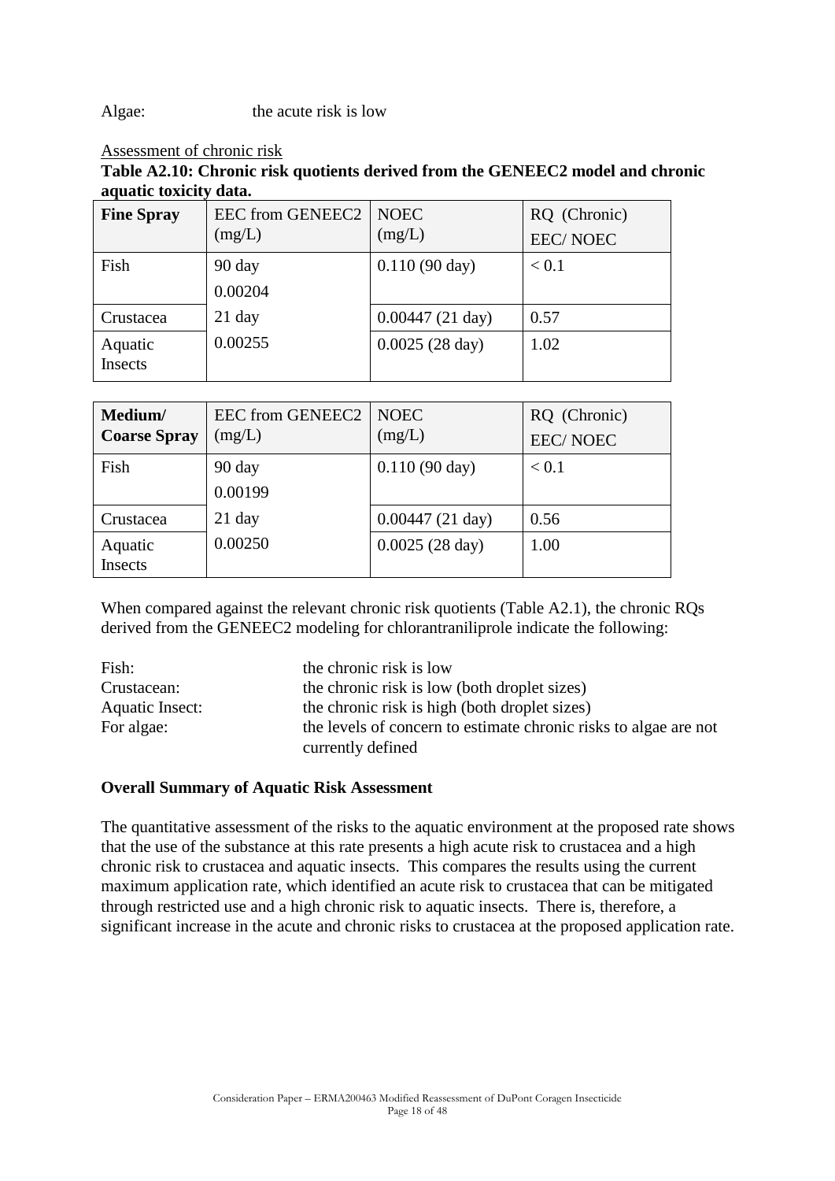Algae: the acute risk is low

Assessment of chronic risk

**Table A2.10: Chronic risk quotients derived from the GENEEC2 model and chronic aquatic toxicity data.**

| **Fine Spray** | EEC from GENEEC2 (mg/L) | NOEC (mg/L) | RQ (Chronic) EEC/ NOEC |
|---|---|---|---|
| Fish | 90 day 0.00204 | 0.110 (90 day) | < 0.1 |
| Crustacea | 21 day 0.00255 | 0.00447 (21 day) | 0.57 |
| Aquatic Insects | | 0.0025 (28 day) | 1.02 |

| **Medium/ Coarse Spray** | EEC from GENEEC2 (mg/L) | NOEC (mg/L) | RQ (Chronic) EEC/ NOEC |
|---|---|---|---|
| Fish | 90 day 0.00199 | 0.110 (90 day) | < 0.1 |
| Crustacea | 21 day 0.00250 | 0.00447 (21 day) | 0.56 |
| Aquatic Insects | | 0.0025 (28 day) | 1.00 |

When compared against the relevant chronic risk quotients (Table A2.1), the chronic RQs derived from the GENEEC2 modeling for chlorantraniliprole indicate the following:

Fish: the chronic risk is low
Crustacean: the chronic risk is low (both droplet sizes)
Aquatic Insect: the chronic risk is high (both droplet sizes)
For algae: the levels of concern to estimate chronic risks to algae are not currently defined

**Overall Summary of Aquatic Risk Assessment**

The quantitative assessment of the risks to the aquatic environment at the proposed rate shows that the use of the substance at this rate presents a high acute risk to crustacea and a high chronic risk to crustacea and aquatic insects. This compares the results using the current maximum application rate, which identified an acute risk to crustacea that can be mitigated through restricted use and a high chronic risk to aquatic insects. There is, therefore, a significant increase in the acute and chronic risks to crustacea at the proposed application rate.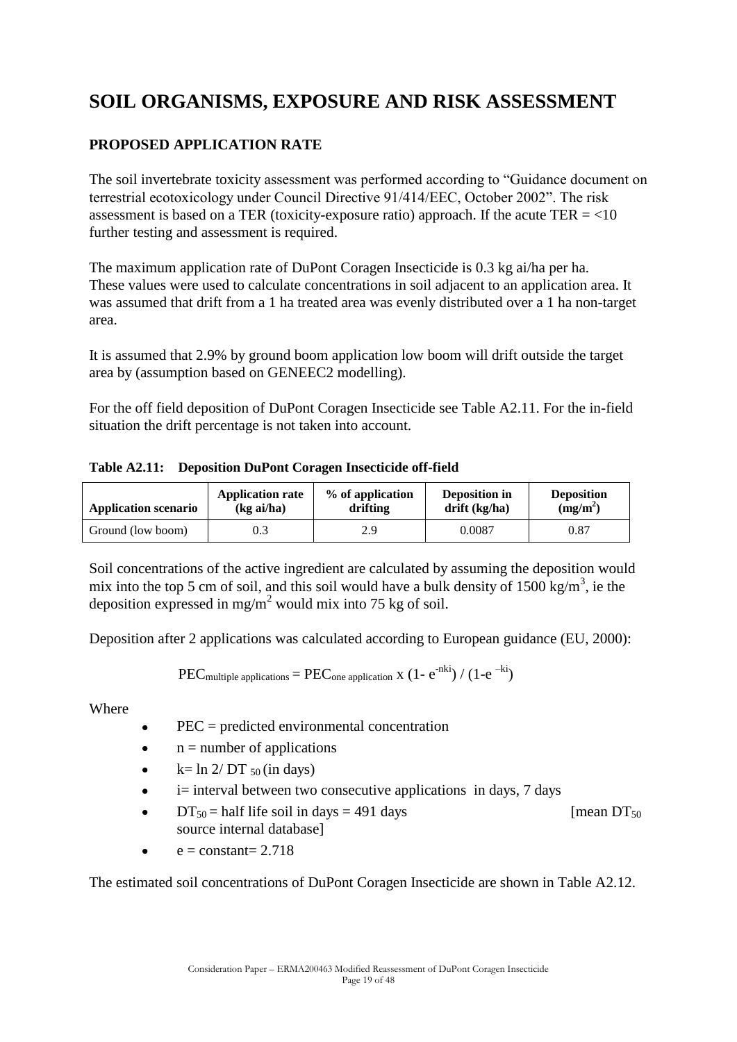# SOIL ORGANISMS, EXPOSURE AND RISK ASSESSMENT

## PROPOSED APPLICATION RATE

The soil invertebrate toxicity assessment was performed according to "Guidance document on terrestrial ecotoxicology under Council Directive 91/414/EEC, October 2002". The risk assessment is based on a TER (toxicity-exposure ratio) approach. If the acute TER = <10 further testing and assessment is required.

The maximum application rate of DuPont Coragen Insecticide is 0.3 kg ai/ha per ha. These values were used to calculate concentrations in soil adjacent to an application area. It was assumed that drift from a 1 ha treated area was evenly distributed over a 1 ha non-target area.

It is assumed that 2.9% by ground boom application low boom will drift outside the target area by (assumption based on GENEEC2 modelling).

For the off field deposition of DuPont Coragen Insecticide see Table A2.11. For the in-field situation the drift percentage is not taken into account.

**Table A2.11: Deposition DuPont Coragen Insecticide off-field**

| Application scenario | Application rate (kg ai/ha) | % of application drifting | Deposition in drift (kg/ha) | Deposition ($mg/m^2$) |
|---|---|---|---|---|
| Ground (low boom) | 0.3 | 2.9 | 0.0087 | 0.87 |

Soil concentrations of the active ingredient are calculated by assuming the deposition would mix into the top 5 cm of soil, and this soil would have a bulk density of 1500 $kg/m^3$, ie the deposition expressed in $mg/m^2$ would mix into 75 kg of soil.

Deposition after 2 applications was calculated according to European guidance (EU, 2000):

$$PEC_{multiple\ applications} = PEC_{one\ application} \times (1 - e^{-nki}) / (1 - e^{-ki})$$

Where

- PEC = predicted environmental concentration
- n = number of applications
- $k = \ln 2 / DT_{50}$ (in days)
- i= interval between two consecutive applications in days, 7 days
- $DT_{50}$ = half life soil in days = 491 days [mean $DT_{50}$ source internal database]
- e = constant= 2.718

The estimated soil concentrations of DuPont Coragen Insecticide are shown in Table A2.12.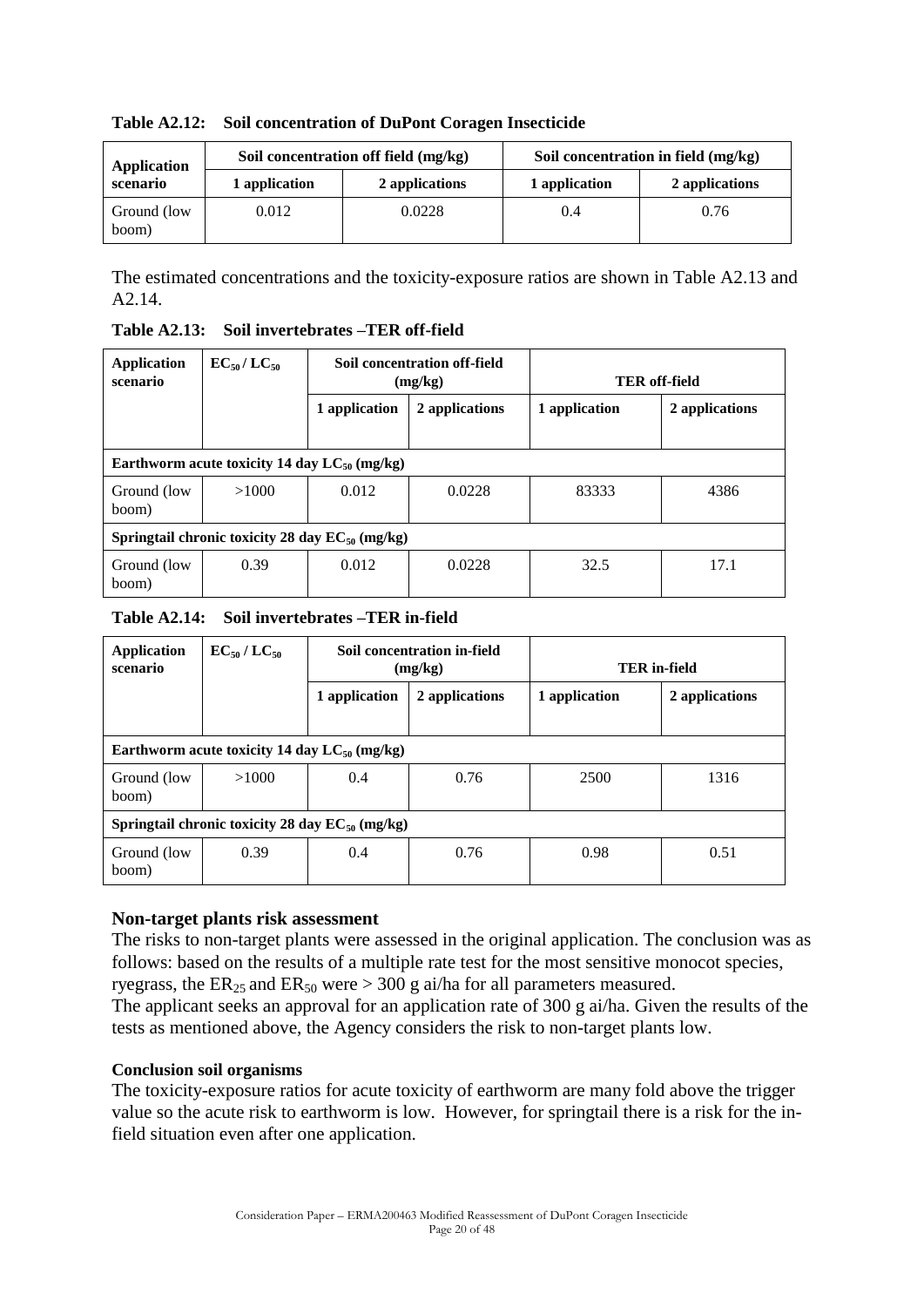**Table A2.12: Soil concentration of DuPont Coragen Insecticide**

| Application scenario | Soil concentration off field (mg/kg) | | Soil concentration in field (mg/kg) | |
|---|---|---|---|---|
| | 1 application | 2 applications | 1 application | 2 applications |
| Ground (low boom) | 0.012 | 0.0228 | 0.4 | 0.76 |

The estimated concentrations and the toxicity-exposure ratios are shown in Table A2.13 and A2.14.

**Table A2.13: Soil invertebrates –TER off-field**

| Application scenario | $EC_{50}$ / $LC_{50}$ | Soil concentration off-field (mg/kg) | | TER off-field | |
|---|---|---|---|---|---|
| | | 1 application | 2 applications | 1 application | 2 applications |
| **Earthworm acute toxicity 14 day $LC_{50}$ (mg/kg)** | | | | | |
| Ground (low boom) | >1000 | 0.012 | 0.0228 | 83333 | 4386 |
| **Springtail chronic toxicity 28 day $EC_{50}$ (mg/kg)** | | | | | |
| Ground (low boom) | 0.39 | 0.012 | 0.0228 | 32.5 | 17.1 |

**Table A2.14: Soil invertebrates –TER in-field**

| Application scenario | $EC_{50}$ / $LC_{50}$ | Soil concentration in-field (mg/kg) | | TER in-field | |
|---|---|---|---|---|---|
| | | 1 application | 2 applications | 1 application | 2 applications |
| **Earthworm acute toxicity 14 day $LC_{50}$ (mg/kg)** | | | | | |
| Ground (low boom) | >1000 | 0.4 | 0.76 | 2500 | 1316 |
| **Springtail chronic toxicity 28 day $EC_{50}$ (mg/kg)** | | | | | |
| Ground (low boom) | 0.39 | 0.4 | 0.76 | 0.98 | 0.51 |

### Non-target plants risk assessment

The risks to non-target plants were assessed in the original application. The conclusion was as follows: based on the results of a multiple rate test for the most sensitive monocot species, ryegrass, the $ER_{25}$ and $ER_{50}$ were > 300 g ai/ha for all parameters measured.

The applicant seeks an approval for an application rate of 300 g ai/ha. Given the results of the tests as mentioned above, the Agency considers the risk to non-target plants low.

**Conclusion soil organisms**

The toxicity-exposure ratios for acute toxicity of earthworm are many fold above the trigger value so the acute risk to earthworm is low. However, for springtail there is a risk for the in-field situation even after one application.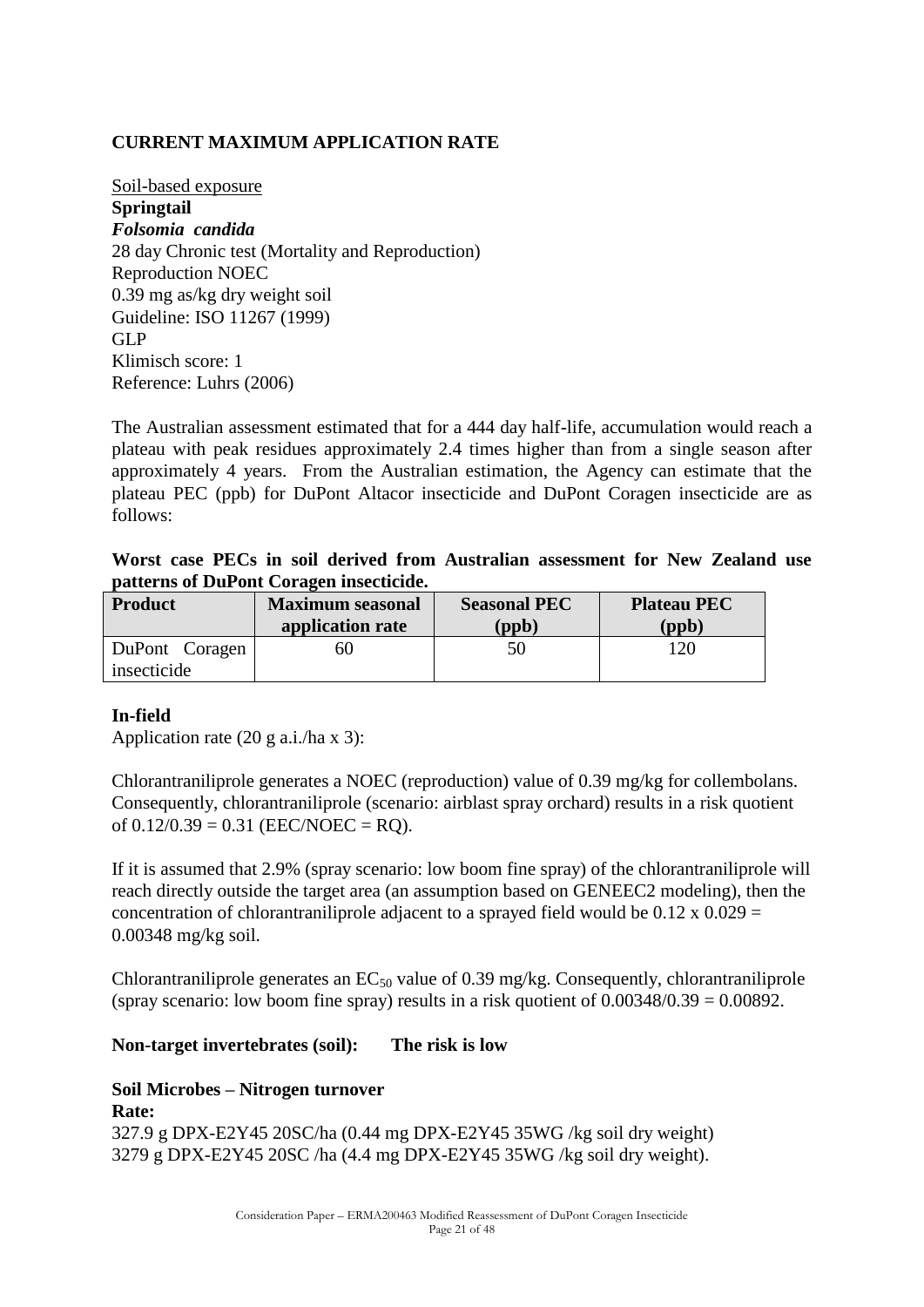**CURRENT MAXIMUM APPLICATION RATE**

Soil-based exposure
**Springtail**
***Folsomia candida***
28 day Chronic test (Mortality and Reproduction)
Reproduction NOEC
0.39 mg as/kg dry weight soil
Guideline: ISO 11267 (1999)
GLP
Klimisch score: 1
Reference: Luhrs (2006)

The Australian assessment estimated that for a 444 day half-life, accumulation would reach a plateau with peak residues approximately 2.4 times higher than from a single season after approximately 4 years. From the Australian estimation, the Agency can estimate that the plateau PEC (ppb) for DuPont Altacor insecticide and DuPont Coragen insecticide are as follows:

**Worst case PECs in soil derived from Australian assessment for New Zealand use patterns of DuPont Coragen insecticide.**

| Product | Maximum seasonal application rate | Seasonal PEC (ppb) | Plateau PEC (ppb) |
|---|---|---|---|
| DuPont Coragen insecticide | 60 | 50 | 120 |

**In-field**
Application rate (20 g a.i./ha x 3):

Chlorantraniliprole generates a NOEC (reproduction) value of 0.39 mg/kg for collembolans. Consequently, chlorantraniliprole (scenario: airblast spray orchard) results in a risk quotient of 0.12/0.39 = 0.31 (EEC/NOEC = RQ).

If it is assumed that 2.9% (spray scenario: low boom fine spray) of the chlorantraniliprole will reach directly outside the target area (an assumption based on GENEEC2 modeling), then the concentration of chlorantraniliprole adjacent to a sprayed field would be 0.12 x 0.029 = 0.00348 mg/kg soil.

Chlorantraniliprole generates an $EC_{50}$ value of 0.39 mg/kg. Consequently, chlorantraniliprole (spray scenario: low boom fine spray) results in a risk quotient of 0.00348/0.39 = 0.00892.

**Non-target invertebrates (soil): The risk is low**

**Soil Microbes – Nitrogen turnover**
**Rate:**
327.9 g DPX-E2Y45 20SC/ha (0.44 mg DPX-E2Y45 35WG /kg soil dry weight)
3279 g DPX-E2Y45 20SC /ha (4.4 mg DPX-E2Y45 35WG /kg soil dry weight).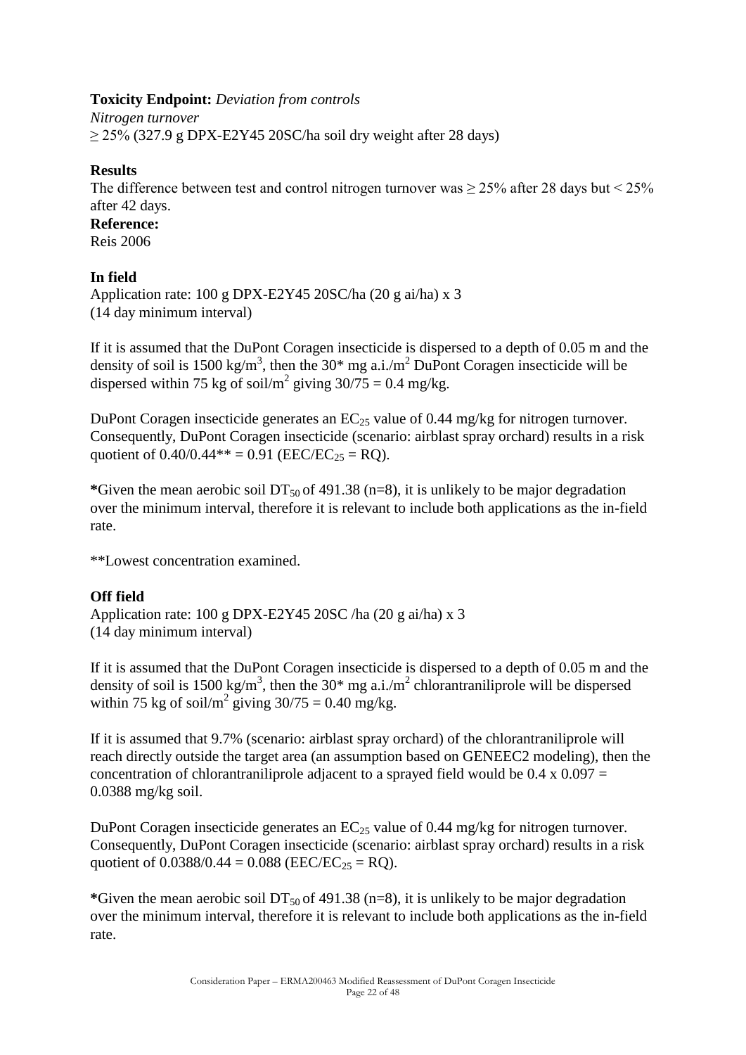**Toxicity Endpoint:** *Deviation from controls*
*Nitrogen turnover*
≥ 25% (327.9 g DPX-E2Y45 20SC/ha soil dry weight after 28 days)

**Results**
The difference between test and control nitrogen turnover was ≥ 25% after 28 days but < 25% after 42 days.
**Reference:**
Reis 2006

**In field**
Application rate: 100 g DPX-E2Y45 20SC/ha (20 g ai/ha) x 3
(14 day minimum interval)

If it is assumed that the DuPont Coragen insecticide is dispersed to a depth of 0.05 m and the density of soil is 1500 $kg/m^3$, then the 30* mg $a.i./m^2$ DuPont Coragen insecticide will be dispersed within 75 kg of $soil/m^2$ giving 30/75 = 0.4 mg/kg.

DuPont Coragen insecticide generates an $EC_{25}$ value of 0.44 mg/kg for nitrogen turnover. Consequently, DuPont Coragen insecticide (scenario: airblast spray orchard) results in a risk quotient of 0.40/0.44** = 0.91 ($EEC/EC_{25}$ = RQ).

*Given the mean aerobic soil $DT_{50}$ of 491.38 (n=8), it is unlikely to be major degradation over the minimum interval, therefore it is relevant to include both applications as the in-field rate.

**Lowest concentration examined.

**Off field**
Application rate: 100 g DPX-E2Y45 20SC /ha (20 g ai/ha) x 3
(14 day minimum interval)

If it is assumed that the DuPont Coragen insecticide is dispersed to a depth of 0.05 m and the density of soil is 1500 $kg/m^3$, then the 30* mg $a.i./m^2$ chlorantraniliprole will be dispersed within 75 kg of $soil/m^2$ giving 30/75 = 0.40 mg/kg.

If it is assumed that 9.7% (scenario: airblast spray orchard) of the chlorantraniliprole will reach directly outside the target area (an assumption based on GENEEC2 modeling), then the concentration of chlorantraniliprole adjacent to a sprayed field would be 0.4 x 0.097 = 0.0388 mg/kg soil.

DuPont Coragen insecticide generates an $EC_{25}$ value of 0.44 mg/kg for nitrogen turnover. Consequently, DuPont Coragen insecticide (scenario: airblast spray orchard) results in a risk quotient of 0.0388/0.44 = 0.088 ($EEC/EC_{25}$ = RQ).

*Given the mean aerobic soil $DT_{50}$ of 491.38 (n=8), it is unlikely to be major degradation over the minimum interval, therefore it is relevant to include both applications as the in-field rate.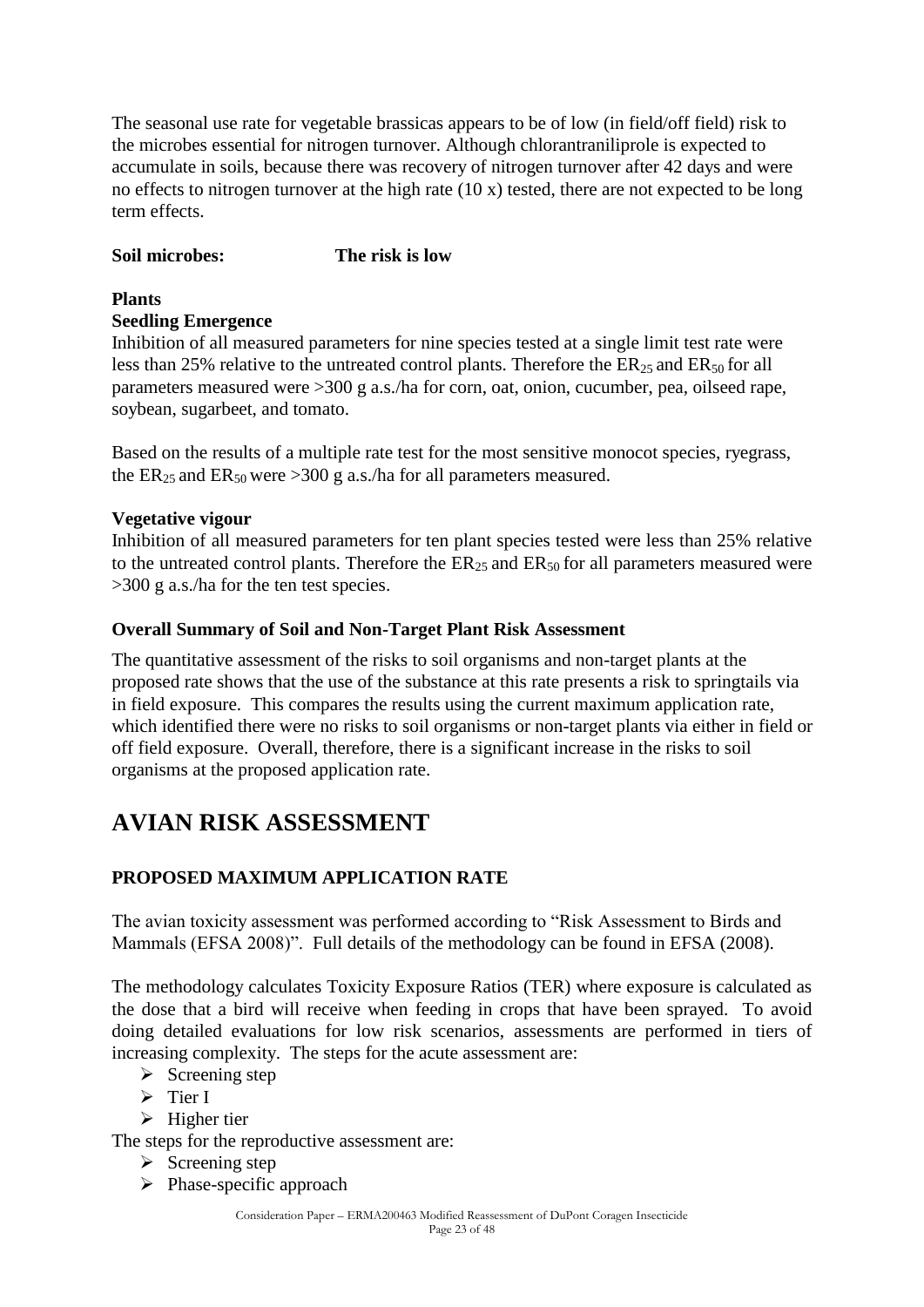The seasonal use rate for vegetable brassicas appears to be of low (in field/off field) risk to the microbes essential for nitrogen turnover. Although chlorantraniliprole is expected to accumulate in soils, because there was recovery of nitrogen turnover after 42 days and were no effects to nitrogen turnover at the high rate (10 x) tested, there are not expected to be long term effects.

**Soil microbes: The risk is low**

**Plants**

**Seedling Emergence**

Inhibition of all measured parameters for nine species tested at a single limit test rate were less than 25% relative to the untreated control plants. Therefore the $ER_{25}$ and $ER_{50}$ for all parameters measured were >300 g a.s./ha for corn, oat, onion, cucumber, pea, oilseed rape, soybean, sugarbeet, and tomato.

Based on the results of a multiple rate test for the most sensitive monocot species, ryegrass, the $ER_{25}$ and $ER_{50}$ were >300 g a.s./ha for all parameters measured.

**Vegetative vigour**

Inhibition of all measured parameters for ten plant species tested were less than 25% relative to the untreated control plants. Therefore the $ER_{25}$ and $ER_{50}$ for all parameters measured were >300 g a.s./ha for the ten test species.

**Overall Summary of Soil and Non-Target Plant Risk Assessment**

The quantitative assessment of the risks to soil organisms and non-target plants at the proposed rate shows that the use of the substance at this rate presents a risk to springtails via in field exposure. This compares the results using the current maximum application rate, which identified there were no risks to soil organisms or non-target plants via either in field or off field exposure. Overall, therefore, there is a significant increase in the risks to soil organisms at the proposed application rate.

# AVIAN RISK ASSESSMENT

## PROPOSED MAXIMUM APPLICATION RATE

The avian toxicity assessment was performed according to "Risk Assessment to Birds and Mammals (EFSA 2008)". Full details of the methodology can be found in EFSA (2008).

The methodology calculates Toxicity Exposure Ratios (TER) where exposure is calculated as the dose that a bird will receive when feeding in crops that have been sprayed. To avoid doing detailed evaluations for low risk scenarios, assessments are performed in tiers of increasing complexity. The steps for the acute assessment are:

- Screening step
- Tier I
- Higher tier

The steps for the reproductive assessment are:

- Screening step
- Phase-specific approach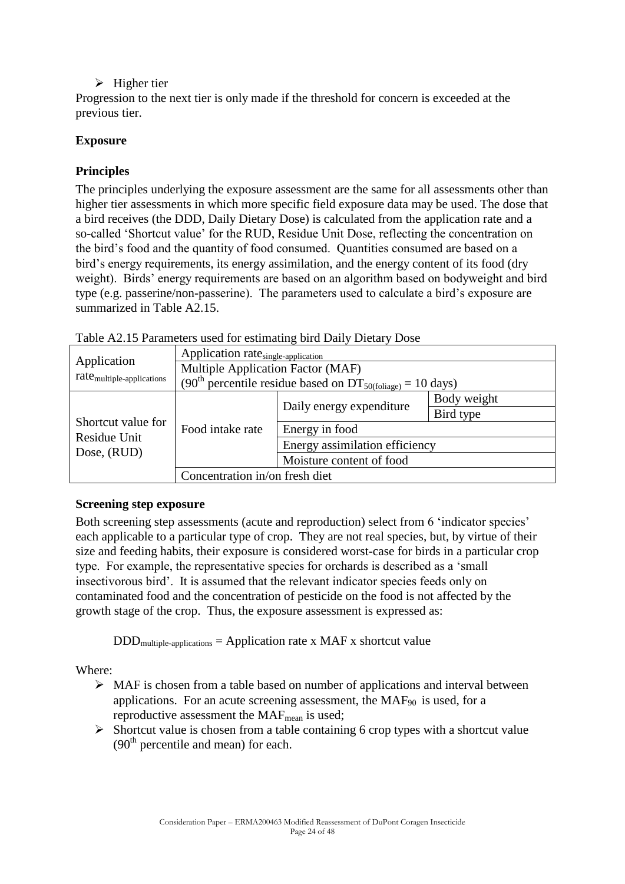- Higher tier

Progression to the next tier is only made if the threshold for concern is exceeded at the previous tier.

**Exposure**

**Principles**

The principles underlying the exposure assessment are the same for all assessments other than higher tier assessments in which more specific field exposure data may be used. The dose that a bird receives (the DDD, Daily Dietary Dose) is calculated from the application rate and a so-called 'Shortcut value' for the RUD, Residue Unit Dose, reflecting the concentration on the bird's food and the quantity of food consumed. Quantities consumed are based on a bird's energy requirements, its energy assimilation, and the energy content of its food (dry weight). Birds' energy requirements are based on an algorithm based on bodyweight and bird type (e.g. passerine/non-passerine). The parameters used to calculate a bird's exposure are summarized in Table A2.15.

Table A2.15 Parameters used for estimating bird Daily Dietary Dose

| | | | |
|---|---|---|---|
| Application $rate_{multiple\text{-}applications}$ | Application $rate_{single\text{-}application}$ | | |
| | Multiple Application Factor (MAF) ($90^{th}$ percentile residue based on $DT_{50(foliage)} = 10$ days) | | |
| Shortcut value for Residue Unit Dose, (RUD) | Food intake rate | Daily energy expenditure | Body weight |
| | | | Bird type |
| | | Energy in food | |
| | | Energy assimilation efficiency | |
| | | Moisture content of food | |
| | Concentration in/on fresh diet | | |

**Screening step exposure**

Both screening step assessments (acute and reproduction) select from 6 'indicator species' each applicable to a particular type of crop. They are not real species, but, by virtue of their size and feeding habits, their exposure is considered worst-case for birds in a particular crop type. For example, the representative species for orchards is described as a 'small insectivorous bird'. It is assumed that the relevant indicator species feeds only on contaminated food and the concentration of pesticide on the food is not affected by the growth stage of the crop. Thus, the exposure assessment is expressed as:

$$DDD_{multiple\text{-}applications} = \text{Application rate x MAF x shortcut value}$$

Where:

- MAF is chosen from a table based on number of applications and interval between applications. For an acute screening assessment, the $MAF_{90}$ is used, for a reproductive assessment the $MAF_{mean}$ is used;
- Shortcut value is chosen from a table containing 6 crop types with a shortcut value ($90^{th}$ percentile and mean) for each.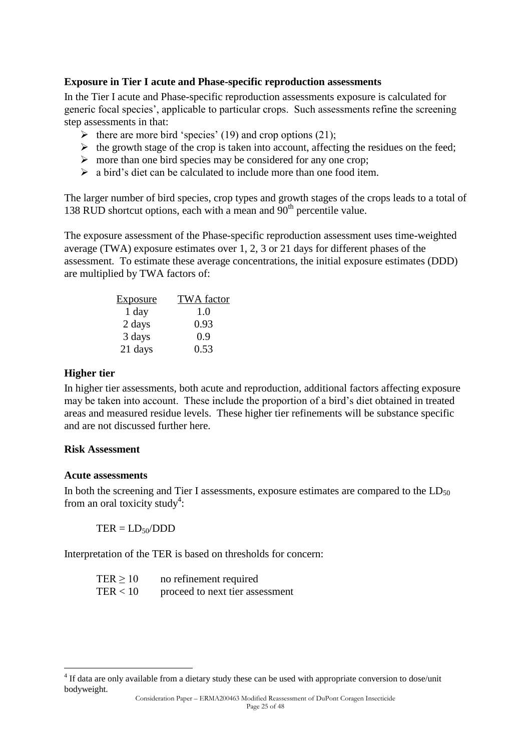**Exposure in Tier I acute and Phase-specific reproduction assessments**

In the Tier I acute and Phase-specific reproduction assessments exposure is calculated for generic focal species', applicable to particular crops. Such assessments refine the screening step assessments in that:

- there are more bird 'species' (19) and crop options (21);
- the growth stage of the crop is taken into account, affecting the residues on the feed;
- more than one bird species may be considered for any one crop;
- a bird's diet can be calculated to include more than one food item.

The larger number of bird species, crop types and growth stages of the crops leads to a total of 138 RUD shortcut options, each with a mean and $90^{th}$ percentile value.

The exposure assessment of the Phase-specific reproduction assessment uses time-weighted average (TWA) exposure estimates over 1, 2, 3 or 21 days for different phases of the assessment. To estimate these average concentrations, the initial exposure estimates (DDD) are multiplied by TWA factors of:

| Exposure | TWA factor |
|---|---|
| 1 day | 1.0 |
| 2 days | 0.93 |
| 3 days | 0.9 |
| 21 days | 0.53 |

**Higher tier**

In higher tier assessments, both acute and reproduction, additional factors affecting exposure may be taken into account. These include the proportion of a bird's diet obtained in treated areas and measured residue levels. These higher tier refinements will be substance specific and are not discussed further here.

**Risk Assessment**

**Acute assessments**

In both the screening and Tier I assessments, exposure estimates are compared to the $LD_{50}$ from an oral toxicity study[4]:

$$TER = LD_{50}/DDD$$

Interpretation of the TER is based on thresholds for concern:

| | |
|---|---|
| $TER \geq 10$ | no refinement required |
| $TER < 10$ | proceed to next tier assessment |

[4] If data are only available from a dietary study these can be used with appropriate conversion to dose/unit bodyweight.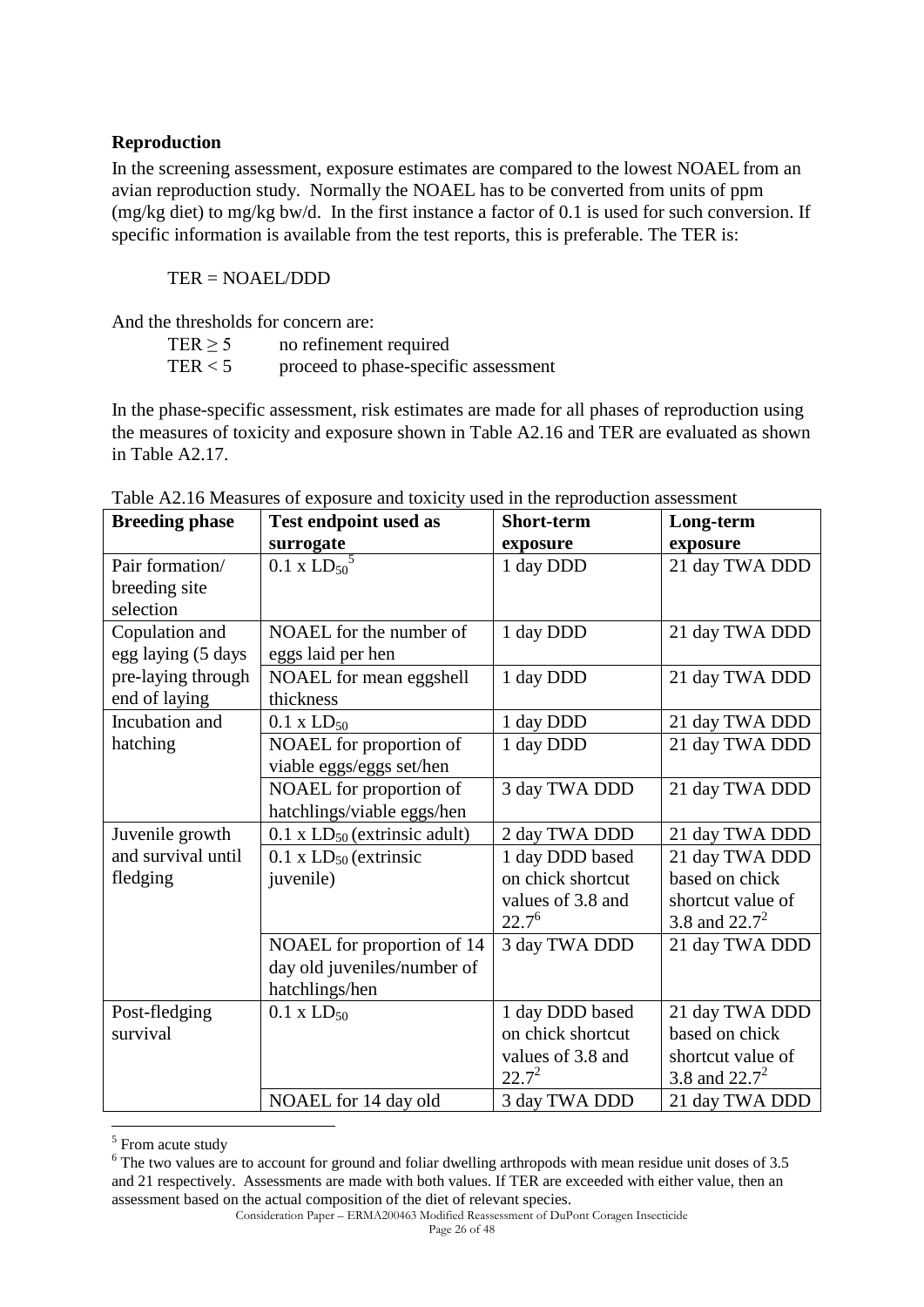**Reproduction**

In the screening assessment, exposure estimates are compared to the lowest NOAEL from an avian reproduction study. Normally the NOAEL has to be converted from units of ppm (mg/kg diet) to mg/kg bw/d. In the first instance a factor of 0.1 is used for such conversion. If specific information is available from the test reports, this is preferable. The TER is:

TER = NOAEL/DDD

And the thresholds for concern are:

- TER ≥ 5 no refinement required
- TER < 5 proceed to phase-specific assessment

In the phase-specific assessment, risk estimates are made for all phases of reproduction using the measures of toxicity and exposure shown in Table A2.16 and TER are evaluated as shown in Table A2.17.

Table A2.16 Measures of exposure and toxicity used in the reproduction assessment

| Breeding phase | Test endpoint used as surrogate | Short-term exposure | Long-term exposure |
|---|---|---|---|
| Pair formation/ breeding site selection | 0.1 x $LD_{50}$[5] | 1 day DDD | 21 day TWA DDD |
| Copulation and egg laying (5 days pre-laying through end of laying | NOAEL for the number of eggs laid per hen | 1 day DDD | 21 day TWA DDD |
| | NOAEL for mean eggshell thickness | 1 day DDD | 21 day TWA DDD |
| Incubation and hatching | 0.1 x $LD_{50}$ | 1 day DDD | 21 day TWA DDD |
| | NOAEL for proportion of viable eggs/eggs set/hen | 1 day DDD | 21 day TWA DDD |
| | NOAEL for proportion of hatchlings/viable eggs/hen | 3 day TWA DDD | 21 day TWA DDD |
| Juvenile growth and survival until fledging | 0.1 x $LD_{50}$ (extrinsic adult) | 2 day TWA DDD | 21 day TWA DDD |
| | 0.1 x $LD_{50}$ (extrinsic juvenile) | 1 day DDD based on chick shortcut values of 3.8 and 22.7[6] | 21 day TWA DDD based on chick shortcut value of 3.8 and 22.7[2] |
| | NOAEL for proportion of 14 day old juveniles/number of hatchlings/hen | 3 day TWA DDD | 21 day TWA DDD |
| Post-fledging survival | 0.1 x $LD_{50}$ | 1 day DDD based on chick shortcut values of 3.8 and 22.7[2] | 21 day TWA DDD based on chick shortcut value of 3.8 and 22.7[2] |
| | NOAEL for 14 day old | 3 day TWA DDD | 21 day TWA DDD |

[5] From acute study

[6] The two values are to account for ground and foliar dwelling arthropods with mean residue unit doses of 3.5 and 21 respectively. Assessments are made with both values. If TER are exceeded with either value, then an assessment based on the actual composition of the diet of relevant species.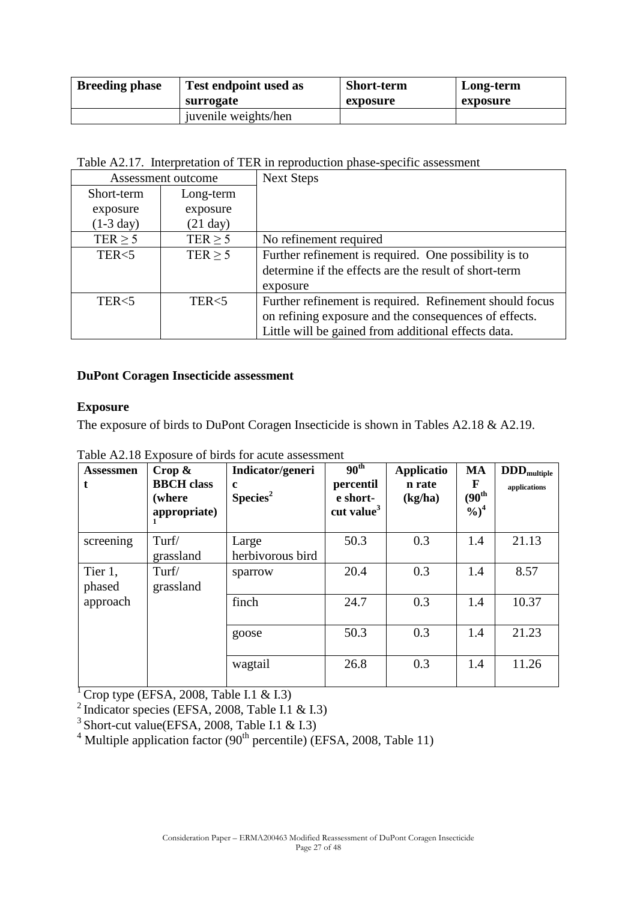| Breeding phase | Test endpoint used as surrogate | Short-term exposure | Long-term exposure |
|---|---|---|---|
| | juvenile weights/hen | | |

Table A2.17. Interpretation of TER in reproduction phase-specific assessment

| Assessment outcome | | Next Steps |
|---|---|---|
| Short-term exposure (1-3 day) | Long-term exposure (21 day) | |
| TER ≥ 5 | TER ≥ 5 | No refinement required |
| TER<5 | TER ≥ 5 | Further refinement is required. One possibility is to determine if the effects are the result of short-term exposure |
| TER<5 | TER<5 | Further refinement is required. Refinement should focus on refining exposure and the consequences of effects. Little will be gained from additional effects data. |

**DuPont Coragen Insecticide assessment**

**Exposure**

The exposure of birds to DuPont Coragen Insecticide is shown in Tables A2.18 & A2.19.

Table A2.18 Exposure of birds for acute assessment

| Assessment | Crop & BBCH class (where appropriate)[1] | Indicator/generic Species[2] | $90^{th}$ percentile short-cut value[3] | Application rate (kg/ha) | MAF ($90^{th}$ %)[4] | $DDD_{multiple\ applications}$ |
|---|---|---|---|---|---|---|
| screening | Turf/ grassland | Large herbivorous bird | 50.3 | 0.3 | 1.4 | 21.13 |
| Tier 1, phased approach | Turf/ grassland | sparrow | 20.4 | 0.3 | 1.4 | 8.57 |
| | | finch | 24.7 | 0.3 | 1.4 | 10.37 |
| | | goose | 50.3 | 0.3 | 1.4 | 21.23 |
| | | wagtail | 26.8 | 0.3 | 1.4 | 11.26 |

[1] Crop type (EFSA, 2008, Table I.1 & I.3)
[2] Indicator species (EFSA, 2008, Table I.1 & I.3)
[3] Short-cut value(EFSA, 2008, Table I.1 & I.3)
[4] Multiple application factor ($90^{th}$ percentile) (EFSA, 2008, Table 11)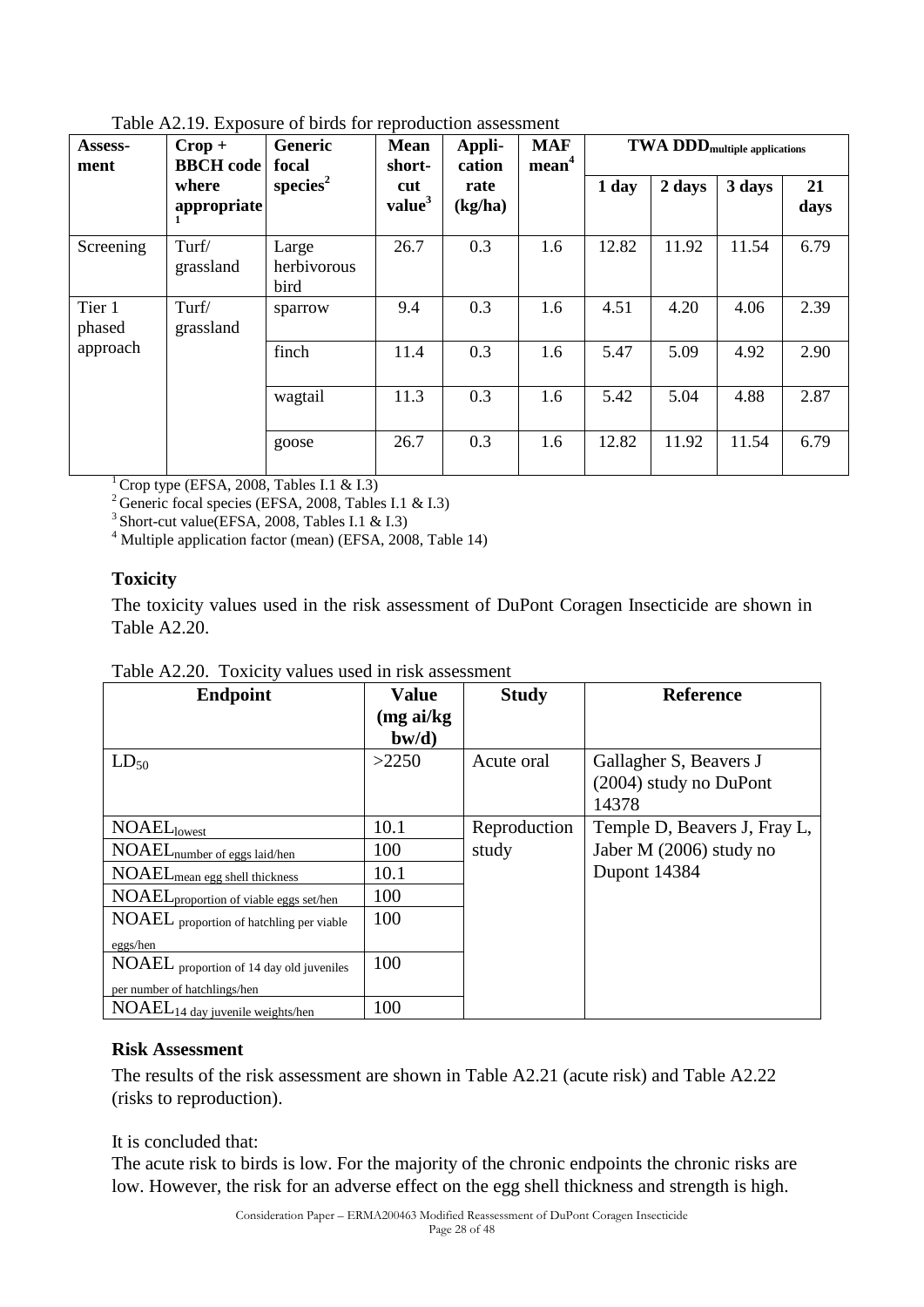Table A2.19. Exposure of birds for reproduction assessment

| Assessment | Crop + BBCH code where appropriate[1] | Generic focal species[2] | Mean short-cut value[3] | Application rate (kg/ha) | MAF mean[4] | TWA $DDD_{multiple\ applications}$ | | | |
|---|---|---|---|---|---|---|---|---|---|
| | | | | | | 1 day | 2 days | 3 days | 21 days |
| Screening | Turf/ grassland | Large herbivorous bird | 26.7 | 0.3 | 1.6 | 12.82 | 11.92 | 11.54 | 6.79 |
| Tier 1 phased approach | Turf/ grassland | sparrow | 9.4 | 0.3 | 1.6 | 4.51 | 4.20 | 4.06 | 2.39 |
| | | finch | 11.4 | 0.3 | 1.6 | 5.47 | 5.09 | 4.92 | 2.90 |
| | | wagtail | 11.3 | 0.3 | 1.6 | 5.42 | 5.04 | 4.88 | 2.87 |
| | | goose | 26.7 | 0.3 | 1.6 | 12.82 | 11.92 | 11.54 | 6.79 |

[1] Crop type (EFSA, 2008, Tables I.1 & I.3)
[2] Generic focal species (EFSA, 2008, Tables I.1 & I.3)
[3] Short-cut value(EFSA, 2008, Tables I.1 & I.3)
[4] Multiple application factor (mean) (EFSA, 2008, Table 14)

**Toxicity**

The toxicity values used in the risk assessment of DuPont Coragen Insecticide are shown in Table A2.20.

Table A2.20. Toxicity values used in risk assessment

| Endpoint | Value (mg ai/kg bw/d) | Study | Reference |
|---|---|---|---|
| $LD_{50}$ | >2250 | Acute oral | Gallagher S, Beavers J (2004) study no DuPont 14378 |
| $NOAEL_{lowest}$ | 10.1 | Reproduction study | Temple D, Beavers J, Fray L, Jaber M (2006) study no Dupont 14384 |
| $NOAEL_{number\ of\ eggs\ laid/hen}$ | 100 | | |
| $NOAEL_{mean\ egg\ shell\ thickness}$ | 10.1 | | |
| $NOAEL_{proportion\ of\ viable\ eggs\ set/hen}$ | 100 | | |
| $NOAEL_{proportion\ of\ hatchling\ per\ viable\ eggs/hen}$ | 100 | | |
| $NOAEL_{proportion\ of\ 14\ day\ old\ juveniles\ per\ number\ of\ hatchlings/hen}$ | 100 | | |
| $NOAEL_{14\ day\ juvenile\ weights/hen}$ | 100 | | |

**Risk Assessment**

The results of the risk assessment are shown in Table A2.21 (acute risk) and Table A2.22 (risks to reproduction).

It is concluded that:

The acute risk to birds is low. For the majority of the chronic endpoints the chronic risks are low. However, the risk for an adverse effect on the egg shell thickness and strength is high.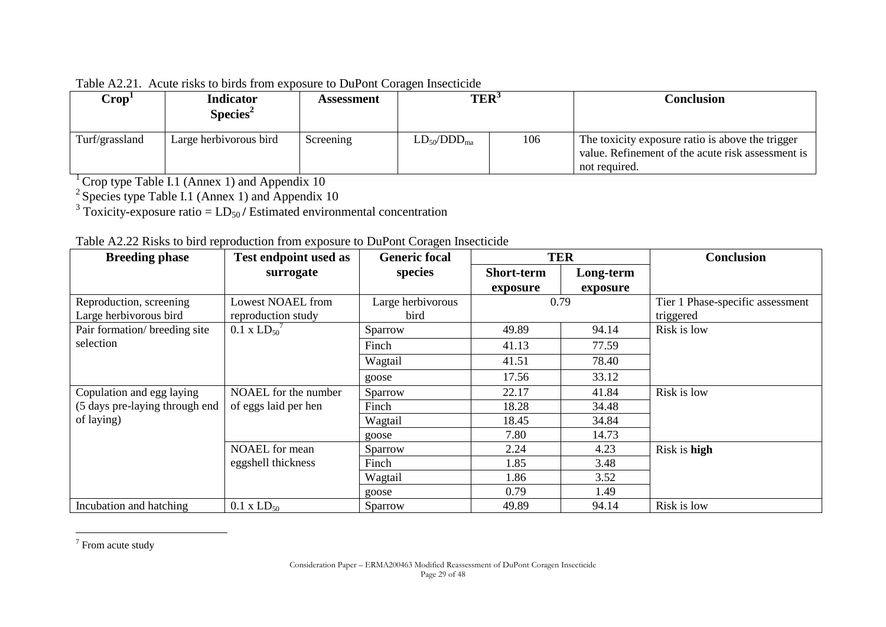Table A2.21. Acute risks to birds from exposure to DuPont Coragen Insecticide

| Crop[1] | Indicator Species[2] | Assessment | TER[3] | | Conclusion |
|---|---|---|---|---|---|
| Turf/grassland | Large herbivorous bird | Screening | $LD_{50}/DDD_{ma}$ | 106 | The toxicity exposure ratio is above the trigger value. Refinement of the acute risk assessment is not required. |

[1] Crop type Table I.1 (Annex 1) and Appendix 10
[2] Species type Table I.1 (Annex 1) and Appendix 10
[3] Toxicity-exposure ratio = $LD_{50}$ / Estimated environmental concentration

Table A2.22 Risks to bird reproduction from exposure to DuPont Coragen Insecticide

| Breeding phase | Test endpoint used as surrogate | Generic focal species | TER | | Conclusion |
|---|---|---|---|---|---|
| | | | Short-term exposure | Long-term exposure | |
| Reproduction, screening Large herbivorous bird | Lowest NOAEL from reproduction study | Large herbivorous bird | 0.79 | | Tier 1 Phase-specific assessment triggered |
| Pair formation/ breeding site selection | $0.1 \times LD_{50}$[7] | Sparrow | 49.89 | 94.14 | Risk is low |
| | | Finch | 41.13 | 77.59 | |
| | | Wagtail | 41.51 | 78.40 | |
| | | goose | 17.56 | 33.12 | |
| Copulation and egg laying (5 days pre-laying through end of laying) | NOAEL for the number of eggs laid per hen | Sparrow | 22.17 | 41.84 | Risk is low |
| | | Finch | 18.28 | 34.48 | |
| | | Wagtail | 18.45 | 34.84 | |
| | | goose | 7.80 | 14.73 | |
| | NOAEL for mean eggshell thickness | Sparrow | 2.24 | 4.23 | Risk is **high** |
| | | Finch | 1.85 | 3.48 | |
| | | Wagtail | 1.86 | 3.52 | |
| | | goose | 0.79 | 1.49 | |
| Incubation and hatching | $0.1 \times LD_{50}$ | Sparrow | 49.89 | 94.14 | Risk is low |

[7] From acute study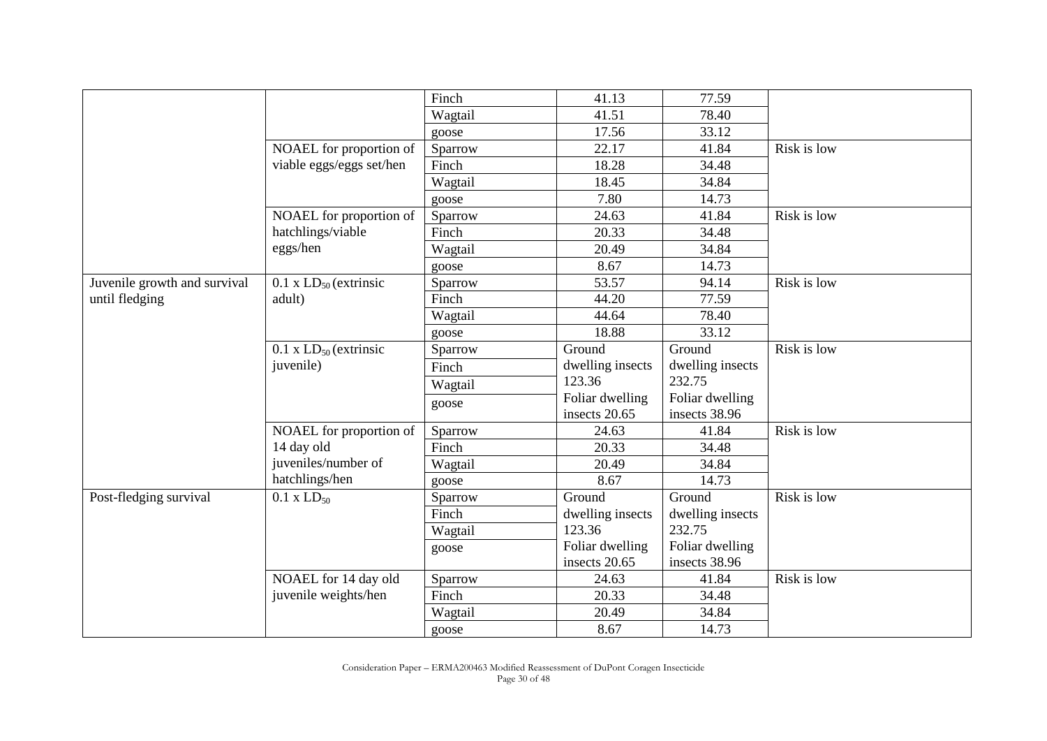| | | Finch | 41.13 | 77.59 | |
|---|---|---|---|---|---|
| | | Wagtail | 41.51 | 78.40 | |
| | | goose | 17.56 | 33.12 | |
| | NOAEL for proportion of viable eggs/eggs set/hen | Sparrow | 22.17 | 41.84 | Risk is low |
| | | Finch | 18.28 | 34.48 | |
| | | Wagtail | 18.45 | 34.84 | |
| | | goose | 7.80 | 14.73 | |
| | NOAEL for proportion of hatchlings/viable eggs/hen | Sparrow | 24.63 | 41.84 | Risk is low |
| | | Finch | 20.33 | 34.48 | |
| | | Wagtail | 20.49 | 34.84 | |
| | | goose | 8.67 | 14.73 | |
| Juvenile growth and survival until fledging | 0.1 x $LD_{50}$ (extrinsic adult) | Sparrow | 53.57 | 94.14 | Risk is low |
| | | Finch | 44.20 | 77.59 | |
| | | Wagtail | 44.64 | 78.40 | |
| | | goose | 18.88 | 33.12 | |
| | 0.1 x $LD_{50}$ (extrinsic juvenile) | Sparrow<br>Finch<br>Wagtail<br>goose | Ground dwelling insects 123.36<br>Foliar dwelling insects 20.65 | Ground dwelling insects 232.75<br>Foliar dwelling insects 38.96 | Risk is low |
| | NOAEL for proportion of 14 day old juveniles/number of hatchlings/hen | Sparrow | 24.63 | 41.84 | Risk is low |
| | | Finch | 20.33 | 34.48 | |
| | | Wagtail | 20.49 | 34.84 | |
| | | goose | 8.67 | 14.73 | |
| Post-fledging survival | 0.1 x $LD_{50}$ | Sparrow<br>Finch<br>Wagtail<br>goose | Ground dwelling insects 123.36<br>Foliar dwelling insects 20.65 | Ground dwelling insects 232.75<br>Foliar dwelling insects 38.96 | Risk is low |
| | NOAEL for 14 day old juvenile weights/hen | Sparrow | 24.63 | 41.84 | Risk is low |
| | | Finch | 20.33 | 34.48 | |
| | | Wagtail | 20.49 | 34.84 | |
| | | goose | 8.67 | 14.73 | |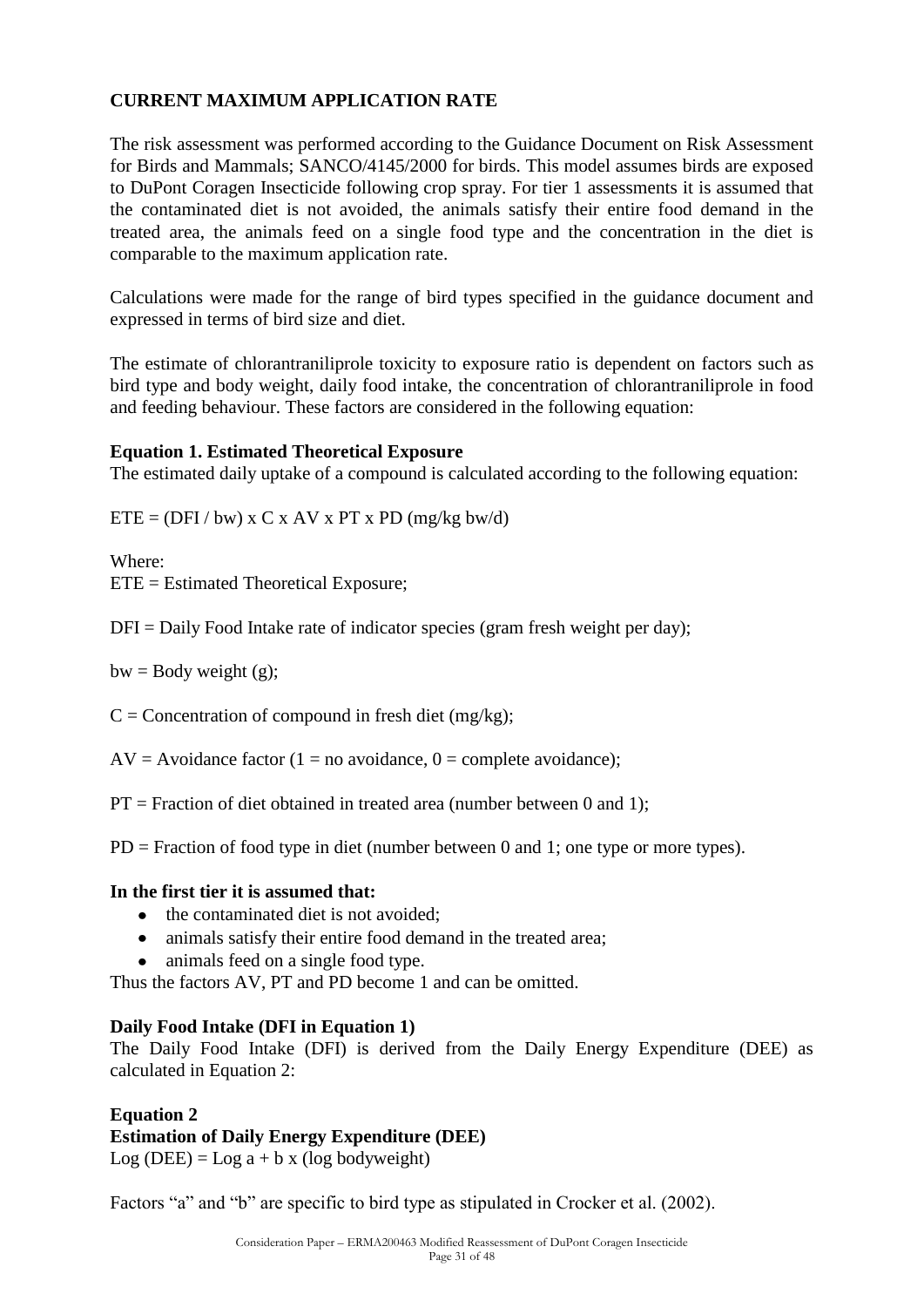**CURRENT MAXIMUM APPLICATION RATE**

The risk assessment was performed according to the Guidance Document on Risk Assessment for Birds and Mammals; SANCO/4145/2000 for birds. This model assumes birds are exposed to DuPont Coragen Insecticide following crop spray. For tier 1 assessments it is assumed that the contaminated diet is not avoided, the animals satisfy their entire food demand in the treated area, the animals feed on a single food type and the concentration in the diet is comparable to the maximum application rate.

Calculations were made for the range of bird types specified in the guidance document and expressed in terms of bird size and diet.

The estimate of chlorantraniliprole toxicity to exposure ratio is dependent on factors such as bird type and body weight, daily food intake, the concentration of chlorantraniliprole in food and feeding behaviour. These factors are considered in the following equation:

**Equation 1. Estimated Theoretical Exposure**

The estimated daily uptake of a compound is calculated according to the following equation:

$$ETE = (DFI / bw) \times C \times AV \times PT \times PD \text{ (mg/kg bw/d)}$$

Where:

ETE = Estimated Theoretical Exposure;

DFI = Daily Food Intake rate of indicator species (gram fresh weight per day);

bw = Body weight (g);

C = Concentration of compound in fresh diet (mg/kg);

AV = Avoidance factor (1 = no avoidance, 0 = complete avoidance);

PT = Fraction of diet obtained in treated area (number between 0 and 1);

PD = Fraction of food type in diet (number between 0 and 1; one type or more types).

**In the first tier it is assumed that:**

- the contaminated diet is not avoided;
- animals satisfy their entire food demand in the treated area;
- animals feed on a single food type.

Thus the factors AV, PT and PD become 1 and can be omitted.

**Daily Food Intake (DFI in Equation 1)**

The Daily Food Intake (DFI) is derived from the Daily Energy Expenditure (DEE) as calculated in Equation 2:

**Equation 2**

**Estimation of Daily Energy Expenditure (DEE)**

$$\text{Log (DEE)} = \text{Log } a + b \times (\text{log bodyweight})$$

Factors "a" and "b" are specific to bird type as stipulated in Crocker et al. (2002).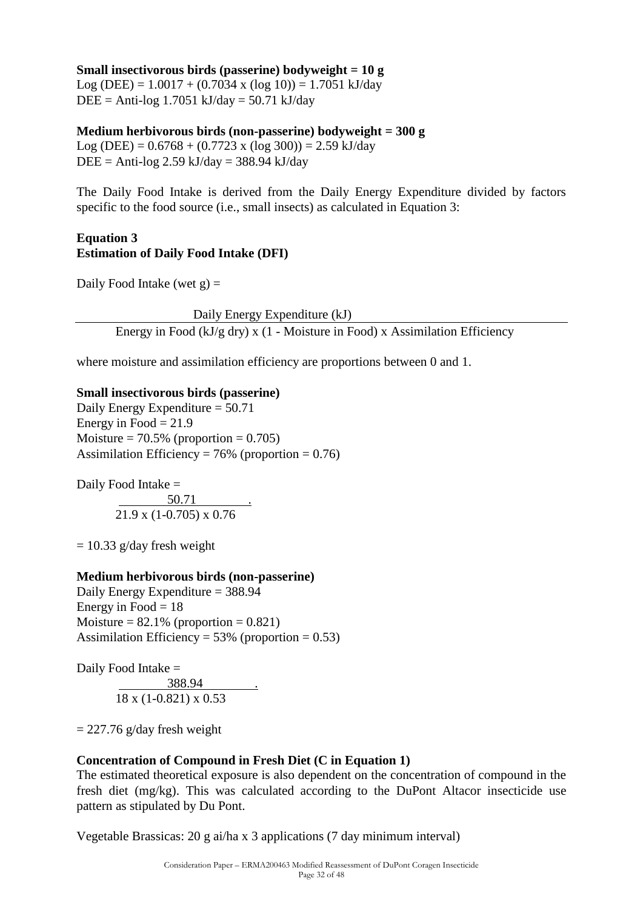**Small insectivorous birds (passerine) bodyweight = 10 g**

Log (DEE) = 1.0017 + (0.7034 x (log 10)) = 1.7051 kJ/day
DEE = Anti-log 1.7051 kJ/day = 50.71 kJ/day

**Medium herbivorous birds (non-passerine) bodyweight = 300 g**

Log (DEE) = 0.6768 + (0.7723 x (log 300)) = 2.59 kJ/day
DEE = Anti-log 2.59 kJ/day = 388.94 kJ/day

The Daily Food Intake is derived from the Daily Energy Expenditure divided by factors specific to the food source (i.e., small insects) as calculated in Equation 3:

**Equation 3**
**Estimation of Daily Food Intake (DFI)**

Daily Food Intake (wet g) =

$$\frac{\text{Daily Energy Expenditure (kJ)}}{\text{Energy in Food (kJ/g dry)} \times (1 - \text{Moisture in Food}) \times \text{Assimilation Efficiency}}$$

where moisture and assimilation efficiency are proportions between 0 and 1.

**Small insectivorous birds (passerine)**

Daily Energy Expenditure = 50.71
Energy in Food = 21.9
Moisture = 70.5% (proportion = 0.705)
Assimilation Efficiency = 76% (proportion = 0.76)

Daily Food Intake =

$$\frac{50.71}{21.9 \times (1-0.705) \times 0.76}$$

= 10.33 g/day fresh weight

**Medium herbivorous birds (non-passerine)**

Daily Energy Expenditure = 388.94
Energy in Food = 18
Moisture = 82.1% (proportion = 0.821)
Assimilation Efficiency = 53% (proportion = 0.53)

Daily Food Intake =

$$\frac{388.94}{18 \times (1-0.821) \times 0.53}$$

= 227.76 g/day fresh weight

**Concentration of Compound in Fresh Diet (C in Equation 1)**

The estimated theoretical exposure is also dependent on the concentration of compound in the fresh diet (mg/kg). This was calculated according to the DuPont Altacor insecticide use pattern as stipulated by Du Pont.

Vegetable Brassicas: 20 g ai/ha x 3 applications (7 day minimum interval)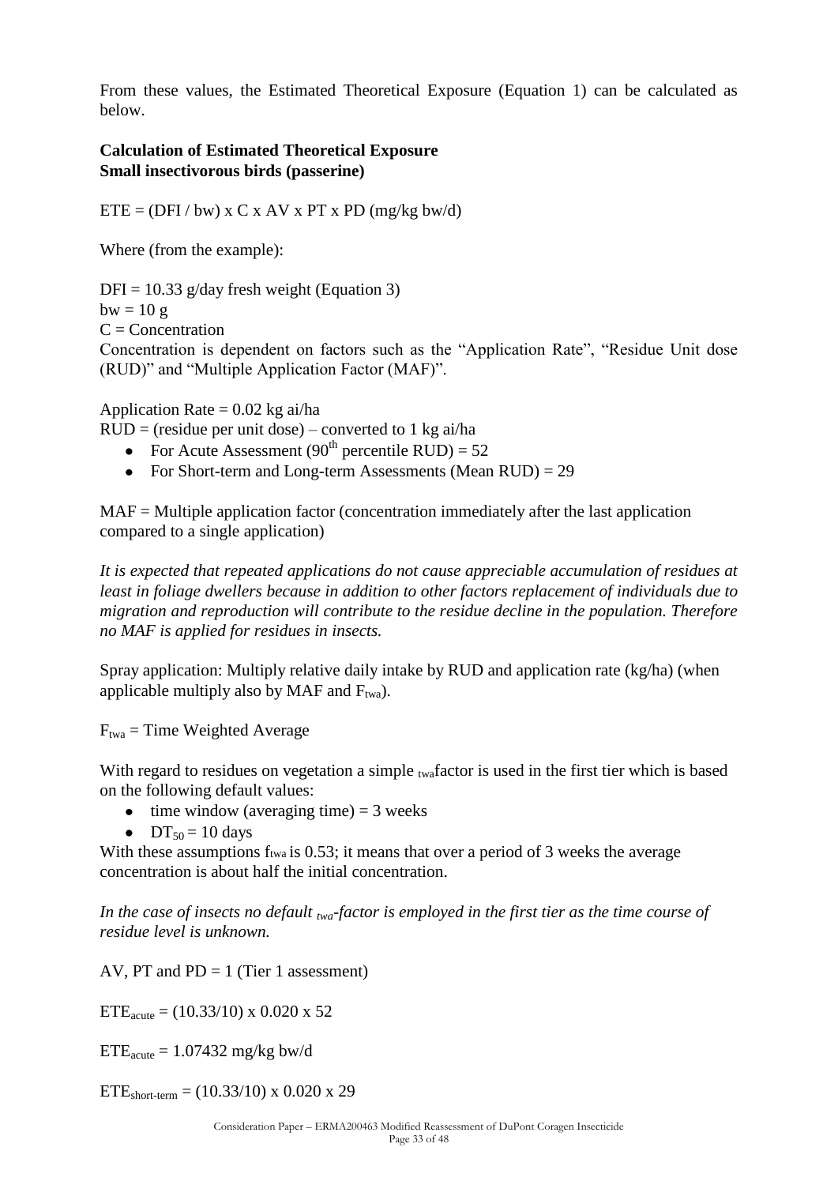From these values, the Estimated Theoretical Exposure (Equation 1) can be calculated as below.

**Calculation of Estimated Theoretical Exposure**
**Small insectivorous birds (passerine)**

ETE = (DFI / bw) x C x AV x PT x PD (mg/kg bw/d)

Where (from the example):

DFI = 10.33 g/day fresh weight (Equation 3)
bw = 10 g
C = Concentration
Concentration is dependent on factors such as the "Application Rate", "Residue Unit dose (RUD)" and "Multiple Application Factor (MAF)".

Application Rate = 0.02 kg ai/ha
RUD = (residue per unit dose) – converted to 1 kg ai/ha

- For Acute Assessment ($90^{th}$ percentile RUD) = 52
- For Short-term and Long-term Assessments (Mean RUD) = 29

MAF = Multiple application factor (concentration immediately after the last application compared to a single application)

*It is expected that repeated applications do not cause appreciable accumulation of residues at least in foliage dwellers because in addition to other factors replacement of individuals due to migration and reproduction will contribute to the residue decline in the population. Therefore no MAF is applied for residues in insects.*

Spray application: Multiply relative daily intake by RUD and application rate (kg/ha) (when applicable multiply also by MAF and $F_{twa}$).

$F_{twa}$ = Time Weighted Average

With regard to residues on vegetation a simple $_{twa}$factor is used in the first tier which is based on the following default values:

- time window (averaging time) = 3 weeks
- $DT_{50}$ = 10 days

With these assumptions $f_{twa}$ is 0.53; it means that over a period of 3 weeks the average concentration is about half the initial concentration.

*In the case of insects no default $_{twa}$-factor is employed in the first tier as the time course of residue level is unknown.*

AV, PT and PD = 1 (Tier 1 assessment)

$ETE_{acute}$ = (10.33/10) x 0.020 x 52

$ETE_{acute}$ = 1.07432 mg/kg bw/d

$ETE_{short\text{-}term}$ = (10.33/10) x 0.020 x 29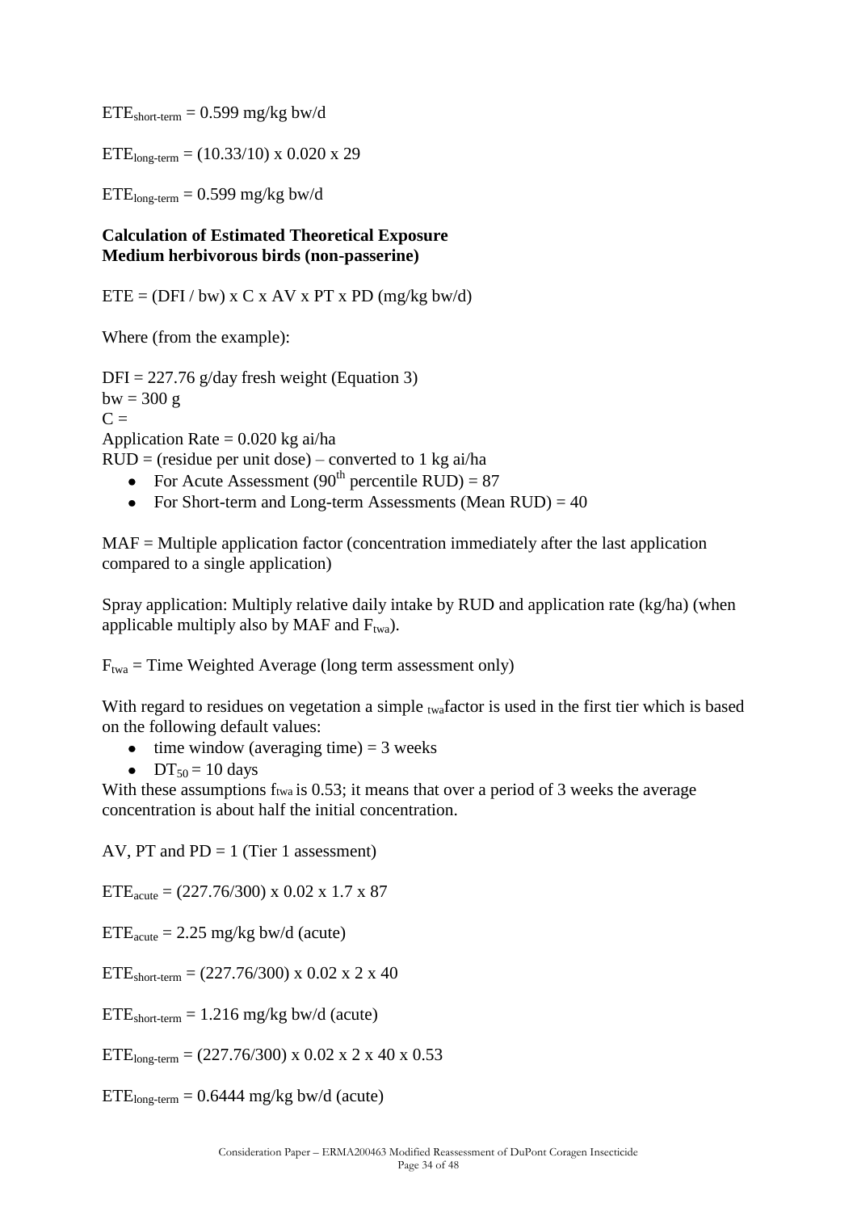$ETE_{short\text{-}term} = 0.599$ mg/kg bw/d

$ETE_{long\text{-}term} = (10.33/10) \times 0.020 \times 29$

$ETE_{long\text{-}term} = 0.599$ mg/kg bw/d

**Calculation of Estimated Theoretical Exposure**
**Medium herbivorous birds (non-passerine)**

ETE = (DFI / bw) x C x AV x PT x PD (mg/kg bw/d)

Where (from the example):

DFI = 227.76 g/day fresh weight (Equation 3)
bw = 300 g
C =
Application Rate = 0.020 kg ai/ha
RUD = (residue per unit dose) – converted to 1 kg ai/ha

- For Acute Assessment (90[th] percentile RUD) = 87
- For Short-term and Long-term Assessments (Mean RUD) = 40

MAF = Multiple application factor (concentration immediately after the last application compared to a single application)

Spray application: Multiply relative daily intake by RUD and application rate (kg/ha) (when applicable multiply also by MAF and $F_{twa}$).

$F_{twa}$ = Time Weighted Average (long term assessment only)

With regard to residues on vegetation a simple $_{twa}$factor is used in the first tier which is based on the following default values:

- time window (averaging time) = 3 weeks
- $DT_{50}$ = 10 days

With these assumptions $f_{twa}$ is 0.53; it means that over a period of 3 weeks the average concentration is about half the initial concentration.

AV, PT and PD = 1 (Tier 1 assessment)

$ETE_{acute} = (227.76/300) \times 0.02 \times 1.7 \times 87$

$ETE_{acute} = 2.25$ mg/kg bw/d (acute)

$ETE_{short\text{-}term} = (227.76/300) \times 0.02 \times 2 \times 40$

$ETE_{short\text{-}term} = 1.216$ mg/kg bw/d (acute)

$ETE_{long\text{-}term} = (227.76/300) \times 0.02 \times 2 \times 40 \times 0.53$

$ETE_{long\text{-}term} = 0.6444$ mg/kg bw/d (acute)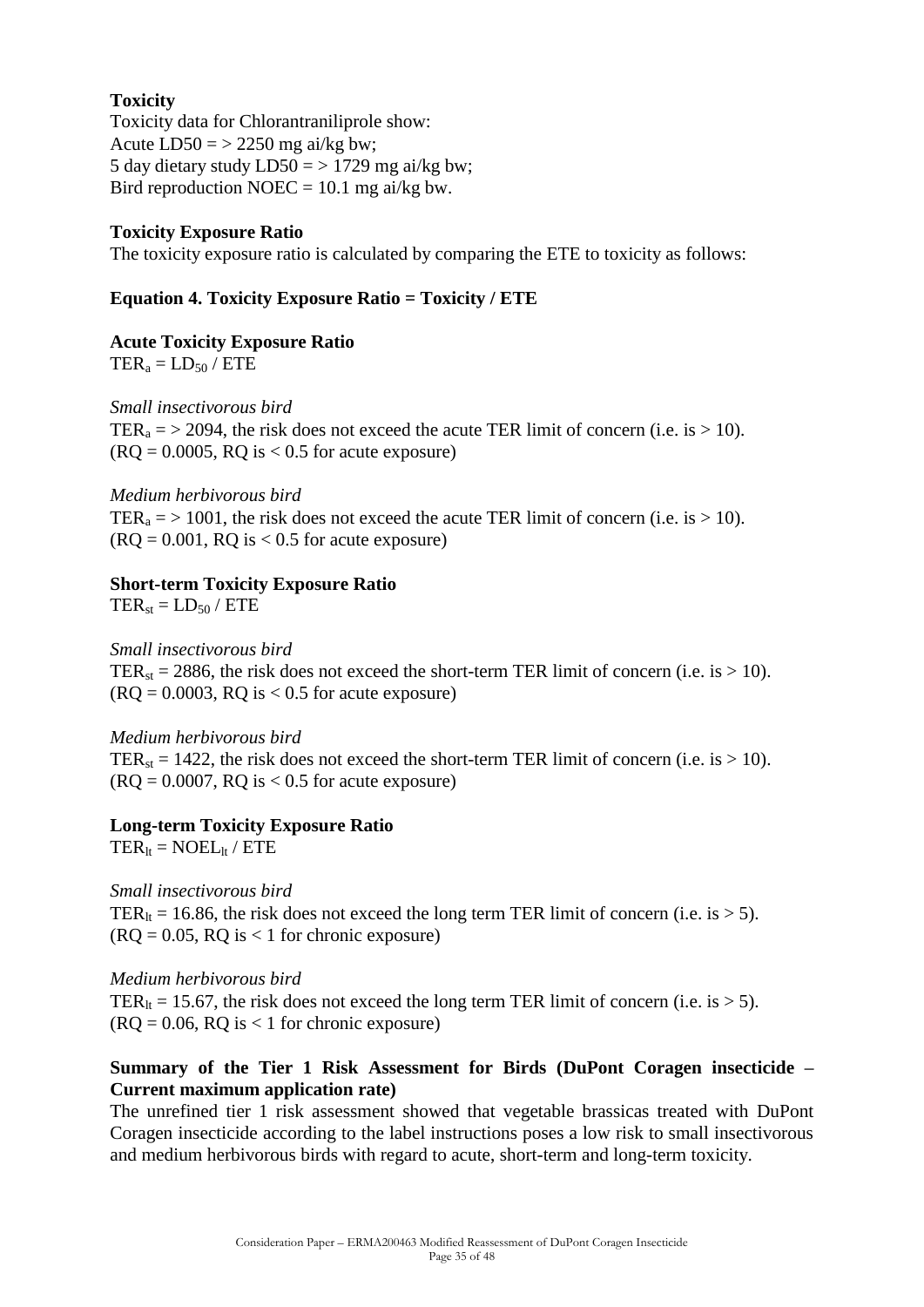**Toxicity**

Toxicity data for Chlorantraniliprole show:
Acute LD50 = > 2250 mg ai/kg bw;
5 day dietary study LD50 = > 1729 mg ai/kg bw;
Bird reproduction NOEC = 10.1 mg ai/kg bw.

**Toxicity Exposure Ratio**

The toxicity exposure ratio is calculated by comparing the ETE to toxicity as follows:

**Equation 4. Toxicity Exposure Ratio = Toxicity / ETE**

**Acute Toxicity Exposure Ratio**

$TER_a = LD_{50} / ETE$

*Small insectivorous bird*

$TER_a$ = > 2094, the risk does not exceed the acute TER limit of concern (i.e. is > 10).
(RQ = 0.0005, RQ is < 0.5 for acute exposure)

*Medium herbivorous bird*

$TER_a$ = > 1001, the risk does not exceed the acute TER limit of concern (i.e. is > 10).
(RQ = 0.001, RQ is < 0.5 for acute exposure)

**Short-term Toxicity Exposure Ratio**

$TER_{st} = LD_{50} / ETE$

*Small insectivorous bird*

$TER_{st}$ = 2886, the risk does not exceed the short-term TER limit of concern (i.e. is > 10).
(RQ = 0.0003, RQ is < 0.5 for acute exposure)

*Medium herbivorous bird*

$TER_{st}$ = 1422, the risk does not exceed the short-term TER limit of concern (i.e. is > 10).
(RQ = 0.0007, RQ is < 0.5 for acute exposure)

**Long-term Toxicity Exposure Ratio**

$TER_{lt} = NOEL_{lt} / ETE$

*Small insectivorous bird*

$TER_{lt}$ = 16.86, the risk does not exceed the long term TER limit of concern (i.e. is > 5).
(RQ = 0.05, RQ is < 1 for chronic exposure)

*Medium herbivorous bird*

$TER_{lt}$ = 15.67, the risk does not exceed the long term TER limit of concern (i.e. is > 5).
(RQ = 0.06, RQ is < 1 for chronic exposure)

**Summary of the Tier 1 Risk Assessment for Birds (DuPont Coragen insecticide – Current maximum application rate)**

The unrefined tier 1 risk assessment showed that vegetable brassicas treated with DuPont Coragen insecticide according to the label instructions poses a low risk to small insectivorous and medium herbivorous birds with regard to acute, short-term and long-term toxicity.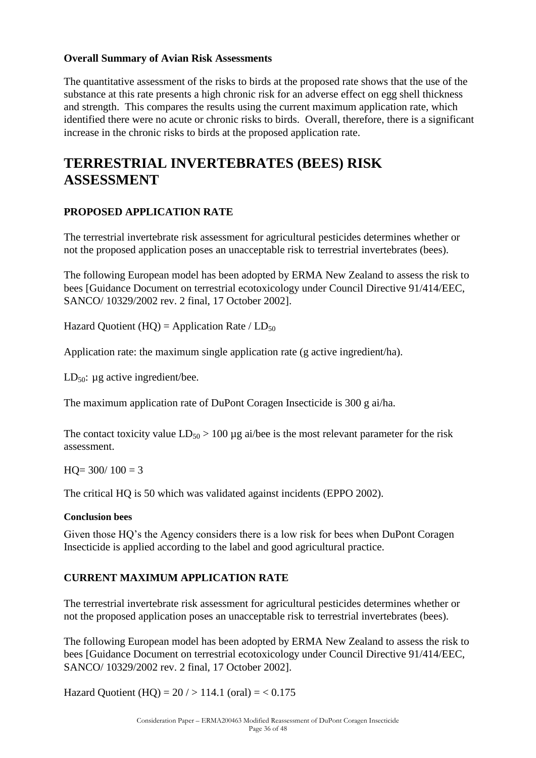**Overall Summary of Avian Risk Assessments**

The quantitative assessment of the risks to birds at the proposed rate shows that the use of the substance at this rate presents a high chronic risk for an adverse effect on egg shell thickness and strength. This compares the results using the current maximum application rate, which identified there were no acute or chronic risks to birds. Overall, therefore, there is a significant increase in the chronic risks to birds at the proposed application rate.

# TERRESTRIAL INVERTEBRATES (BEES) RISK ASSESSMENT

## PROPOSED APPLICATION RATE

The terrestrial invertebrate risk assessment for agricultural pesticides determines whether or not the proposed application poses an unacceptable risk to terrestrial invertebrates (bees).

The following European model has been adopted by ERMA New Zealand to assess the risk to bees [Guidance Document on terrestrial ecotoxicology under Council Directive 91/414/EEC, SANCO/ 10329/2002 rev. 2 final, 17 October 2002].

Hazard Quotient (HQ) = Application Rate / $LD_{50}$

Application rate: the maximum single application rate (g active ingredient/ha).

$LD_{50}$: µg active ingredient/bee.

The maximum application rate of DuPont Coragen Insecticide is 300 g ai/ha.

The contact toxicity value $LD_{50} > 100$ µg ai/bee is the most relevant parameter for the risk assessment.

HQ= 300/ 100 = 3

The critical HQ is 50 which was validated against incidents (EPPO 2002).

**Conclusion bees**

Given those HQ's the Agency considers there is a low risk for bees when DuPont Coragen Insecticide is applied according to the label and good agricultural practice.

## CURRENT MAXIMUM APPLICATION RATE

The terrestrial invertebrate risk assessment for agricultural pesticides determines whether or not the proposed application poses an unacceptable risk to terrestrial invertebrates (bees).

The following European model has been adopted by ERMA New Zealand to assess the risk to bees [Guidance Document on terrestrial ecotoxicology under Council Directive 91/414/EEC, SANCO/ 10329/2002 rev. 2 final, 17 October 2002].

Hazard Quotient (HQ) = 20 / > 114.1 (oral) = < 0.175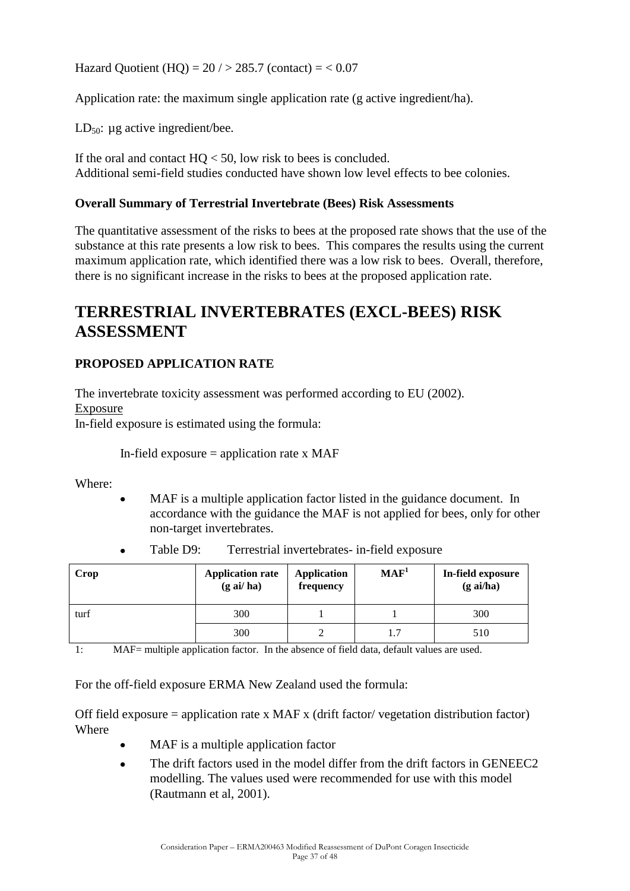Hazard Quotient (HQ) = 20 / > 285.7 (contact) = < 0.07

Application rate: the maximum single application rate (g active ingredient/ha).

$LD_{50}$: µg active ingredient/bee.

If the oral and contact HQ < 50, low risk to bees is concluded.
Additional semi-field studies conducted have shown low level effects to bee colonies.

**Overall Summary of Terrestrial Invertebrate (Bees) Risk Assessments**

The quantitative assessment of the risks to bees at the proposed rate shows that the use of the substance at this rate presents a low risk to bees. This compares the results using the current maximum application rate, which identified there was a low risk to bees. Overall, therefore, there is no significant increase in the risks to bees at the proposed application rate.

# TERRESTRIAL INVERTEBRATES (EXCL-BEES) RISK ASSESSMENT

**PROPOSED APPLICATION RATE**

The invertebrate toxicity assessment was performed according to EU (2002).
Exposure
In-field exposure is estimated using the formula:

In-field exposure = application rate x MAF

Where:

- MAF is a multiple application factor listed in the guidance document. In accordance with the guidance the MAF is not applied for bees, only for other non-target invertebrates.

- Table D9: Terrestrial invertebrates- in-field exposure

| Crop | Application rate (g ai/ ha) | Application frequency | MAF[1] | In-field exposure (g ai/ha) |
|---|---|---|---|---|
| turf | 300 | 1 | 1 | 300 |
| | 300 | 2 | 1.7 | 510 |

1: MAF= multiple application factor. In the absence of field data, default values are used.

For the off-field exposure ERMA New Zealand used the formula:

Off field exposure = application rate x MAF x (drift factor/ vegetation distribution factor)
Where

- MAF is a multiple application factor
- The drift factors used in the model differ from the drift factors in GENEEC2 modelling. The values used were recommended for use with this model (Rautmann et al, 2001).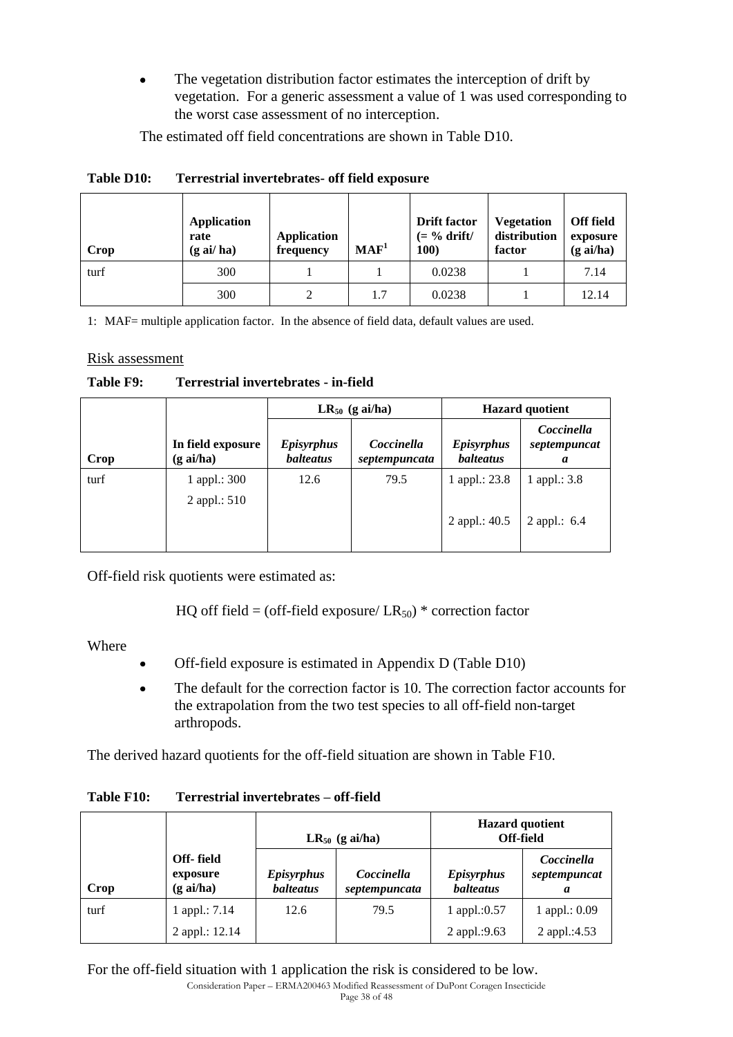- The vegetation distribution factor estimates the interception of drift by vegetation. For a generic assessment a value of 1 was used corresponding to the worst case assessment of no interception.

The estimated off field concentrations are shown in Table D10.

**Table D10: Terrestrial invertebrates- off field exposure**

| Crop | Application rate (g ai/ ha) | Application frequency | MAF[1] | Drift factor (= % drift/ 100) | Vegetation distribution factor | Off field exposure (g ai/ha) |
|---|---|---|---|---|---|---|
| turf | 300 | 1 | 1 | 0.0238 | 1 | 7.14 |
| | 300 | 2 | 1.7 | 0.0238 | 1 | 12.14 |

1: MAF= multiple application factor. In the absence of field data, default values are used.

Risk assessment

**Table F9: Terrestrial invertebrates - in-field**

| Crop | In field exposure (g ai/ha) | $LR_{50}$ (g ai/ha) | | Hazard quotient | |
|---|---|---|---|---|---|
| | | *Episyrphus balteatus* | *Coccinella septempuncata* | *Episyrphus balteatus* | *Coccinella septempuncata* |
| turf | 1 appl.: 300<br>2 appl.: 510 | 12.6 | 79.5 | 1 appl.: 23.8<br>2 appl.: 40.5 | 1 appl.: 3.8<br>2 appl.: 6.4 |

Off-field risk quotients were estimated as:

$$\text{HQ off field} = (\text{off-field exposure}/ LR_{50}) * \text{correction factor}$$

Where

- Off-field exposure is estimated in Appendix D (Table D10)
- The default for the correction factor is 10. The correction factor accounts for the extrapolation from the two test species to all off-field non-target arthropods.

The derived hazard quotients for the off-field situation are shown in Table F10.

**Table F10: Terrestrial invertebrates – off-field**

| Crop | Off- field exposure (g ai/ha) | $LR_{50}$ (g ai/ha) | | Hazard quotient Off-field | |
|---|---|---|---|---|---|
| | | *Episyrphus balteatus* | *Coccinella septempuncata* | *Episyrphus balteatus* | *Coccinella septempuncata* |
| turf | 1 appl.: 7.14 | 12.6 | 79.5 | 1 appl.:0.57 | 1 appl.: 0.09 |
| | 2 appl.: 12.14 | | | 2 appl.:9.63 | 2 appl.:4.53 |

For the off-field situation with 1 application the risk is considered to be low.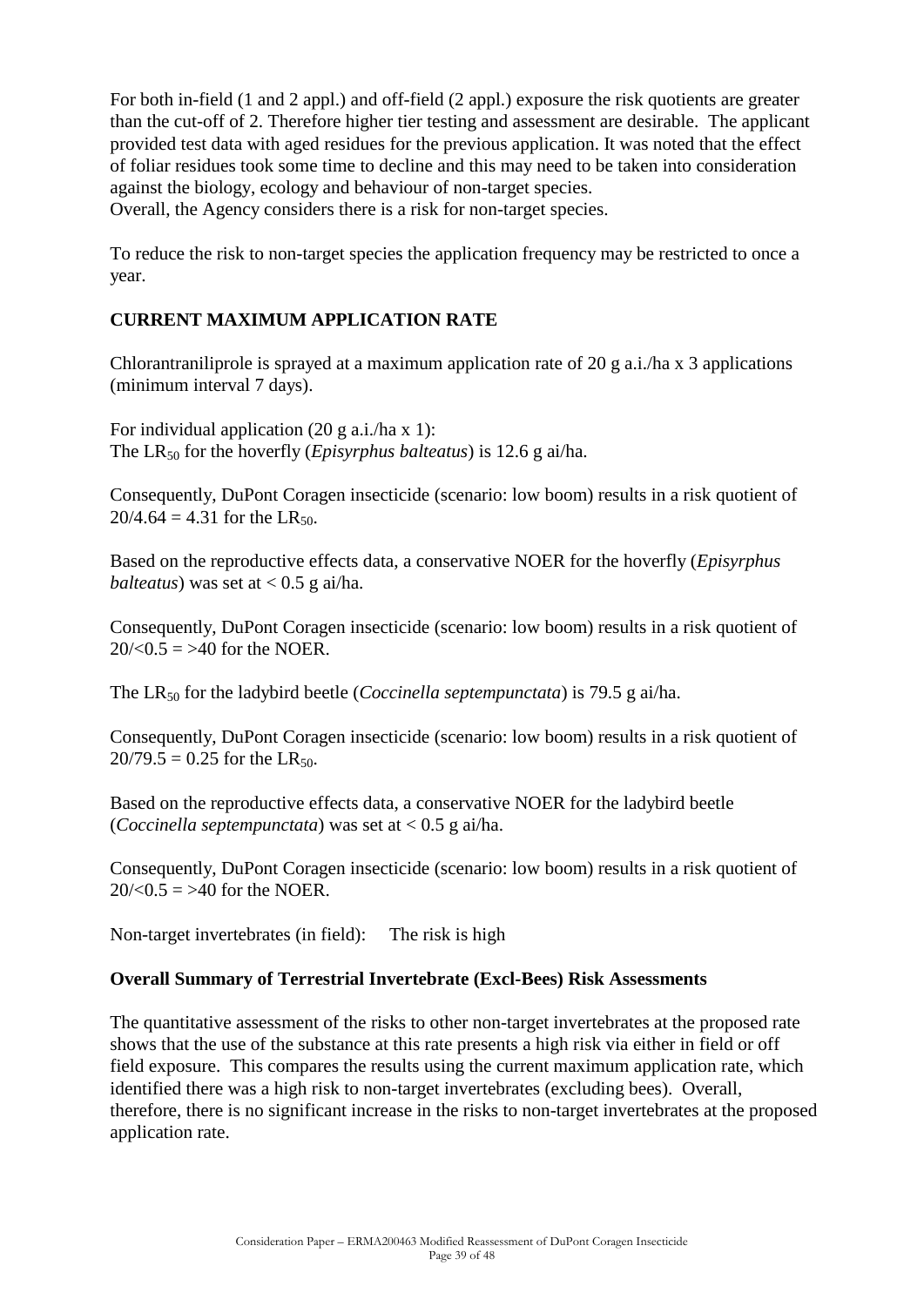For both in-field (1 and 2 appl.) and off-field (2 appl.) exposure the risk quotients are greater than the cut-off of 2. Therefore higher tier testing and assessment are desirable. The applicant provided test data with aged residues for the previous application. It was noted that the effect of foliar residues took some time to decline and this may need to be taken into consideration against the biology, ecology and behaviour of non-target species.
Overall, the Agency considers there is a risk for non-target species.

To reduce the risk to non-target species the application frequency may be restricted to once a year.

## CURRENT MAXIMUM APPLICATION RATE

Chlorantraniliprole is sprayed at a maximum application rate of 20 g a.i./ha x 3 applications (minimum interval 7 days).

For individual application (20 g a.i./ha x 1):
The $LR_{50}$ for the hoverfly (*Episyrphus balteatus*) is 12.6 g ai/ha.

Consequently, DuPont Coragen insecticide (scenario: low boom) results in a risk quotient of $20/4.64 = 4.31$ for the $LR_{50}$.

Based on the reproductive effects data, a conservative NOER for the hoverfly (*Episyrphus balteatus*) was set at < 0.5 g ai/ha.

Consequently, DuPont Coragen insecticide (scenario: low boom) results in a risk quotient of $20/<0.5 = >40$ for the NOER.

The $LR_{50}$ for the ladybird beetle (*Coccinella septempunctata*) is 79.5 g ai/ha.

Consequently, DuPont Coragen insecticide (scenario: low boom) results in a risk quotient of $20/79.5 = 0.25$ for the $LR_{50}$.

Based on the reproductive effects data, a conservative NOER for the ladybird beetle (*Coccinella septempunctata*) was set at < 0.5 g ai/ha.

Consequently, DuPont Coragen insecticide (scenario: low boom) results in a risk quotient of $20/<0.5 = >40$ for the NOER.

Non-target invertebrates (in field): The risk is high

### Overall Summary of Terrestrial Invertebrate (Excl-Bees) Risk Assessments

The quantitative assessment of the risks to other non-target invertebrates at the proposed rate shows that the use of the substance at this rate presents a high risk via either in field or off field exposure. This compares the results using the current maximum application rate, which identified there was a high risk to non-target invertebrates (excluding bees). Overall, therefore, there is no significant increase in the risks to non-target invertebrates at the proposed application rate.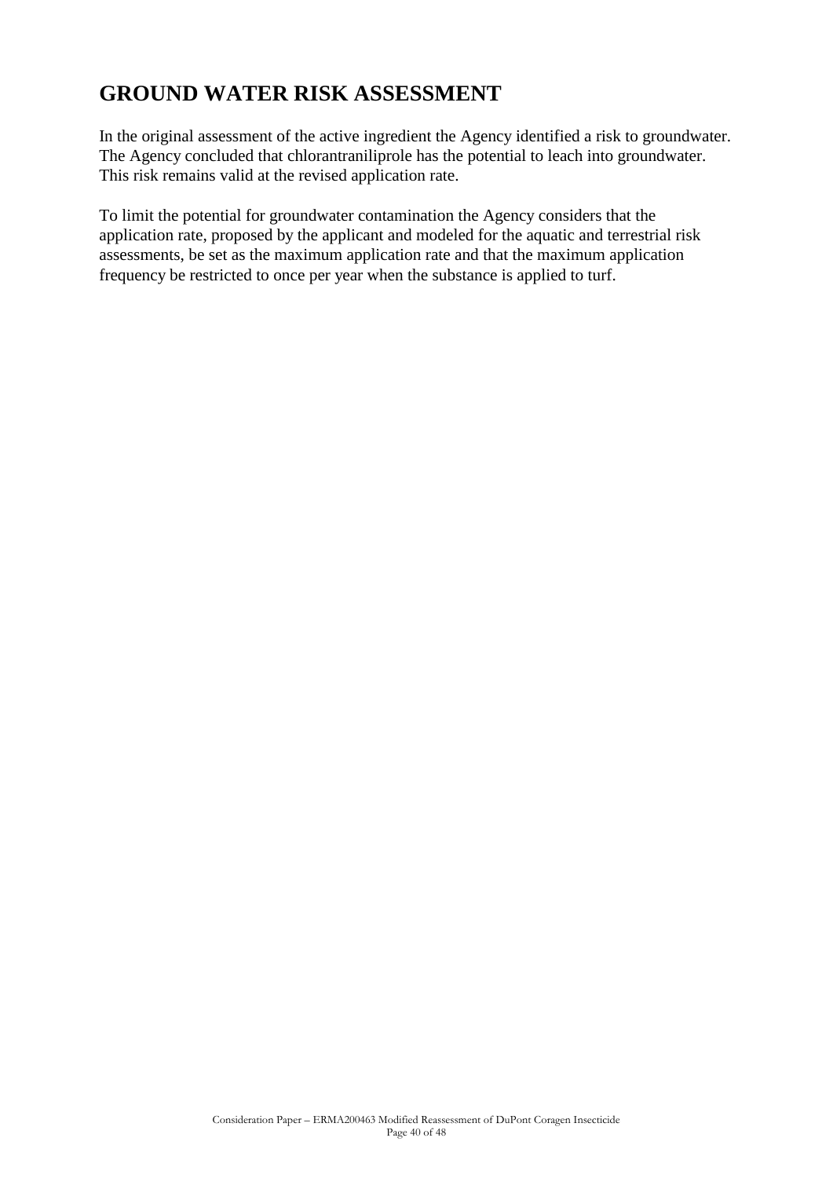## GROUND WATER RISK ASSESSMENT

In the original assessment of the active ingredient the Agency identified a risk to groundwater. The Agency concluded that chlorantraniliprole has the potential to leach into groundwater. This risk remains valid at the revised application rate.

To limit the potential for groundwater contamination the Agency considers that the application rate, proposed by the applicant and modeled for the aquatic and terrestrial risk assessments, be set as the maximum application rate and that the maximum application frequency be restricted to once per year when the substance is applied to turf.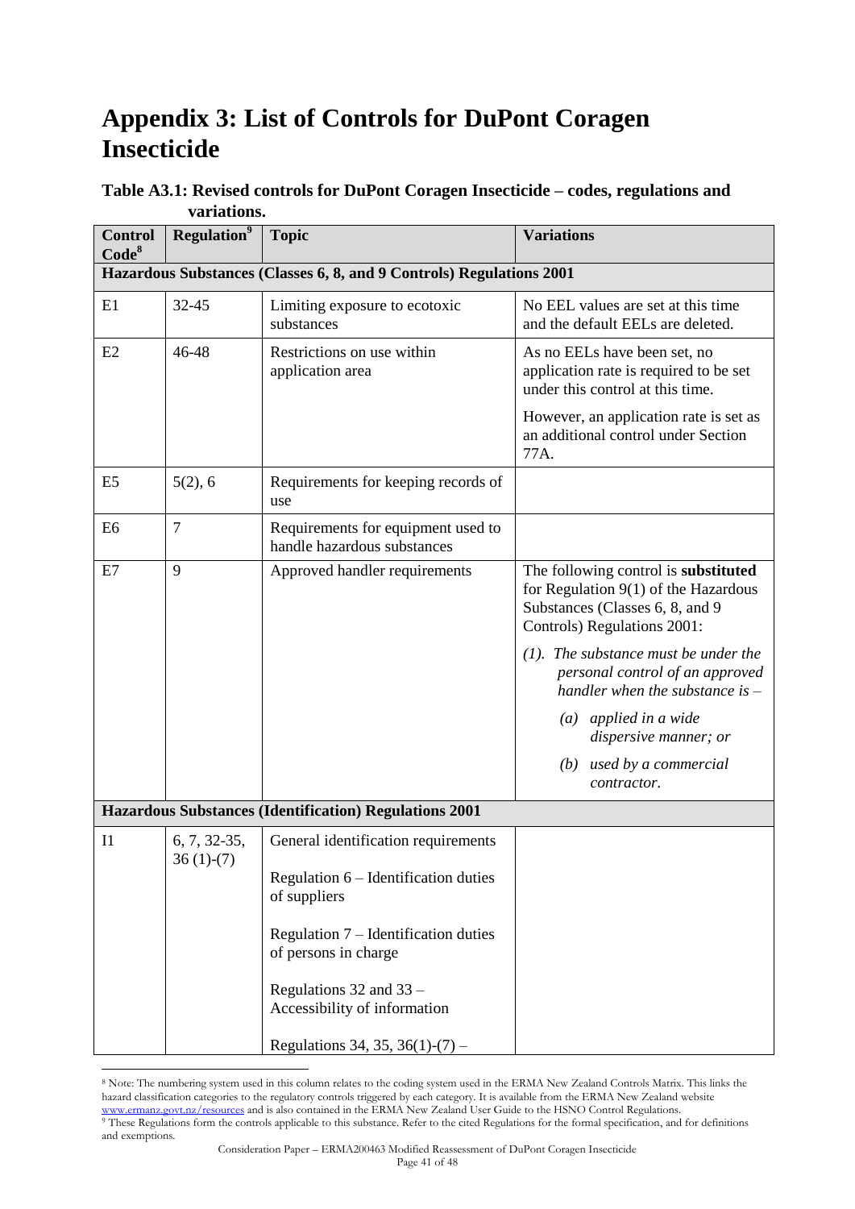# Appendix 3: List of Controls for DuPont Coragen Insecticide

**Table A3.1: Revised controls for DuPont Coragen Insecticide – codes, regulations and variations.**

| Control Code[8] | Regulation[9] | Topic | Variations |
|---|---|---|---|
| **Hazardous Substances (Classes 6, 8, and 9 Controls) Regulations 2001** | | | |
| E1 | 32-45 | Limiting exposure to ecotoxic substances | No EEL values are set at this time and the default EELs are deleted. |
| E2 | 46-48 | Restrictions on use within application area | As no EELs have been set, no application rate is required to be set under this control at this time. However, an application rate is set as an additional control under Section 77A. |
| E5 | 5(2), 6 | Requirements for keeping records of use | |
| E6 | 7 | Requirements for equipment used to handle hazardous substances | |
| E7 | 9 | Approved handler requirements | The following control is **substituted** for Regulation 9(1) of the Hazardous Substances (Classes 6, 8, and 9 Controls) Regulations 2001: *(1). The substance must be under the personal control of an approved handler when the substance is –* *(a) applied in a wide dispersive manner; or* *(b) used by a commercial contractor.* |
| **Hazardous Substances (Identification) Regulations 2001** | | | |
| I1 | 6, 7, 32-35, 36 (1)-(7) | General identification requirements<br>Regulation 6 – Identification duties of suppliers<br>Regulation 7 – Identification duties of persons in charge<br>Regulations 32 and 33 – Accessibility of information<br>Regulations 34, 35, 36(1)-(7) – | |

[8] Note: The numbering system used in this column relates to the coding system used in the ERMA New Zealand Controls Matrix. This links the hazard classification categories to the regulatory controls triggered by each category. It is available from the ERMA New Zealand website www.ermanz.govt.nz/resources and is also contained in the ERMA New Zealand User Guide to the HSNO Control Regulations.

[9] These Regulations form the controls applicable to this substance. Refer to the cited Regulations for the formal specification, and for definitions and exemptions.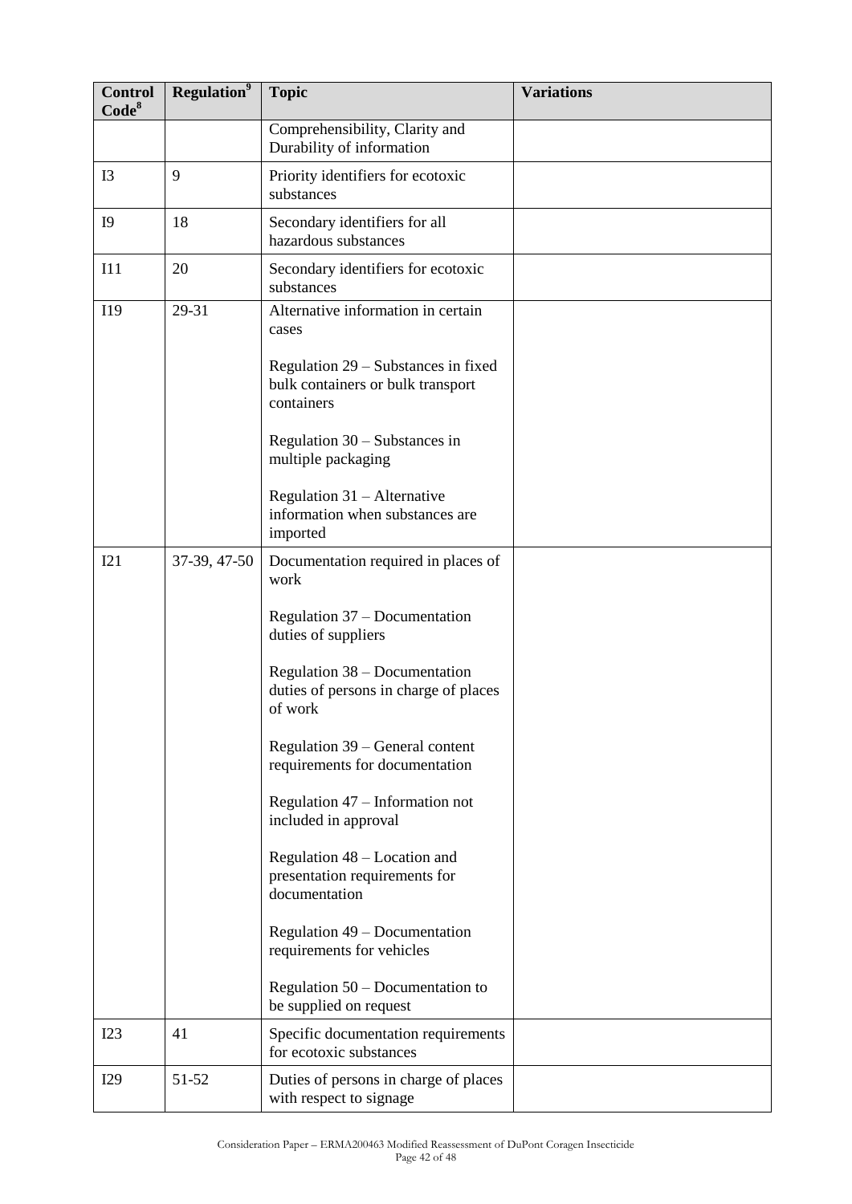| Control Code[8] | Regulation[9] | Topic | Variations |
|---|---|---|---|
| | | Comprehensibility, Clarity and Durability of information | |
| I3 | 9 | Priority identifiers for ecotoxic substances | |
| I9 | 18 | Secondary identifiers for all hazardous substances | |
| I11 | 20 | Secondary identifiers for ecotoxic substances | |
| I19 | 29-31 | Alternative information in certain cases<br><br>Regulation 29 – Substances in fixed bulk containers or bulk transport containers<br><br>Regulation 30 – Substances in multiple packaging<br><br>Regulation 31 – Alternative information when substances are imported | |
| I21 | 37-39, 47-50 | Documentation required in places of work<br><br>Regulation 37 – Documentation duties of suppliers<br><br>Regulation 38 – Documentation duties of persons in charge of places of work<br><br>Regulation 39 – General content requirements for documentation<br><br>Regulation 47 – Information not included in approval<br><br>Regulation 48 – Location and presentation requirements for documentation<br><br>Regulation 49 – Documentation requirements for vehicles<br><br>Regulation 50 – Documentation to be supplied on request | |
| I23 | 41 | Specific documentation requirements for ecotoxic substances | |
| I29 | 51-52 | Duties of persons in charge of places with respect to signage | |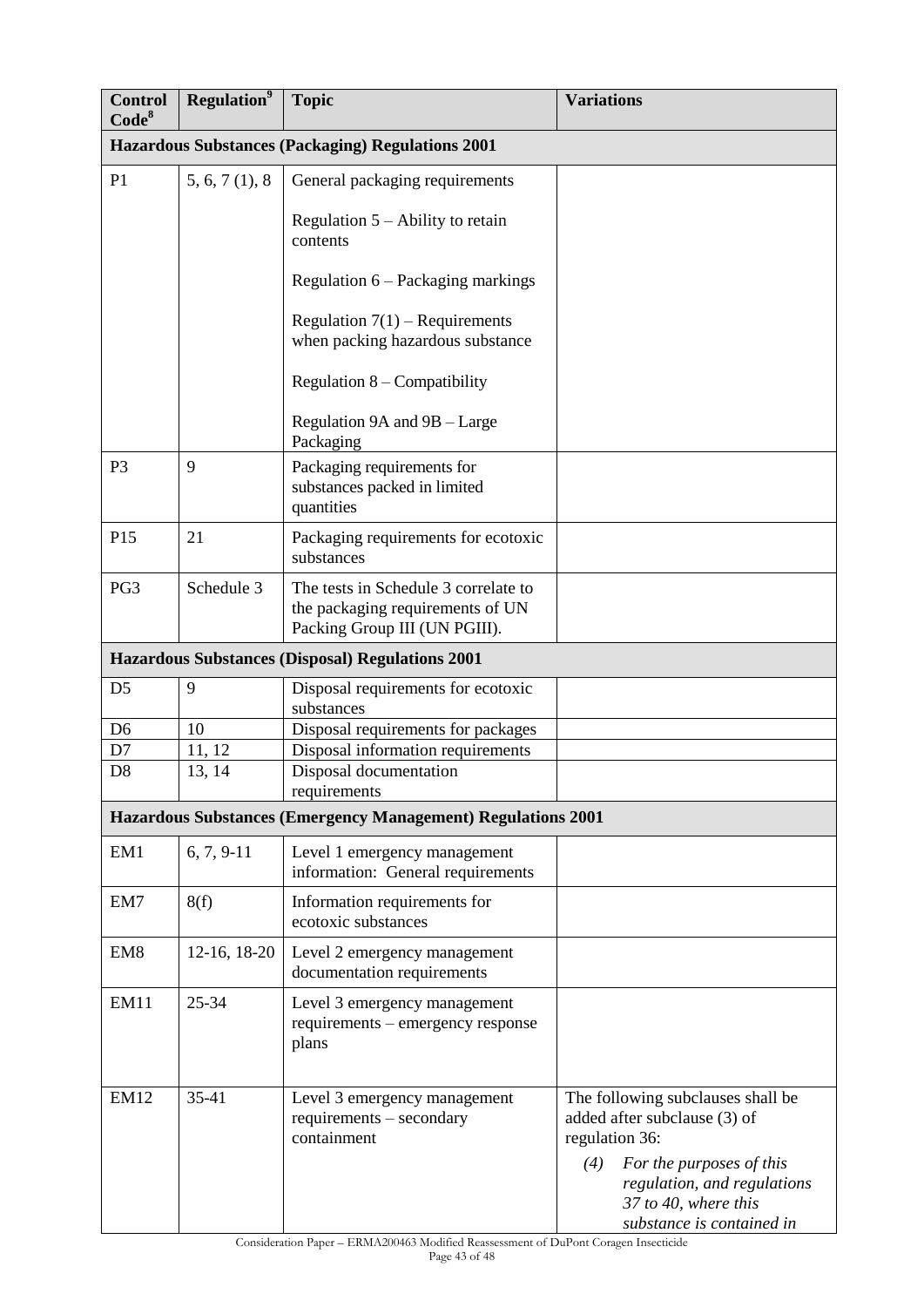| Control Code[8] | Regulation[9] | Topic | Variations |
|---|---|---|---|
| **Hazardous Substances (Packaging) Regulations 2001** | | | |
| P1 | 5, 6, 7 (1), 8 | General packaging requirements<br><br>Regulation 5 – Ability to retain contents<br><br>Regulation 6 – Packaging markings<br><br>Regulation 7(1) – Requirements when packing hazardous substance<br><br>Regulation 8 – Compatibility<br><br>Regulation 9A and 9B – Large Packaging | |
| P3 | 9 | Packaging requirements for substances packed in limited quantities | |
| P15 | 21 | Packaging requirements for ecotoxic substances | |
| PG3 | Schedule 3 | The tests in Schedule 3 correlate to the packaging requirements of UN Packing Group III (UN PGIII). | |
| **Hazardous Substances (Disposal) Regulations 2001** | | | |
| D5 | 9 | Disposal requirements for ecotoxic substances | |
| D6 | 10 | Disposal requirements for packages | |
| D7 | 11, 12 | Disposal information requirements | |
| D8 | 13, 14 | Disposal documentation requirements | |
| **Hazardous Substances (Emergency Management) Regulations 2001** | | | |
| EM1 | 6, 7, 9-11 | Level 1 emergency management information: General requirements | |
| EM7 | 8(f) | Information requirements for ecotoxic substances | |
| EM8 | 12-16, 18-20 | Level 2 emergency management documentation requirements | |
| EM11 | 25-34 | Level 3 emergency management requirements – emergency response plans | |
| EM12 | 35-41 | Level 3 emergency management requirements – secondary containment | The following subclauses shall be added after subclause (3) of regulation 36:<br><br>*(4) For the purposes of this regulation, and regulations 37 to 40, where this substance is contained in* |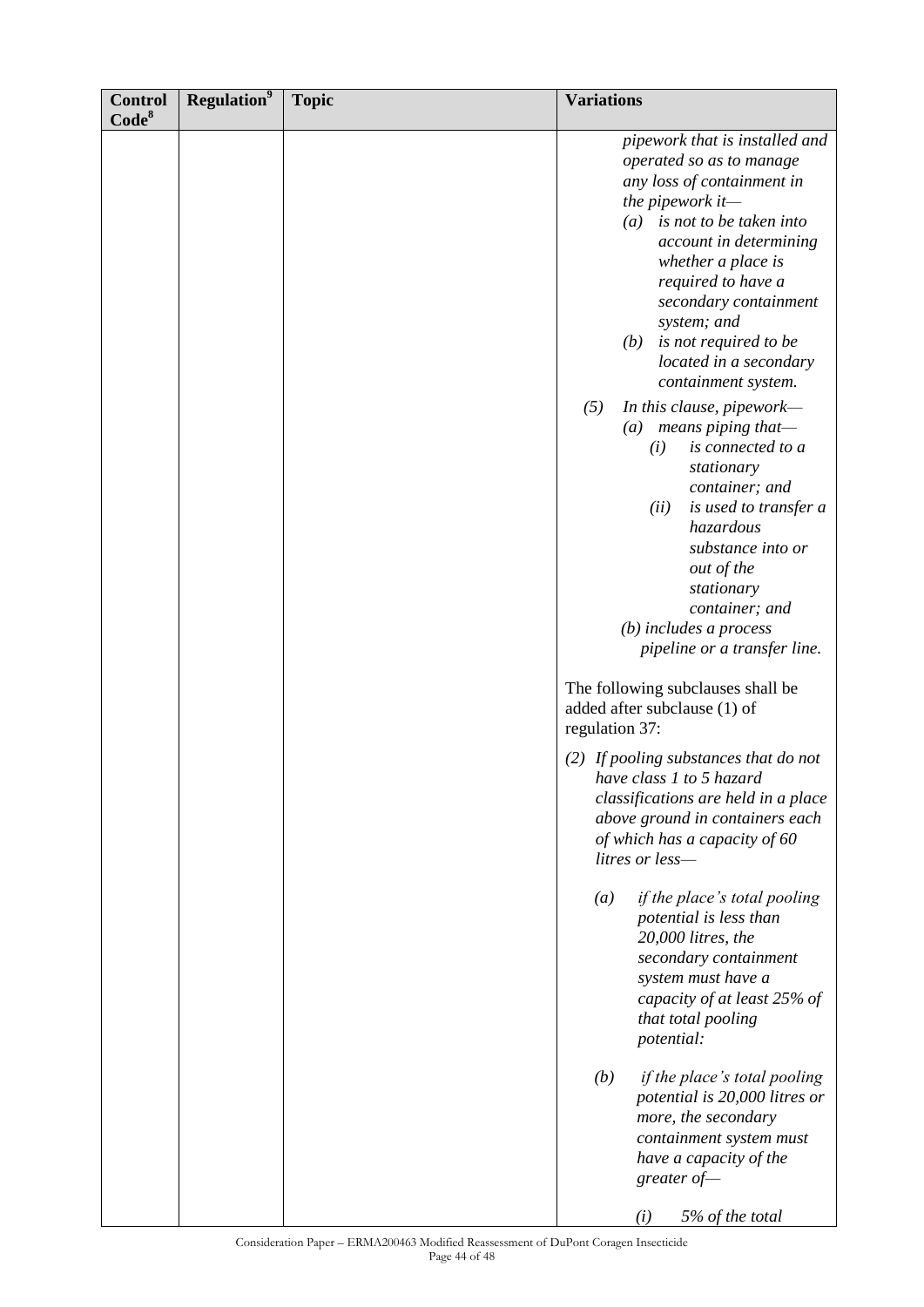| Control Code[8] | Regulation[9] | Topic | Variations |
|---|---|---|---|
| | | | *pipework that is installed and operated so as to manage any loss of containment in the pipework it—* <br> *(a) is not to be taken into account in determining whether a place is required to have a secondary containment system; and* <br> *(b) is not required to be located in a secondary containment system.* <br><br> *(5) In this clause, pipework—* <br> *(a) means piping that—* <br> *(i) is connected to a stationary container; and* <br> *(ii) is used to transfer a hazardous substance into or out of the stationary container; and* <br> *(b) includes a process pipeline or a transfer line.* <br><br> The following subclauses shall be added after subclause (1) of regulation 37: <br><br> *(2) If pooling substances that do not have class 1 to 5 hazard classifications are held in a place above ground in containers each of which has a capacity of 60 litres or less—* <br><br> *(a) if the place's total pooling potential is less than 20,000 litres, the secondary containment system must have a capacity of at least 25% of that total pooling potential:* <br><br> *(b) if the place's total pooling potential is 20,000 litres or more, the secondary containment system must have a capacity of the greater of—* <br><br> *(i) 5% of the total* |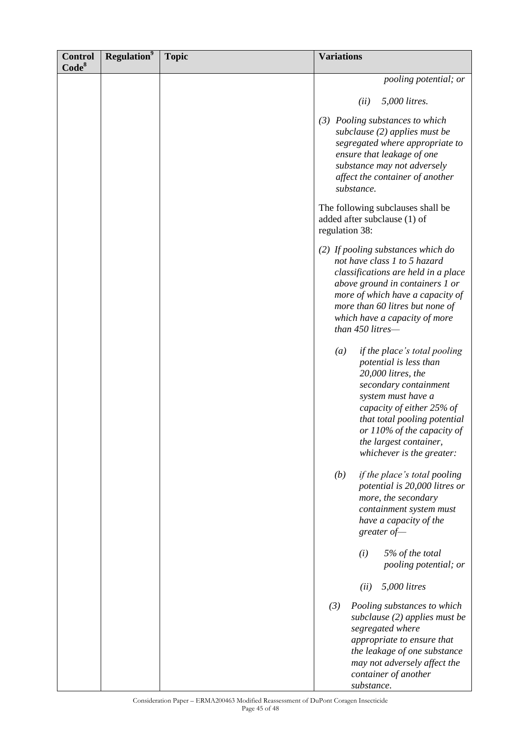| Control Code[8] | Regulation[9] | Topic | Variations |
|---|---|---|---|
| | | | *pooling potential; or*<br><br>*(ii) 5,000 litres.*<br><br>*(3) Pooling substances to which subclause (2) applies must be segregated where appropriate to ensure that leakage of one substance may not adversely affect the container of another substance.*<br><br>The following subclauses shall be added after subclause (1) of regulation 38:<br><br>*(2) If pooling substances which do not have class 1 to 5 hazard classifications are held in a place above ground in containers 1 or more of which have a capacity of more than 60 litres but none of which have a capacity of more than 450 litres—*<br><br>*(a) if the place's total pooling potential is less than 20,000 litres, the secondary containment system must have a capacity of either 25% of that total pooling potential or 110% of the capacity of the largest container, whichever is the greater:*<br><br>*(b) if the place's total pooling potential is 20,000 litres or more, the secondary containment system must have a capacity of the greater of—*<br><br>*(i) 5% of the total pooling potential; or*<br><br>*(ii) 5,000 litres*<br><br>*(3) Pooling substances to which subclause (2) applies must be segregated where appropriate to ensure that the leakage of one substance may not adversely affect the container of another substance.* |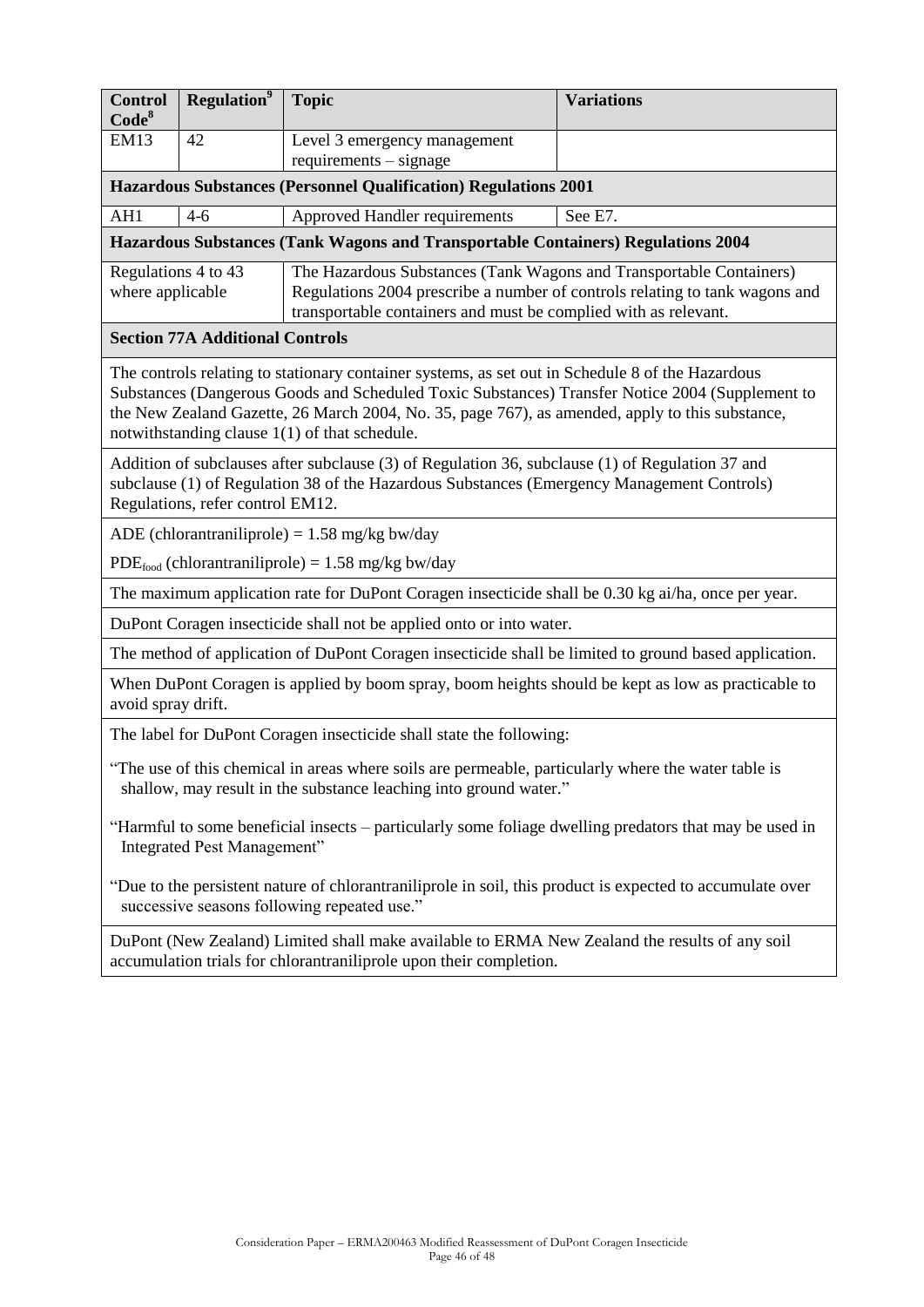| Control Code[8] | Regulation[9] | Topic | Variations |
|---|---|---|---|
| EM13 | 42 | Level 3 emergency management requirements – signage | |
| **Hazardous Substances (Personnel Qualification) Regulations 2001** | | | |
| AH1 | 4-6 | Approved Handler requirements | See E7. |
| **Hazardous Substances (Tank Wagons and Transportable Containers) Regulations 2004** | | | |
| Regulations 4 to 43 where applicable | | The Hazardous Substances (Tank Wagons and Transportable Containers) Regulations 2004 prescribe a number of controls relating to tank wagons and transportable containers and must be complied with as relevant. | |
| **Section 77A Additional Controls** | | | |
| The controls relating to stationary container systems, as set out in Schedule 8 of the Hazardous Substances (Dangerous Goods and Scheduled Toxic Substances) Transfer Notice 2004 (Supplement to the New Zealand Gazette, 26 March 2004, No. 35, page 767), as amended, apply to this substance, notwithstanding clause 1(1) of that schedule. | | | |
| Addition of subclauses after subclause (3) of Regulation 36, subclause (1) of Regulation 37 and subclause (1) of Regulation 38 of the Hazardous Substances (Emergency Management Controls) Regulations, refer control EM12. | | | |
| ADE (chlorantraniliprole) = 1.58 mg/kg bw/day<br><br>$PDE_{food}$ (chlorantraniliprole) = 1.58 mg/kg bw/day | | | |
| The maximum application rate for DuPont Coragen insecticide shall be 0.30 kg ai/ha, once per year. | | | |
| DuPont Coragen insecticide shall not be applied onto or into water. | | | |
| The method of application of DuPont Coragen insecticide shall be limited to ground based application. | | | |
| When DuPont Coragen is applied by boom spray, boom heights should be kept as low as practicable to avoid spray drift. | | | |
| The label for DuPont Coragen insecticide shall state the following:<br><br>"The use of this chemical in areas where soils are permeable, particularly where the water table is shallow, may result in the substance leaching into ground water."<br><br>"Harmful to some beneficial insects – particularly some foliage dwelling predators that may be used in Integrated Pest Management"<br><br>"Due to the persistent nature of chlorantraniliprole in soil, this product is expected to accumulate over successive seasons following repeated use." | | | |
| DuPont (New Zealand) Limited shall make available to ERMA New Zealand the results of any soil accumulation trials for chlorantraniliprole upon their completion. | | | |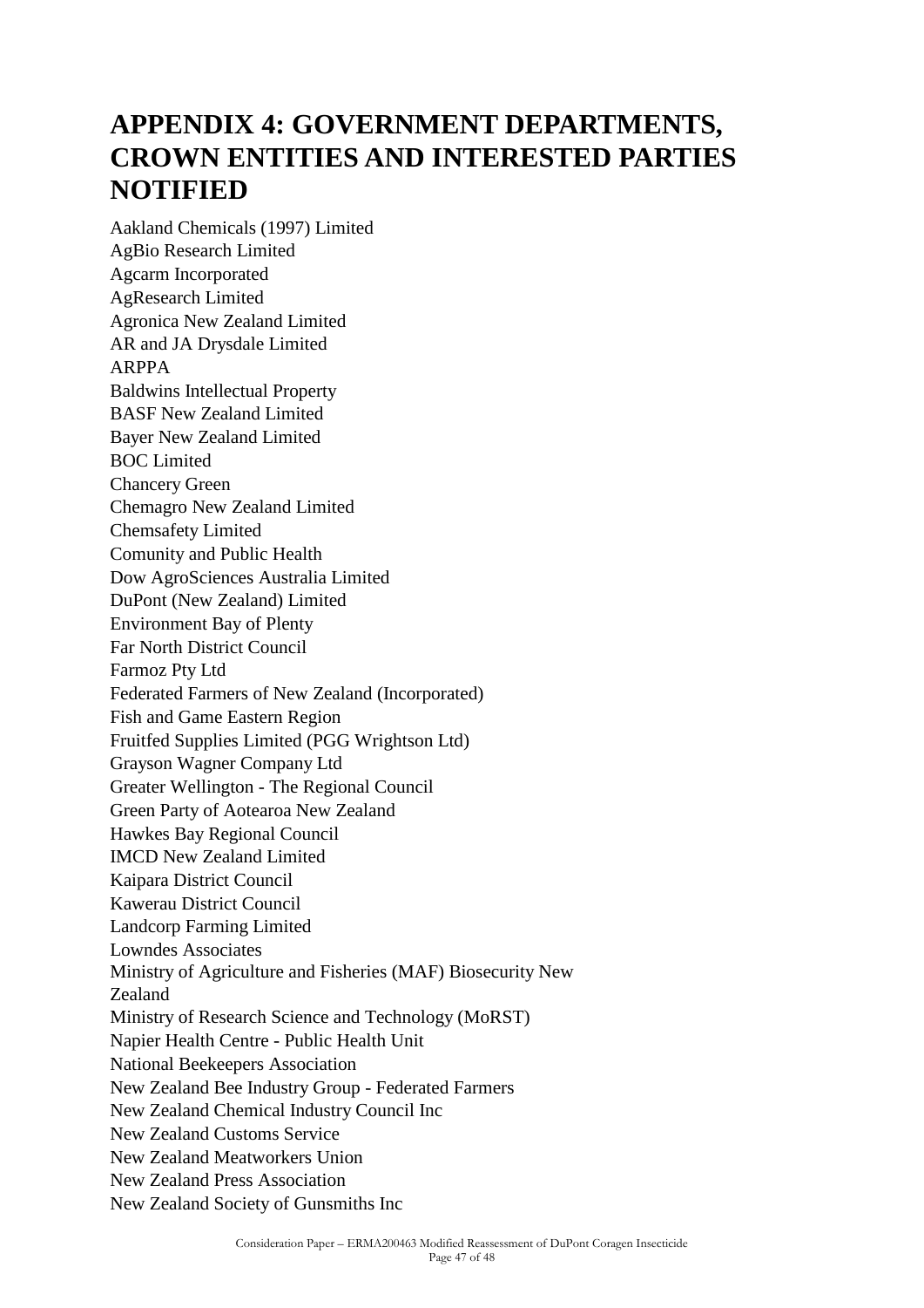# APPENDIX 4: GOVERNMENT DEPARTMENTS, CROWN ENTITIES AND INTERESTED PARTIES NOTIFIED

Aakland Chemicals (1997) Limited
AgBio Research Limited
Agcarm Incorporated
AgResearch Limited
Agronica New Zealand Limited
AR and JA Drysdale Limited
ARPPA
Baldwins Intellectual Property
BASF New Zealand Limited
Bayer New Zealand Limited
BOC Limited
Chancery Green
Chemagro New Zealand Limited
Chemsafety Limited
Comunity and Public Health
Dow AgroSciences Australia Limited
DuPont (New Zealand) Limited
Environment Bay of Plenty
Far North District Council
Farmoz Pty Ltd
Federated Farmers of New Zealand (Incorporated)
Fish and Game Eastern Region
Fruitfed Supplies Limited (PGG Wrightson Ltd)
Grayson Wagner Company Ltd
Greater Wellington - The Regional Council
Green Party of Aotearoa New Zealand
Hawkes Bay Regional Council
IMCD New Zealand Limited
Kaipara District Council
Kawerau District Council
Landcorp Farming Limited
Lowndes Associates
Ministry of Agriculture and Fisheries (MAF) Biosecurity New Zealand
Ministry of Research Science and Technology (MoRST)
Napier Health Centre - Public Health Unit
National Beekeepers Association
New Zealand Bee Industry Group - Federated Farmers
New Zealand Chemical Industry Council Inc
New Zealand Customs Service
New Zealand Meatworkers Union
New Zealand Press Association
New Zealand Society of Gunsmiths Inc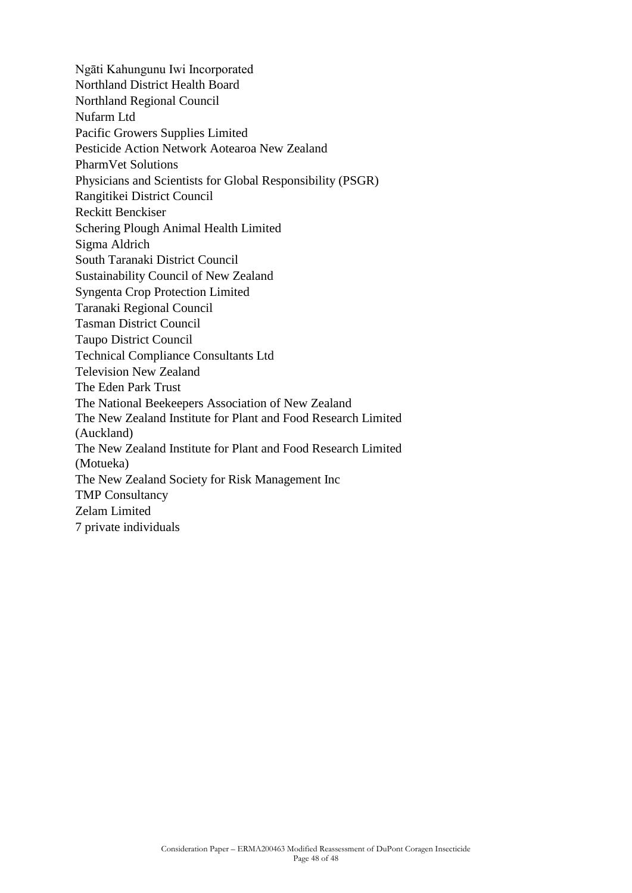Ngāti Kahungunu Iwi Incorporated
Northland District Health Board
Northland Regional Council
Nufarm Ltd
Pacific Growers Supplies Limited
Pesticide Action Network Aotearoa New Zealand
PharmVet Solutions
Physicians and Scientists for Global Responsibility (PSGR)
Rangitikei District Council
Reckitt Benckiser
Schering Plough Animal Health Limited
Sigma Aldrich
South Taranaki District Council
Sustainability Council of New Zealand
Syngenta Crop Protection Limited
Taranaki Regional Council
Tasman District Council
Taupo District Council
Technical Compliance Consultants Ltd
Television New Zealand
The Eden Park Trust
The National Beekeepers Association of New Zealand
The New Zealand Institute for Plant and Food Research Limited (Auckland)
The New Zealand Institute for Plant and Food Research Limited (Motueka)
The New Zealand Society for Risk Management Inc
TMP Consultancy
Zelam Limited
7 private individuals